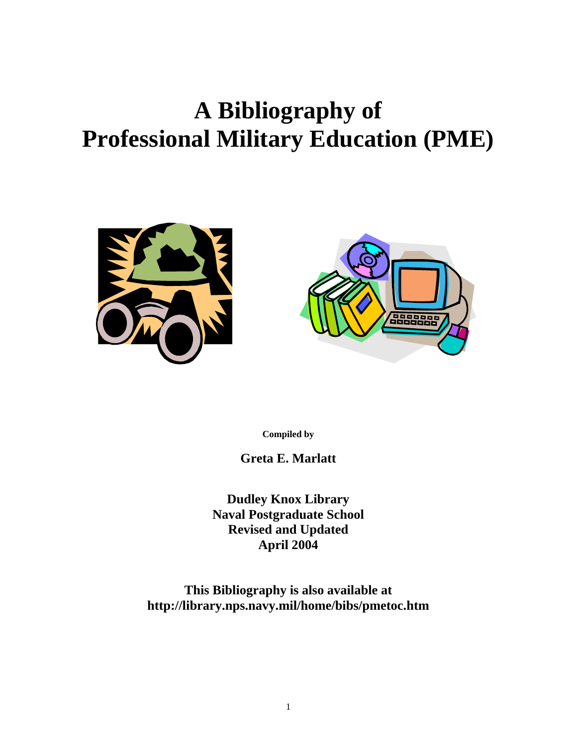# A Bibliography of Professional Military Education (PME)

**Compiled by**

**Greta E. Marlatt**

**Dudley Knox Library**
**Naval Postgraduate School**
**Revised and Updated**
**April 2004**

**This Bibliography is also available at**
**http://library.nps.navy.mil/home/bibs/pmetoc.htm**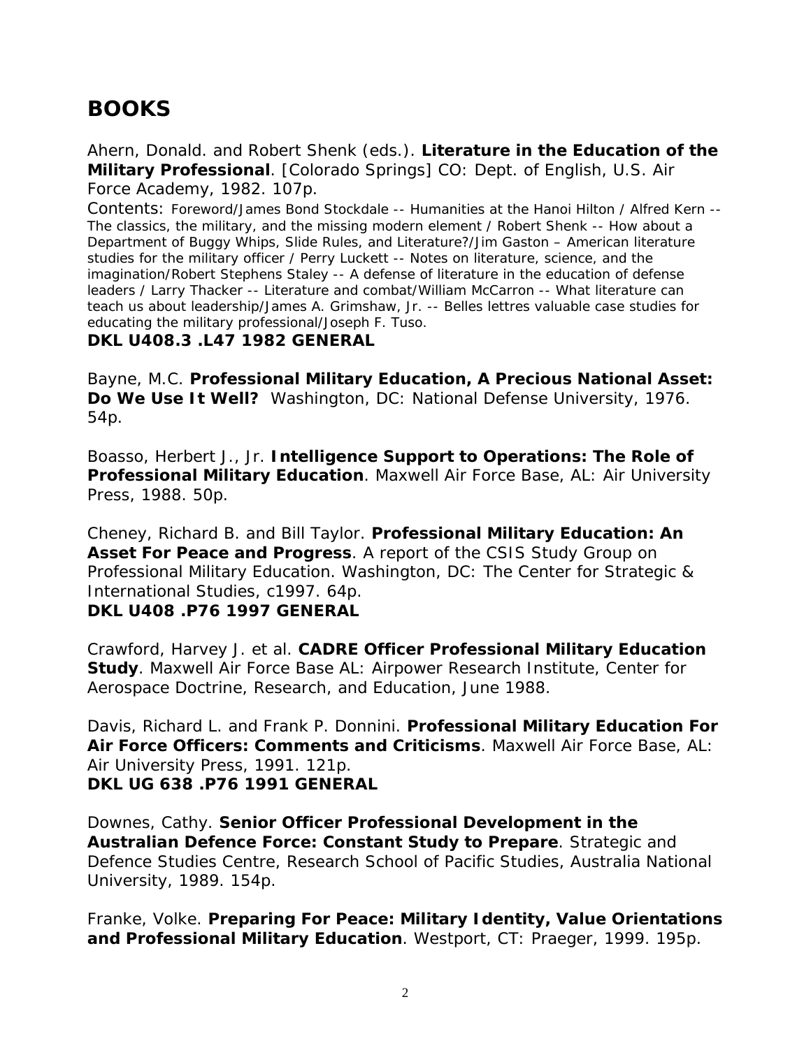# BOOKS

Ahern, Donald. and Robert Shenk (eds.). **Literature in the Education of the Military Professional**. [Colorado Springs] CO: Dept. of English, U.S. Air Force Academy, 1982. 107p.

Contents: Foreword/James Bond Stockdale -- Humanities at the Hanoi Hilton / Alfred Kern -- The classics, the military, and the missing modern element / Robert Shenk -- How about a Department of Buggy Whips, Slide Rules, and Literature?/Jim Gaston – American literature studies for the military officer / Perry Luckett -- Notes on literature, science, and the imagination/Robert Stephens Staley -- A defense of literature in the education of defense leaders / Larry Thacker -- Literature and combat/William McCarron -- What literature can teach us about leadership/James A. Grimshaw, Jr. -- Belles lettres valuable case studies for educating the military professional/Joseph F. Tuso.

**DKL U408.3 .L47 1982 GENERAL**

Bayne, M.C. **Professional Military Education, A Precious National Asset: Do We Use It Well?** Washington, DC: National Defense University, 1976. 54p.

Boasso, Herbert J., Jr. **Intelligence Support to Operations: The Role of Professional Military Education**. Maxwell Air Force Base, AL: Air University Press, 1988. 50p.

Cheney, Richard B. and Bill Taylor. **Professional Military Education: An Asset For Peace and Progress**. A report of the CSIS Study Group on Professional Military Education. Washington, DC: The Center for Strategic & International Studies, c1997. 64p.

**DKL U408 .P76 1997 GENERAL**

Crawford, Harvey J. et al. **CADRE Officer Professional Military Education Study**. Maxwell Air Force Base AL: Airpower Research Institute, Center for Aerospace Doctrine, Research, and Education, June 1988.

Davis, Richard L. and Frank P. Donnini. **Professional Military Education For Air Force Officers: Comments and Criticisms**. Maxwell Air Force Base, AL: Air University Press, 1991. 121p.

**DKL UG 638 .P76 1991 GENERAL**

Downes, Cathy. **Senior Officer Professional Development in the Australian Defence Force: Constant Study to Prepare**. Strategic and Defence Studies Centre, Research School of Pacific Studies, Australia National University, 1989. 154p.

Franke, Volke. **Preparing For Peace: Military Identity, Value Orientations and Professional Military Education**. Westport, CT: Praeger, 1999. 195p.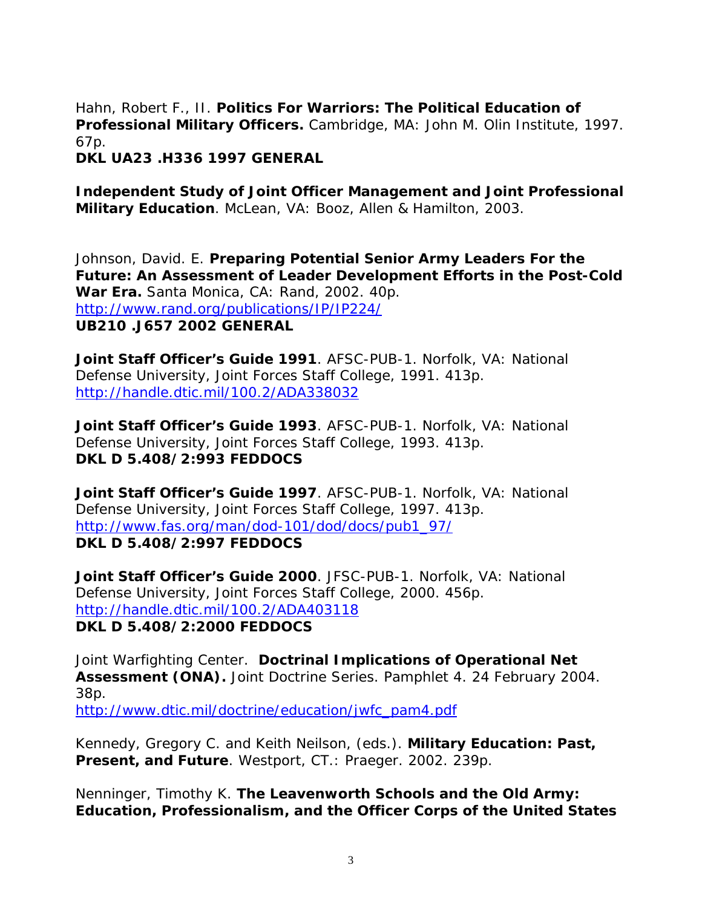Hahn, Robert F., II. **Politics For Warriors: The Political Education of Professional Military Officers.** Cambridge, MA: John M. Olin Institute, 1997. 67p.
**DKL UA23 .H336 1997 GENERAL**

**Independent Study of Joint Officer Management and Joint Professional Military Education**. McLean, VA: Booz, Allen & Hamilton, 2003.

Johnson, David. E. **Preparing Potential Senior Army Leaders For the Future: An Assessment of Leader Development Efforts in the Post-Cold War Era.** Santa Monica, CA: Rand, 2002. 40p.
http://www.rand.org/publications/IP/IP224/
**UB210 .J657 2002 GENERAL**

**Joint Staff Officer's Guide 1991**. AFSC-PUB-1. Norfolk, VA: National Defense University, Joint Forces Staff College, 1991. 413p.
http://handle.dtic.mil/100.2/ADA338032

**Joint Staff Officer's Guide 1993**. AFSC-PUB-1. Norfolk, VA: National Defense University, Joint Forces Staff College, 1993. 413p.
**DKL D 5.408/2:993 FEDDOCS**

**Joint Staff Officer's Guide 1997**. AFSC-PUB-1. Norfolk, VA: National Defense University, Joint Forces Staff College, 1997. 413p.
http://www.fas.org/man/dod-101/dod/docs/pub1_97/
**DKL D 5.408/2:997 FEDDOCS**

**Joint Staff Officer's Guide 2000**. JFSC-PUB-1. Norfolk, VA: National Defense University, Joint Forces Staff College, 2000. 456p.
http://handle.dtic.mil/100.2/ADA403118
**DKL D 5.408/2:2000 FEDDOCS**

Joint Warfighting Center. **Doctrinal Implications of Operational Net Assessment (ONA).** Joint Doctrine Series. Pamphlet 4. 24 February 2004. 38p.
http://www.dtic.mil/doctrine/education/jwfc_pam4.pdf

Kennedy, Gregory C. and Keith Neilson, (eds.). **Military Education: Past, Present, and Future**. Westport, CT.: Praeger. 2002. 239p.

Nenninger, Timothy K. **The Leavenworth Schools and the Old Army: Education, Professionalism, and the Officer Corps of the United States**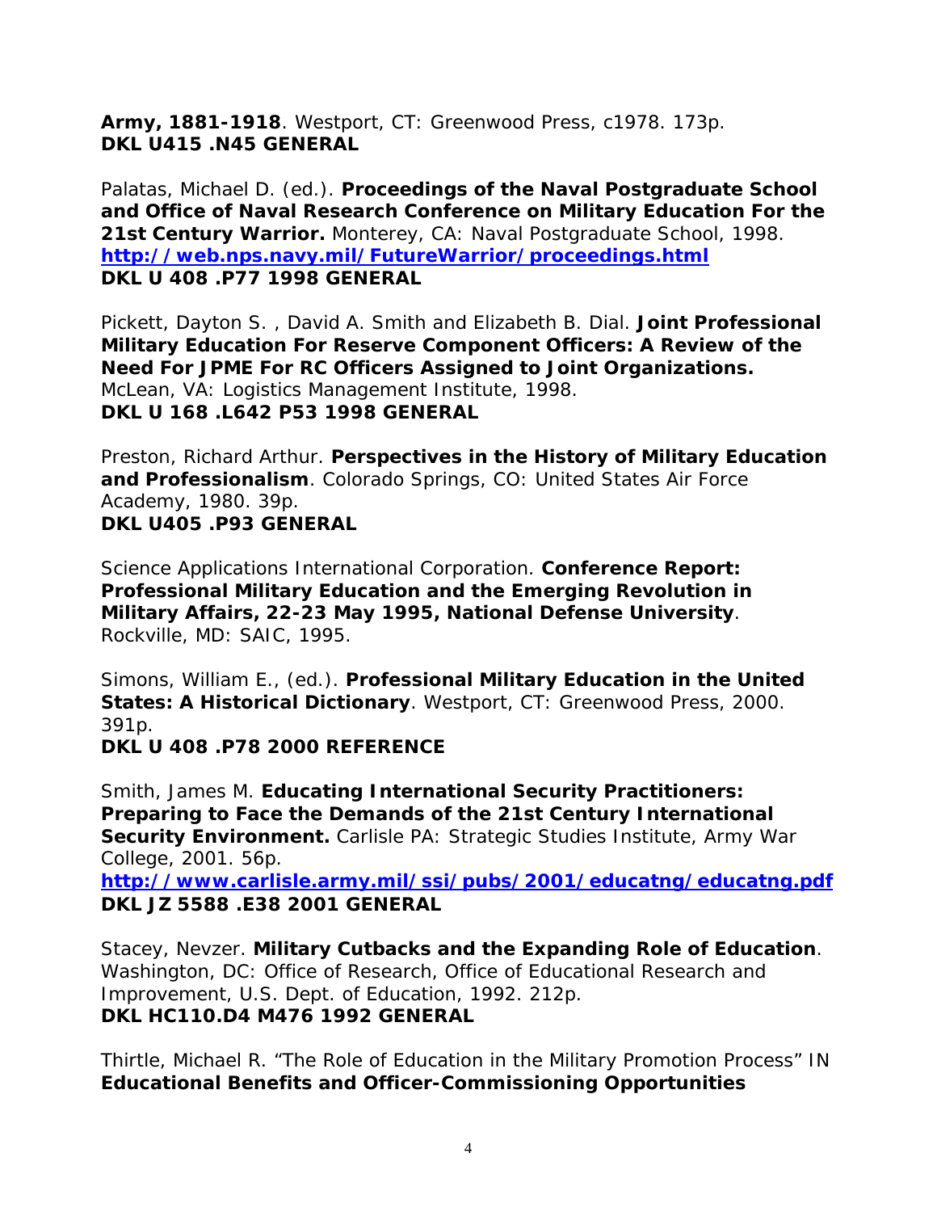**Army, 1881-1918**. Westport, CT: Greenwood Press, c1978. 173p.
**DKL U415 .N45 GENERAL**

Palatas, Michael D. (ed.). **Proceedings of the Naval Postgraduate School and Office of Naval Research Conference on Military Education For the 21st Century Warrior.** Monterey, CA: Naval Postgraduate School, 1998.
**http://web.nps.navy.mil/FutureWarrior/proceedings.html**
**DKL U 408 .P77 1998 GENERAL**

Pickett, Dayton S. , David A. Smith and Elizabeth B. Dial. **Joint Professional Military Education For Reserve Component Officers: A Review of the Need For JPME For RC Officers Assigned to Joint Organizations.** McLean, VA: Logistics Management Institute, 1998.
**DKL U 168 .L642 P53 1998 GENERAL**

Preston, Richard Arthur. **Perspectives in the History of Military Education and Professionalism**. Colorado Springs, CO: United States Air Force Academy, 1980. 39p.
**DKL U405 .P93 GENERAL**

Science Applications International Corporation. **Conference Report: Professional Military Education and the Emerging Revolution in Military Affairs, 22-23 May 1995, National Defense University**. Rockville, MD: SAIC, 1995.

Simons, William E., (ed.). **Professional Military Education in the United States: A Historical Dictionary**. Westport, CT: Greenwood Press, 2000. 391p.
**DKL U 408 .P78 2000 REFERENCE**

Smith, James M. **Educating International Security Practitioners: Preparing to Face the Demands of the 21st Century International Security Environment.** Carlisle PA: Strategic Studies Institute, Army War College, 2001. 56p.
**http://www.carlisle.army.mil/ssi/pubs/2001/educatng/educatng.pdf**
**DKL JZ 5588 .E38 2001 GENERAL**

Stacey, Nevzer. **Military Cutbacks and the Expanding Role of Education**. Washington, DC: Office of Research, Office of Educational Research and Improvement, U.S. Dept. of Education, 1992. 212p.
**DKL HC110.D4 M476 1992 GENERAL**

Thirtle, Michael R. "The Role of Education in the Military Promotion Process" IN **Educational Benefits and Officer-Commissioning Opportunities**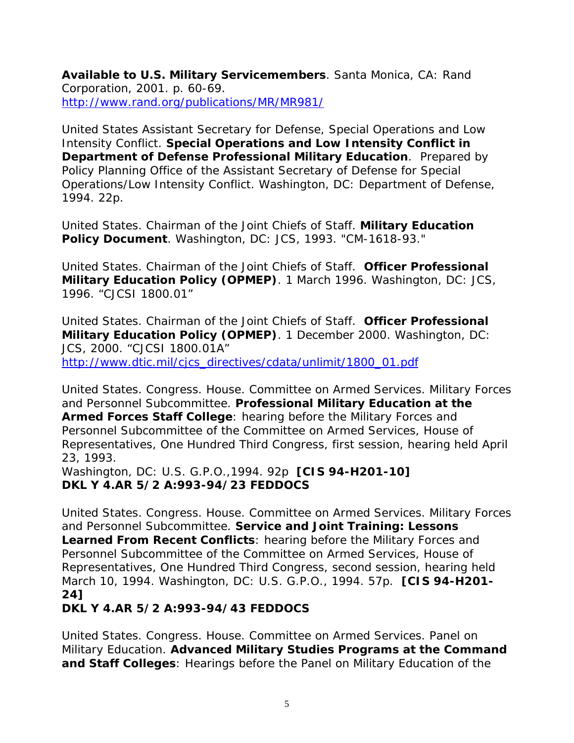**Available to U.S. Military Servicemembers**. Santa Monica, CA: Rand Corporation, 2001. p. 60-69.
[http://www.rand.org/publications/MR/MR981/](http://www.rand.org/publications/MR/MR981/)

United States Assistant Secretary for Defense, Special Operations and Low Intensity Conflict. **Special Operations and Low Intensity Conflict in Department of Defense Professional Military Education**. Prepared by Policy Planning Office of the Assistant Secretary of Defense for Special Operations/Low Intensity Conflict. Washington, DC: Department of Defense, 1994. 22p.

United States. Chairman of the Joint Chiefs of Staff. **Military Education Policy Document**. Washington, DC: JCS, 1993. "CM-1618-93."

United States. Chairman of the Joint Chiefs of Staff. **Officer Professional Military Education Policy (OPMEP)**. 1 March 1996. Washington, DC: JCS, 1996. "CJCSI 1800.01"

United States. Chairman of the Joint Chiefs of Staff. **Officer Professional Military Education Policy (OPMEP)**. 1 December 2000. Washington, DC: JCS, 2000. "CJCSI 1800.01A"
[http://www.dtic.mil/cjcs_directives/cdata/unlimit/1800_01.pdf](http://www.dtic.mil/cjcs_directives/cdata/unlimit/1800_01.pdf)

United States. Congress. House. Committee on Armed Services. Military Forces and Personnel Subcommittee. **Professional Military Education at the Armed Forces Staff College**: hearing before the Military Forces and Personnel Subcommittee of the Committee on Armed Services, House of Representatives, One Hundred Third Congress, first session, hearing held April 23, 1993.
Washington, DC: U.S. G.P.O.,1994. 92p **[CIS 94-H201-10]**
**DKL Y 4.AR 5/2 A:993-94/23 FEDDOCS**

United States. Congress. House. Committee on Armed Services. Military Forces and Personnel Subcommittee. **Service and Joint Training: Lessons Learned From Recent Conflicts**: hearing before the Military Forces and Personnel Subcommittee of the Committee on Armed Services, House of Representatives, One Hundred Third Congress, second session, hearing held March 10, 1994. Washington, DC: U.S. G.P.O., 1994. 57p. **[CIS 94-H201-24]**
**DKL Y 4.AR 5/2 A:993-94/43 FEDDOCS**

United States. Congress. House. Committee on Armed Services. Panel on Military Education. **Advanced Military Studies Programs at the Command and Staff Colleges**: Hearings before the Panel on Military Education of the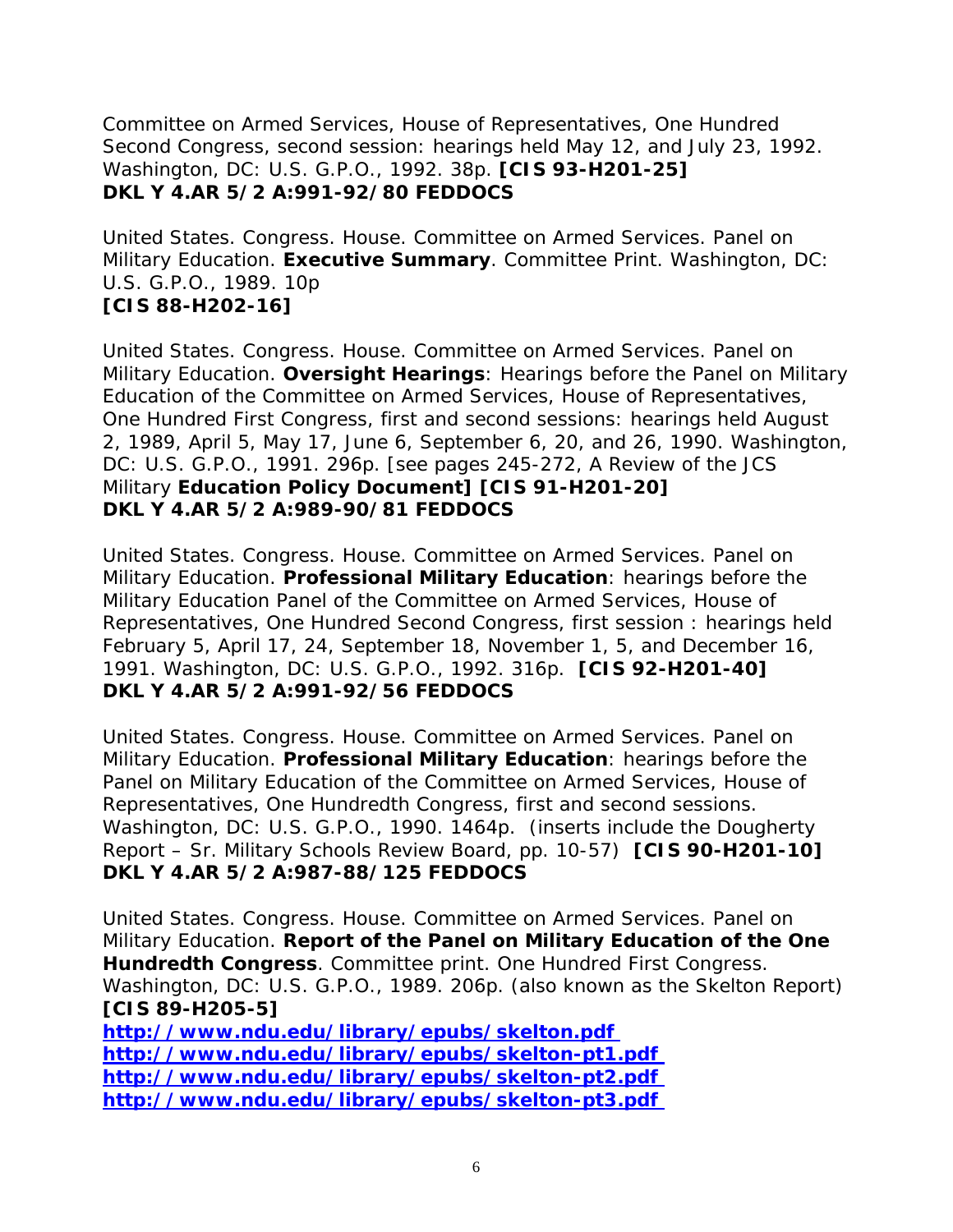Committee on Armed Services, House of Representatives, One Hundred Second Congress, second session: hearings held May 12, and July 23, 1992. Washington, DC: U.S. G.P.O., 1992. 38p. **[CIS 93-H201-25]**
**DKL Y 4.AR 5/2 A:991-92/80 FEDDOCS**

United States. Congress. House. Committee on Armed Services. Panel on Military Education. **Executive Summary**. Committee Print. Washington, DC: U.S. G.P.O., 1989. 10p
**[CIS 88-H202-16]**

United States. Congress. House. Committee on Armed Services. Panel on Military Education. **Oversight Hearings**: Hearings before the Panel on Military Education of the Committee on Armed Services, House of Representatives, One Hundred First Congress, first and second sessions: hearings held August 2, 1989, April 5, May 17, June 6, September 6, 20, and 26, 1990. Washington, DC: U.S. G.P.O., 1991. 296p. [see pages 245-272, A Review of the JCS Military **Education Policy Document] [CIS 91-H201-20]**
**DKL Y 4.AR 5/2 A:989-90/81 FEDDOCS**

United States. Congress. House. Committee on Armed Services. Panel on Military Education. **Professional Military Education**: hearings before the Military Education Panel of the Committee on Armed Services, House of Representatives, One Hundred Second Congress, first session : hearings held February 5, April 17, 24, September 18, November 1, 5, and December 16, 1991. Washington, DC: U.S. G.P.O., 1992. 316p. **[CIS 92-H201-40]**
**DKL Y 4.AR 5/2 A:991-92/56 FEDDOCS**

United States. Congress. House. Committee on Armed Services. Panel on Military Education. **Professional Military Education**: hearings before the Panel on Military Education of the Committee on Armed Services, House of Representatives, One Hundredth Congress, first and second sessions. Washington, DC: U.S. G.P.O., 1990. 1464p. (inserts include the Dougherty Report – Sr. Military Schools Review Board, pp. 10-57) **[CIS 90-H201-10]**
**DKL Y 4.AR 5/2 A:987-88/125 FEDDOCS**

United States. Congress. House. Committee on Armed Services. Panel on Military Education. **Report of the Panel on Military Education of the One Hundredth Congress**. Committee print. One Hundred First Congress. Washington, DC: U.S. G.P.O., 1989. 206p. (also known as the Skelton Report)
**[CIS 89-H205-5]**
**http://www.ndu.edu/library/epubs/skelton.pdf**
**http://www.ndu.edu/library/epubs/skelton-pt1.pdf**
**http://www.ndu.edu/library/epubs/skelton-pt2.pdf**
**http://www.ndu.edu/library/epubs/skelton-pt3.pdf**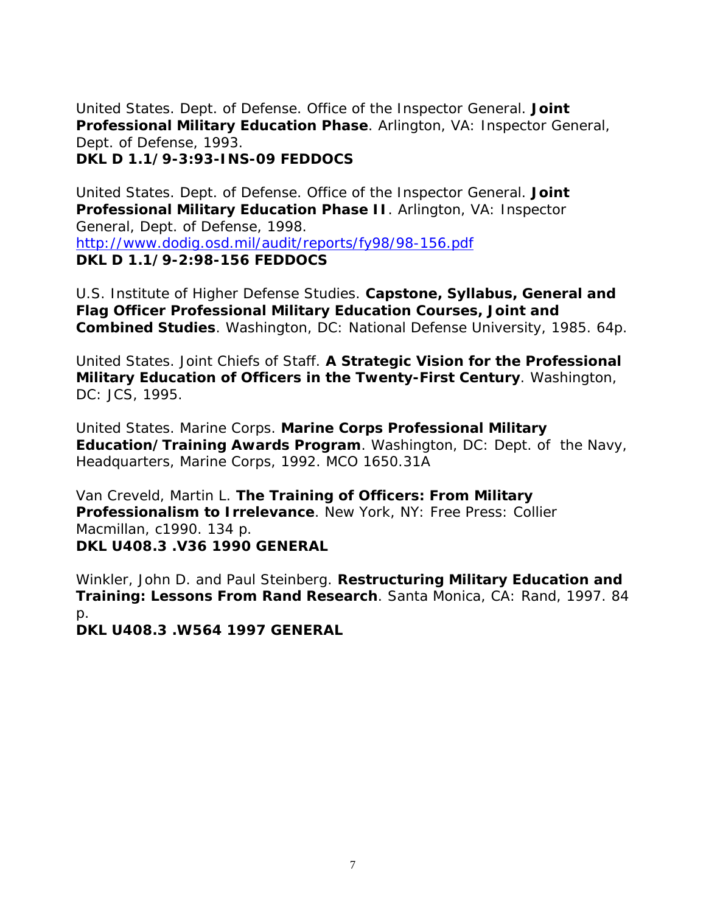United States. Dept. of Defense. Office of the Inspector General. **Joint Professional Military Education Phase**. Arlington, VA: Inspector General, Dept. of Defense, 1993.
**DKL D 1.1/9-3:93-INS-09 FEDDOCS**

United States. Dept. of Defense. Office of the Inspector General. **Joint Professional Military Education Phase II**. Arlington, VA: Inspector General, Dept. of Defense, 1998.
http://www.dodig.osd.mil/audit/reports/fy98/98-156.pdf
**DKL D 1.1/9-2:98-156 FEDDOCS**

U.S. Institute of Higher Defense Studies. **Capstone, Syllabus, General and Flag Officer Professional Military Education Courses, Joint and Combined Studies**. Washington, DC: National Defense University, 1985. 64p.

United States. Joint Chiefs of Staff. **A Strategic Vision for the Professional Military Education of Officers in the Twenty-First Century**. Washington, DC: JCS, 1995.

United States. Marine Corps. **Marine Corps Professional Military Education/Training Awards Program**. Washington, DC: Dept. of the Navy, Headquarters, Marine Corps, 1992. MCO 1650.31A

Van Creveld, Martin L. **The Training of Officers: From Military Professionalism to Irrelevance**. New York, NY: Free Press: Collier Macmillan, c1990. 134 p.
**DKL U408.3 .V36 1990 GENERAL**

Winkler, John D. and Paul Steinberg. **Restructuring Military Education and Training: Lessons From Rand Research**. Santa Monica, CA: Rand, 1997. 84 p.
**DKL U408.3 .W564 1997 GENERAL**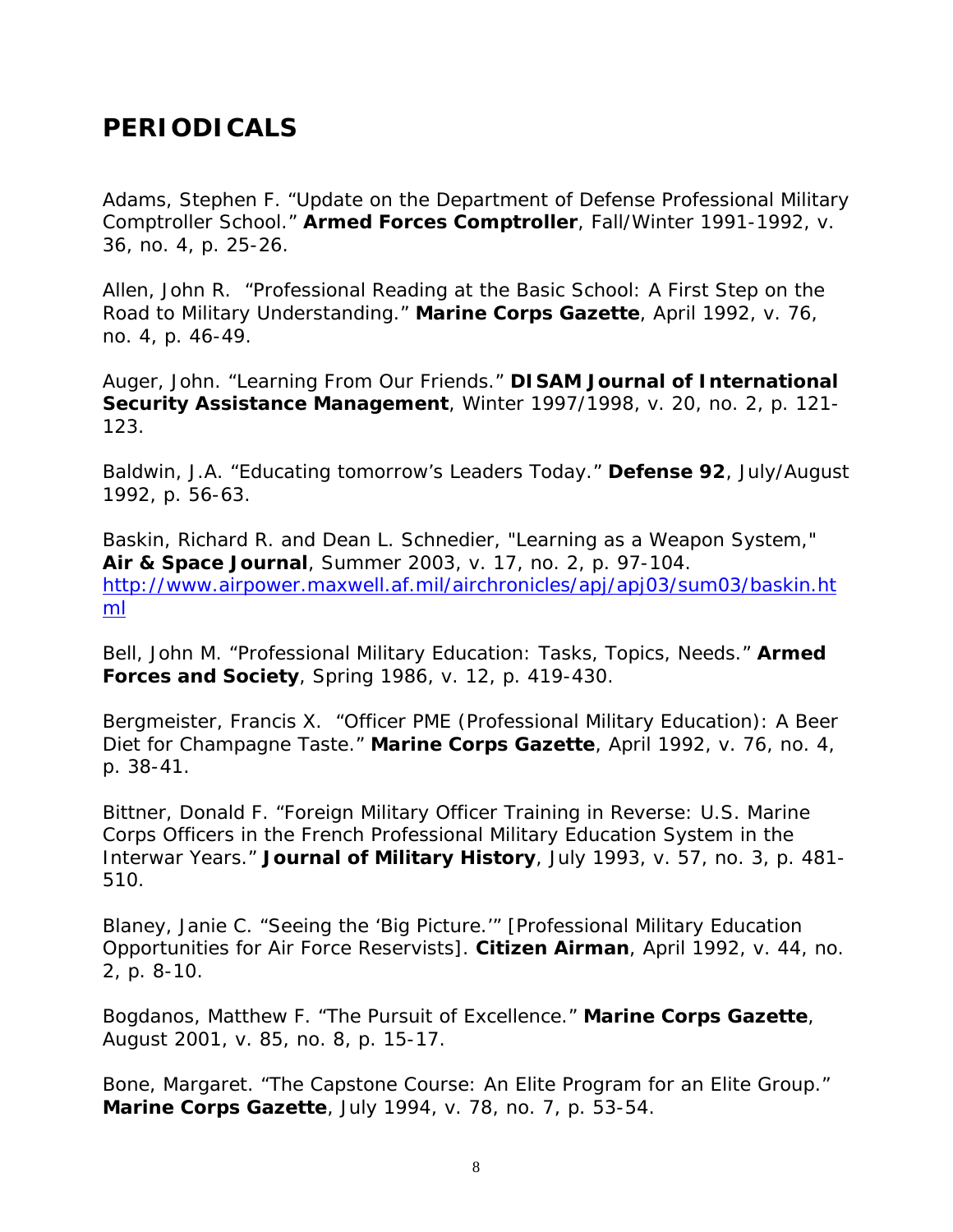# PERIODICALS

Adams, Stephen F. “Update on the Department of Defense Professional Military Comptroller School.” **Armed Forces Comptroller**, Fall/Winter 1991-1992, v. 36, no. 4, p. 25-26.

Allen, John R. “Professional Reading at the Basic School: A First Step on the Road to Military Understanding.” **Marine Corps Gazette**, April 1992, v. 76, no. 4, p. 46-49.

Auger, John. “Learning From Our Friends.” **DISAM Journal of International Security Assistance Management**, Winter 1997/1998, v. 20, no. 2, p. 121-123.

Baldwin, J.A. “Educating tomorrow’s Leaders Today.” **Defense 92**, July/August 1992, p. 56-63.

Baskin, Richard R. and Dean L. Schnedier, "Learning as a Weapon System," **Air & Space Journal**, Summer 2003, v. 17, no. 2, p. 97-104. http://www.airpower.maxwell.af.mil/airchronicles/apj/apj03/sum03/baskin.html

Bell, John M. “Professional Military Education: Tasks, Topics, Needs.” **Armed Forces and Society**, Spring 1986, v. 12, p. 419-430.

Bergmeister, Francis X. “Officer PME (Professional Military Education): A Beer Diet for Champagne Taste.” **Marine Corps Gazette**, April 1992, v. 76, no. 4, p. 38-41.

Bittner, Donald F. “Foreign Military Officer Training in Reverse: U.S. Marine Corps Officers in the French Professional Military Education System in the Interwar Years.” **Journal of Military History**, July 1993, v. 57, no. 3, p. 481-510.

Blaney, Janie C. “Seeing the ‘Big Picture.’” [Professional Military Education Opportunities for Air Force Reservists]. **Citizen Airman**, April 1992, v. 44, no. 2, p. 8-10.

Bogdanos, Matthew F. “The Pursuit of Excellence.” **Marine Corps Gazette**, August 2001, v. 85, no. 8, p. 15-17.

Bone, Margaret. “The Capstone Course: An Elite Program for an Elite Group.” **Marine Corps Gazette**, July 1994, v. 78, no. 7, p. 53-54.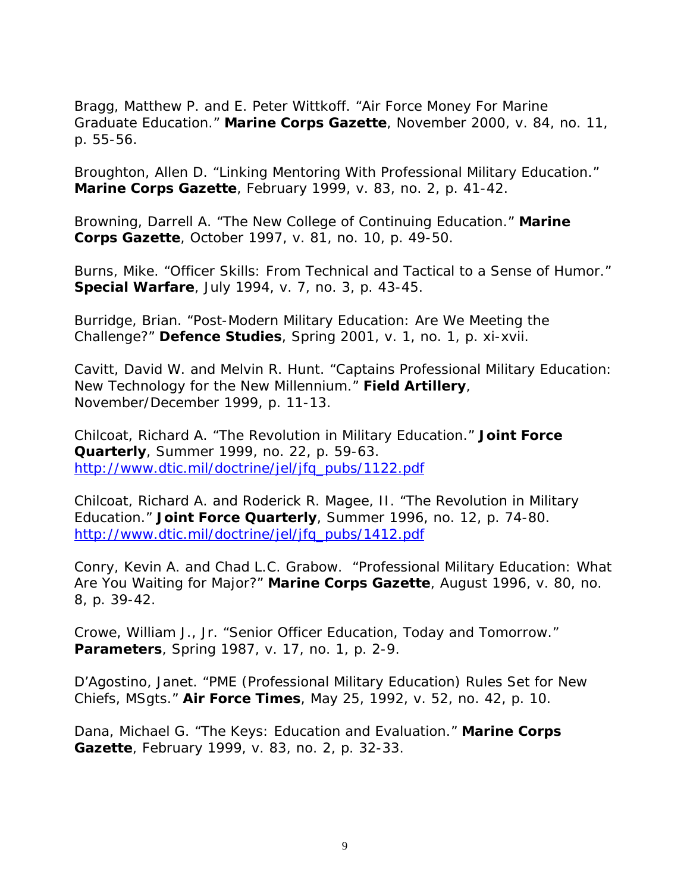Bragg, Matthew P. and E. Peter Wittkoff. "Air Force Money For Marine Graduate Education." **Marine Corps Gazette**, November 2000, v. 84, no. 11, p. 55-56.

Broughton, Allen D. "Linking Mentoring With Professional Military Education." **Marine Corps Gazette**, February 1999, v. 83, no. 2, p. 41-42.

Browning, Darrell A. "The New College of Continuing Education." **Marine Corps Gazette**, October 1997, v. 81, no. 10, p. 49-50.

Burns, Mike. "Officer Skills: From Technical and Tactical to a Sense of Humor." **Special Warfare**, July 1994, v. 7, no. 3, p. 43-45.

Burridge, Brian. "Post-Modern Military Education: Are We Meeting the Challenge?" **Defence Studies**, Spring 2001, v. 1, no. 1, p. xi-xvii.

Cavitt, David W. and Melvin R. Hunt. "Captains Professional Military Education: New Technology for the New Millennium." **Field Artillery**, November/December 1999, p. 11-13.

Chilcoat, Richard A. "The Revolution in Military Education." **Joint Force Quarterly**, Summer 1999, no. 22, p. 59-63. http://www.dtic.mil/doctrine/jel/jfq_pubs/1122.pdf

Chilcoat, Richard A. and Roderick R. Magee, II. "The Revolution in Military Education." **Joint Force Quarterly**, Summer 1996, no. 12, p. 74-80. http://www.dtic.mil/doctrine/jel/jfq_pubs/1412.pdf

Conry, Kevin A. and Chad L.C. Grabow. "Professional Military Education: What Are You Waiting for Major?" **Marine Corps Gazette**, August 1996, v. 80, no. 8, p. 39-42.

Crowe, William J., Jr. "Senior Officer Education, Today and Tomorrow." **Parameters**, Spring 1987, v. 17, no. 1, p. 2-9.

D'Agostino, Janet. "PME (Professional Military Education) Rules Set for New Chiefs, MSgts." **Air Force Times**, May 25, 1992, v. 52, no. 42, p. 10.

Dana, Michael G. "The Keys: Education and Evaluation." **Marine Corps Gazette**, February 1999, v. 83, no. 2, p. 32-33.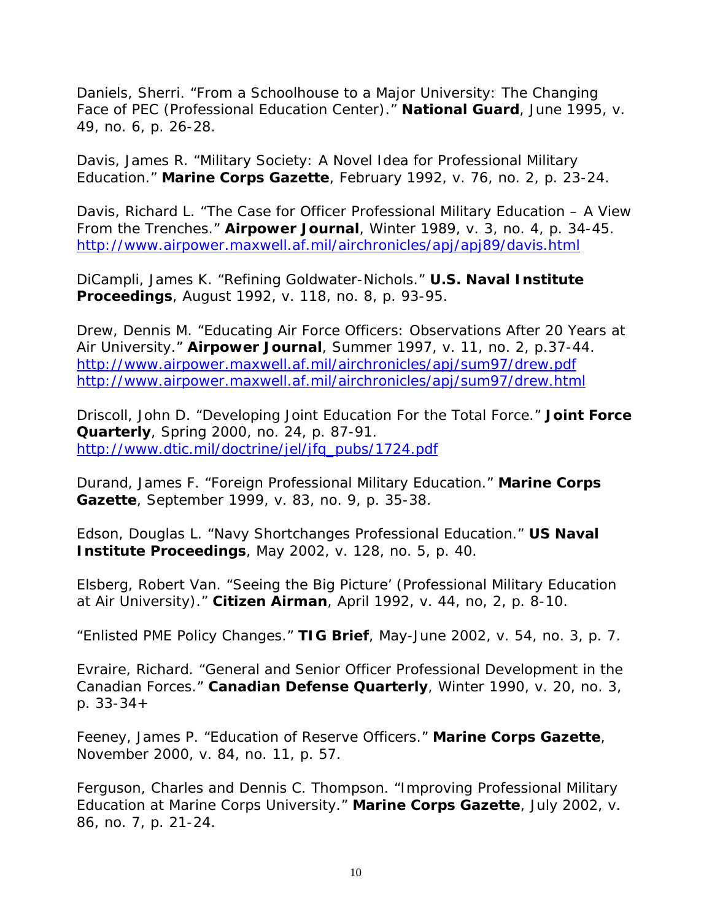Daniels, Sherri. “From a Schoolhouse to a Major University: The Changing Face of PEC (Professional Education Center).” **National Guard**, June 1995, v. 49, no. 6, p. 26-28.

Davis, James R. “Military Society: A Novel Idea for Professional Military Education.” **Marine Corps Gazette**, February 1992, v. 76, no. 2, p. 23-24.

Davis, Richard L. “The Case for Officer Professional Military Education – A View From the Trenches.” **Airpower Journal**, Winter 1989, v. 3, no. 4, p. 34-45. http://www.airpower.maxwell.af.mil/airchronicles/apj/apj89/davis.html

DiCampli, James K. “Refining Goldwater-Nichols.” **U.S. Naval Institute Proceedings**, August 1992, v. 118, no. 8, p. 93-95.

Drew, Dennis M. “Educating Air Force Officers: Observations After 20 Years at Air University.” **Airpower Journal**, Summer 1997, v. 11, no. 2, p.37-44. http://www.airpower.maxwell.af.mil/airchronicles/apj/sum97/drew.pdf http://www.airpower.maxwell.af.mil/airchronicles/apj/sum97/drew.html

Driscoll, John D. “Developing Joint Education For the Total Force.” **Joint Force Quarterly**, Spring 2000, no. 24, p. 87-91. http://www.dtic.mil/doctrine/jel/jfq_pubs/1724.pdf

Durand, James F. “Foreign Professional Military Education.” **Marine Corps Gazette**, September 1999, v. 83, no. 9, p. 35-38.

Edson, Douglas L. “Navy Shortchanges Professional Education.” **US Naval Institute Proceedings**, May 2002, v. 128, no. 5, p. 40.

Elsberg, Robert Van. “Seeing the Big Picture’ (Professional Military Education at Air University).” **Citizen Airman**, April 1992, v. 44, no, 2, p. 8-10.

“Enlisted PME Policy Changes.” **TIG Brief**, May-June 2002, v. 54, no. 3, p. 7.

Evraire, Richard. “General and Senior Officer Professional Development in the Canadian Forces.” **Canadian Defense Quarterly**, Winter 1990, v. 20, no. 3, p. 33-34+

Feeney, James P. “Education of Reserve Officers.” **Marine Corps Gazette**, November 2000, v. 84, no. 11, p. 57.

Ferguson, Charles and Dennis C. Thompson. “Improving Professional Military Education at Marine Corps University.” **Marine Corps Gazette**, July 2002, v. 86, no. 7, p. 21-24.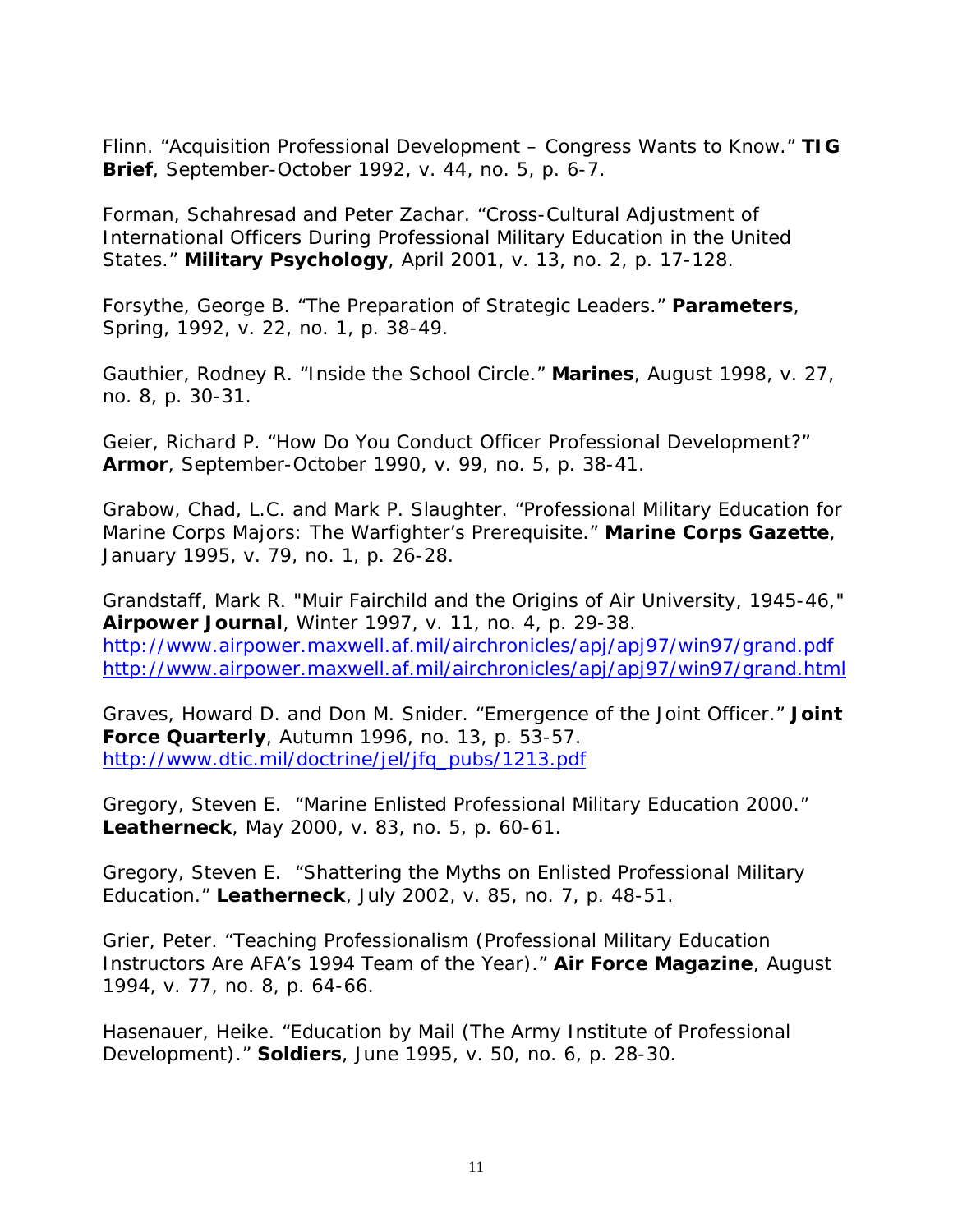Flinn. “Acquisition Professional Development – Congress Wants to Know.” **TIG Brief**, September-October 1992, v. 44, no. 5, p. 6-7.

Forman, Schahresad and Peter Zachar. “Cross-Cultural Adjustment of International Officers During Professional Military Education in the United States.” **Military Psychology**, April 2001, v. 13, no. 2, p. 17-128.

Forsythe, George B. “The Preparation of Strategic Leaders.” **Parameters**, Spring, 1992, v. 22, no. 1, p. 38-49.

Gauthier, Rodney R. “Inside the School Circle.” **Marines**, August 1998, v. 27, no. 8, p. 30-31.

Geier, Richard P. “How Do You Conduct Officer Professional Development?” **Armor**, September-October 1990, v. 99, no. 5, p. 38-41.

Grabow, Chad, L.C. and Mark P. Slaughter. “Professional Military Education for Marine Corps Majors: The Warfighter’s Prerequisite.” **Marine Corps Gazette**, January 1995, v. 79, no. 1, p. 26-28.

Grandstaff, Mark R. "Muir Fairchild and the Origins of Air University, 1945-46," **Airpower Journal**, Winter 1997, v. 11, no. 4, p. 29-38.
http://www.airpower.maxwell.af.mil/airchronicles/apj/apj97/win97/grand.pdf
http://www.airpower.maxwell.af.mil/airchronicles/apj/apj97/win97/grand.html

Graves, Howard D. and Don M. Snider. “Emergence of the Joint Officer.” **Joint Force Quarterly**, Autumn 1996, no. 13, p. 53-57.
http://www.dtic.mil/doctrine/jel/jfq_pubs/1213.pdf

Gregory, Steven E. “Marine Enlisted Professional Military Education 2000.” **Leatherneck**, May 2000, v. 83, no. 5, p. 60-61.

Gregory, Steven E. “Shattering the Myths on Enlisted Professional Military Education.” **Leatherneck**, July 2002, v. 85, no. 7, p. 48-51.

Grier, Peter. “Teaching Professionalism (Professional Military Education Instructors Are AFA’s 1994 Team of the Year).” **Air Force Magazine**, August 1994, v. 77, no. 8, p. 64-66.

Hasenauer, Heike. “Education by Mail (The Army Institute of Professional Development).” **Soldiers**, June 1995, v. 50, no. 6, p. 28-30.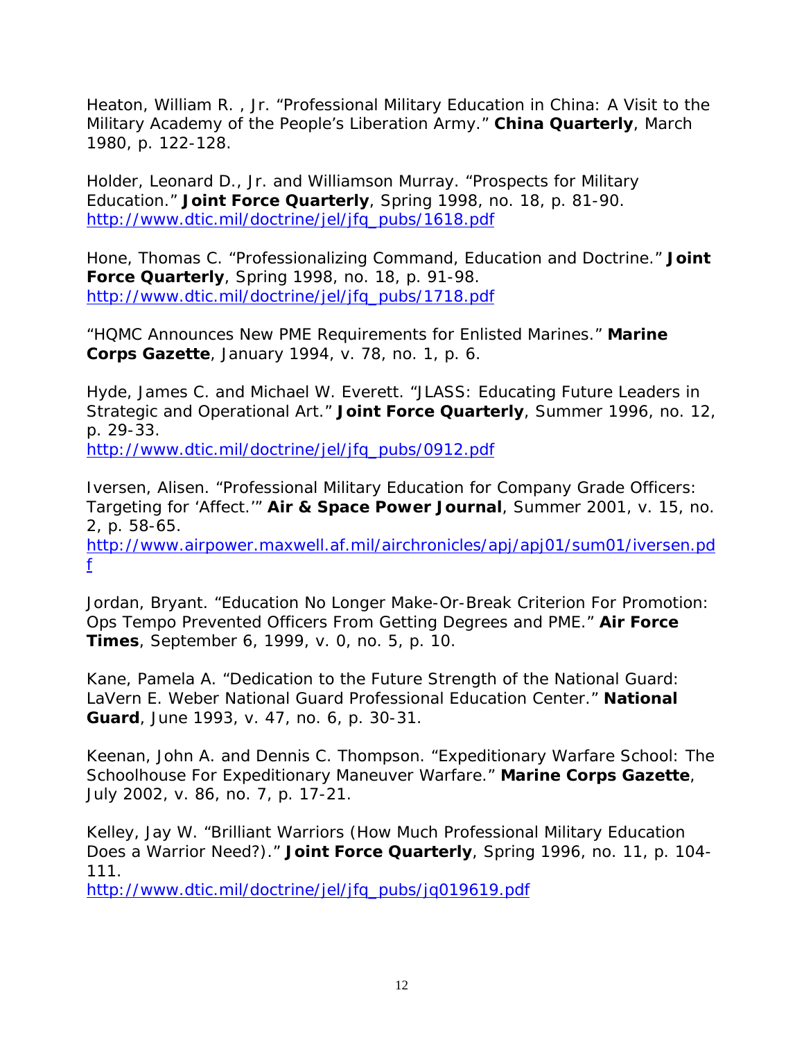Heaton, William R. , Jr. “Professional Military Education in China: A Visit to the Military Academy of the People’s Liberation Army.” **China Quarterly**, March 1980, p. 122-128.

Holder, Leonard D., Jr. and Williamson Murray. “Prospects for Military Education.” **Joint Force Quarterly**, Spring 1998, no. 18, p. 81-90.
http://www.dtic.mil/doctrine/jel/jfq_pubs/1618.pdf

Hone, Thomas C. “Professionalizing Command, Education and Doctrine.” **Joint Force Quarterly**, Spring 1998, no. 18, p. 91-98.
http://www.dtic.mil/doctrine/jel/jfq_pubs/1718.pdf

“HQMC Announces New PME Requirements for Enlisted Marines.” **Marine Corps Gazette**, January 1994, v. 78, no. 1, p. 6.

Hyde, James C. and Michael W. Everett. “JLASS: Educating Future Leaders in Strategic and Operational Art.” **Joint Force Quarterly**, Summer 1996, no. 12, p. 29-33.
http://www.dtic.mil/doctrine/jel/jfq_pubs/0912.pdf

Iversen, Alisen. “Professional Military Education for Company Grade Officers: Targeting for ‘Affect.’” **Air & Space Power Journal**, Summer 2001, v. 15, no. 2, p. 58-65.
http://www.airpower.maxwell.af.mil/airchronicles/apj/apj01/sum01/iversen.pdf

Jordan, Bryant. “Education No Longer Make-Or-Break Criterion For Promotion: Ops Tempo Prevented Officers From Getting Degrees and PME.” **Air Force Times**, September 6, 1999, v. 0, no. 5, p. 10.

Kane, Pamela A. “Dedication to the Future Strength of the National Guard: LaVern E. Weber National Guard Professional Education Center.” **National Guard**, June 1993, v. 47, no. 6, p. 30-31.

Keenan, John A. and Dennis C. Thompson. “Expeditionary Warfare School: The Schoolhouse For Expeditionary Maneuver Warfare.” **Marine Corps Gazette**, July 2002, v. 86, no. 7, p. 17-21.

Kelley, Jay W. “Brilliant Warriors (How Much Professional Military Education Does a Warrior Need?).” **Joint Force Quarterly**, Spring 1996, no. 11, p. 104-111.
http://www.dtic.mil/doctrine/jel/jfq_pubs/jq019619.pdf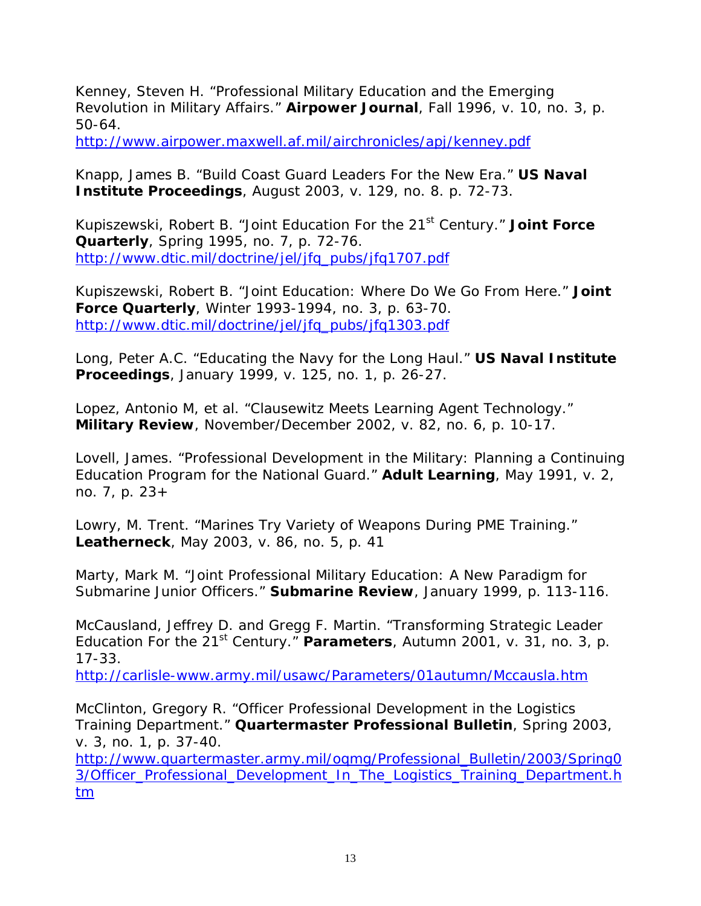Kenney, Steven H. “Professional Military Education and the Emerging Revolution in Military Affairs.” **Airpower Journal**, Fall 1996, v. 10, no. 3, p. 50-64.
http://www.airpower.maxwell.af.mil/airchronicles/apj/kenney.pdf

Knapp, James B. “Build Coast Guard Leaders For the New Era.” **US Naval Institute Proceedings**, August 2003, v. 129, no. 8. p. 72-73.

Kupiszewski, Robert B. “Joint Education For the 21st Century.” **Joint Force Quarterly**, Spring 1995, no. 7, p. 72-76.
http://www.dtic.mil/doctrine/jel/jfq_pubs/jfq1707.pdf

Kupiszewski, Robert B. “Joint Education: Where Do We Go From Here.” **Joint Force Quarterly**, Winter 1993-1994, no. 3, p. 63-70.
http://www.dtic.mil/doctrine/jel/jfq_pubs/jfq1303.pdf

Long, Peter A.C. “Educating the Navy for the Long Haul.” **US Naval Institute Proceedings**, January 1999, v. 125, no. 1, p. 26-27.

Lopez, Antonio M, et al. “Clausewitz Meets Learning Agent Technology.” **Military Review**, November/December 2002, v. 82, no. 6, p. 10-17.

Lovell, James. “Professional Development in the Military: Planning a Continuing Education Program for the National Guard.” **Adult Learning**, May 1991, v. 2, no. 7, p. 23+

Lowry, M. Trent. “Marines Try Variety of Weapons During PME Training.” **Leatherneck**, May 2003, v. 86, no. 5, p. 41

Marty, Mark M. “Joint Professional Military Education: A New Paradigm for Submarine Junior Officers.” **Submarine Review**, January 1999, p. 113-116.

McCausland, Jeffrey D. and Gregg F. Martin. “Transforming Strategic Leader Education For the 21st Century.” **Parameters**, Autumn 2001, v. 31, no. 3, p. 17-33.
http://carlisle-www.army.mil/usawc/Parameters/01autumn/Mccausla.htm

McClinton, Gregory R. “Officer Professional Development in the Logistics Training Department.” **Quartermaster Professional Bulletin**, Spring 2003, v. 3, no. 1, p. 37-40.
http://www.quartermaster.army.mil/oqmg/Professional_Bulletin/2003/Spring03/Officer_Professional_Development_In_The_Logistics_Training_Department.htm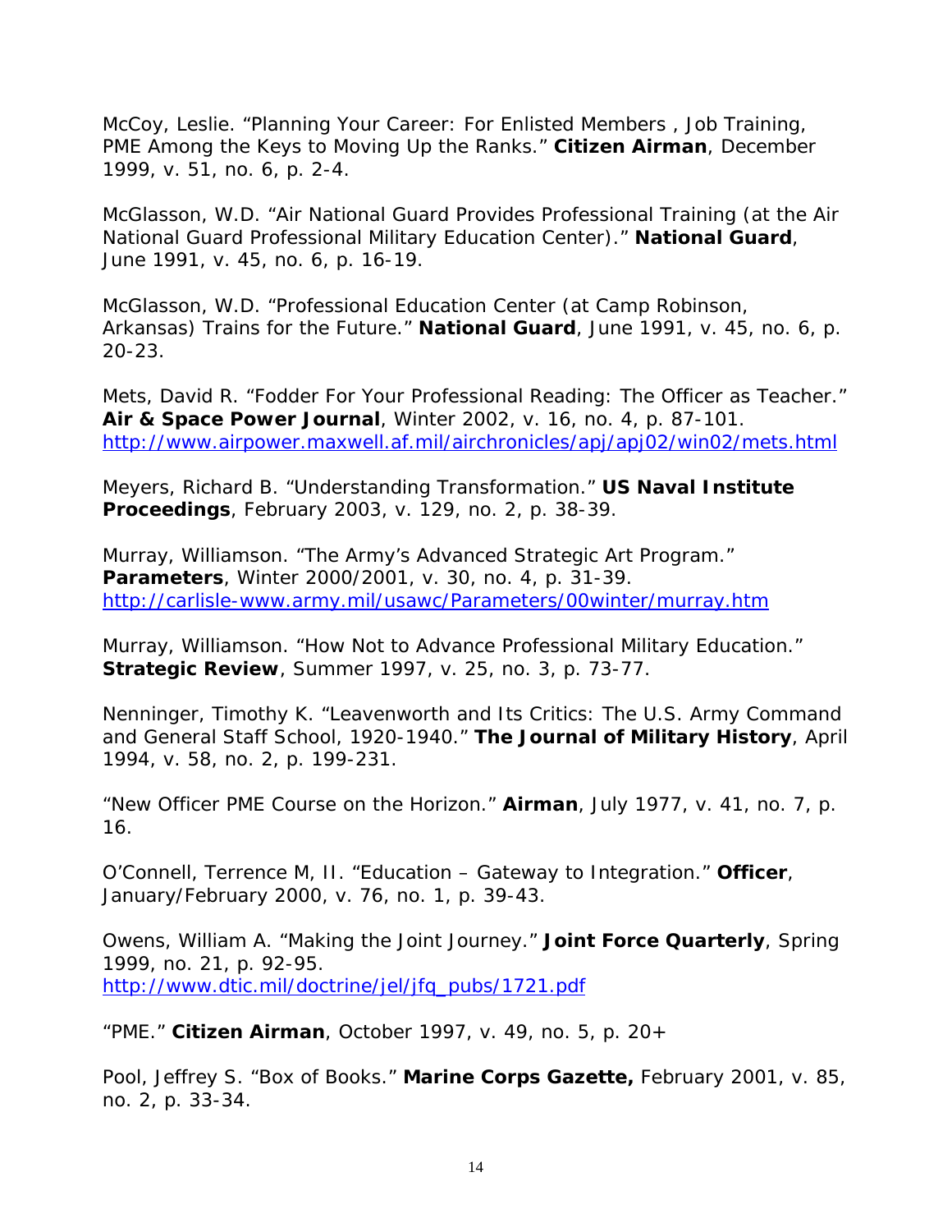McCoy, Leslie. "Planning Your Career: For Enlisted Members , Job Training, PME Among the Keys to Moving Up the Ranks." **Citizen Airman**, December 1999, v. 51, no. 6, p. 2-4.

McGlasson, W.D. "Air National Guard Provides Professional Training (at the Air National Guard Professional Military Education Center)." **National Guard**, June 1991, v. 45, no. 6, p. 16-19.

McGlasson, W.D. "Professional Education Center (at Camp Robinson, Arkansas) Trains for the Future." **National Guard**, June 1991, v. 45, no. 6, p. 20-23.

Mets, David R. "Fodder For Your Professional Reading: The Officer as Teacher." **Air & Space Power Journal**, Winter 2002, v. 16, no. 4, p. 87-101. http://www.airpower.maxwell.af.mil/airchronicles/apj/apj02/win02/mets.html

Meyers, Richard B. "Understanding Transformation." **US Naval Institute Proceedings**, February 2003, v. 129, no. 2, p. 38-39.

Murray, Williamson. "The Army's Advanced Strategic Art Program." **Parameters**, Winter 2000/2001, v. 30, no. 4, p. 31-39. http://carlisle-www.army.mil/usawc/Parameters/00winter/murray.htm

Murray, Williamson. "How Not to Advance Professional Military Education." **Strategic Review**, Summer 1997, v. 25, no. 3, p. 73-77.

Nenninger, Timothy K. "Leavenworth and Its Critics: The U.S. Army Command and General Staff School, 1920-1940." **The Journal of Military History**, April 1994, v. 58, no. 2, p. 199-231.

"New Officer PME Course on the Horizon." **Airman**, July 1977, v. 41, no. 7, p. 16.

O'Connell, Terrence M, II. "Education – Gateway to Integration." **Officer**, January/February 2000, v. 76, no. 1, p. 39-43.

Owens, William A. "Making the Joint Journey." **Joint Force Quarterly**, Spring 1999, no. 21, p. 92-95. http://www.dtic.mil/doctrine/jel/jfq_pubs/1721.pdf

"PME." **Citizen Airman**, October 1997, v. 49, no. 5, p. 20+

Pool, Jeffrey S. "Box of Books." **Marine Corps Gazette,** February 2001, v. 85, no. 2, p. 33-34.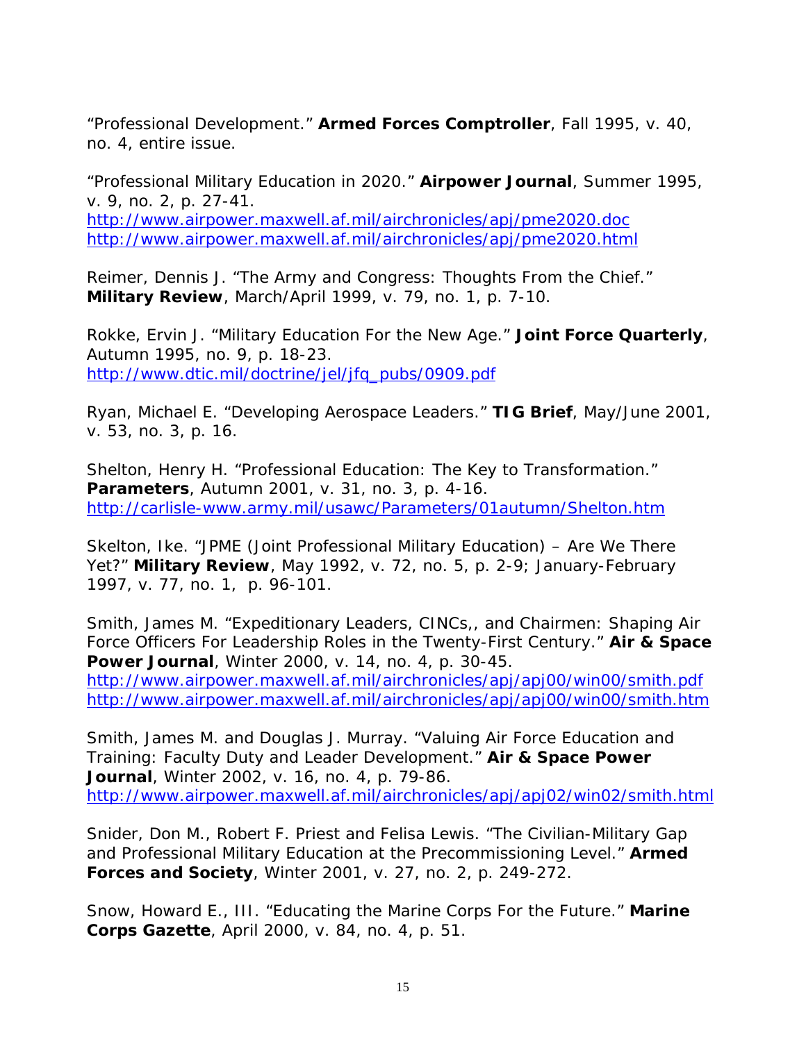"Professional Development." **Armed Forces Comptroller**, Fall 1995, v. 40, no. 4, entire issue.

"Professional Military Education in 2020." **Airpower Journal**, Summer 1995, v. 9, no. 2, p. 27-41.
http://www.airpower.maxwell.af.mil/airchronicles/apj/pme2020.doc
http://www.airpower.maxwell.af.mil/airchronicles/apj/pme2020.html

Reimer, Dennis J. "The Army and Congress: Thoughts From the Chief." **Military Review**, March/April 1999, v. 79, no. 1, p. 7-10.

Rokke, Ervin J. "Military Education For the New Age." **Joint Force Quarterly**, Autumn 1995, no. 9, p. 18-23.
http://www.dtic.mil/doctrine/jel/jfq_pubs/0909.pdf

Ryan, Michael E. "Developing Aerospace Leaders." **TIG Brief**, May/June 2001, v. 53, no. 3, p. 16.

Shelton, Henry H. "Professional Education: The Key to Transformation." **Parameters**, Autumn 2001, v. 31, no. 3, p. 4-16.
http://carlisle-www.army.mil/usawc/Parameters/01autumn/Shelton.htm

Skelton, Ike. "JPME (Joint Professional Military Education) – Are We There Yet?" **Military Review**, May 1992, v. 72, no. 5, p. 2-9; January-February 1997, v. 77, no. 1, p. 96-101.

Smith, James M. "Expeditionary Leaders, CINCs,, and Chairmen: Shaping Air Force Officers For Leadership Roles in the Twenty-First Century." **Air & Space Power Journal**, Winter 2000, v. 14, no. 4, p. 30-45.
http://www.airpower.maxwell.af.mil/airchronicles/apj/apj00/win00/smith.pdf
http://www.airpower.maxwell.af.mil/airchronicles/apj/apj00/win00/smith.htm

Smith, James M. and Douglas J. Murray. "Valuing Air Force Education and Training: Faculty Duty and Leader Development." **Air & Space Power Journal**, Winter 2002, v. 16, no. 4, p. 79-86.
http://www.airpower.maxwell.af.mil/airchronicles/apj/apj02/win02/smith.html

Snider, Don M., Robert F. Priest and Felisa Lewis. "The Civilian-Military Gap and Professional Military Education at the Precommissioning Level." **Armed Forces and Society**, Winter 2001, v. 27, no. 2, p. 249-272.

Snow, Howard E., III. "Educating the Marine Corps For the Future." **Marine Corps Gazette**, April 2000, v. 84, no. 4, p. 51.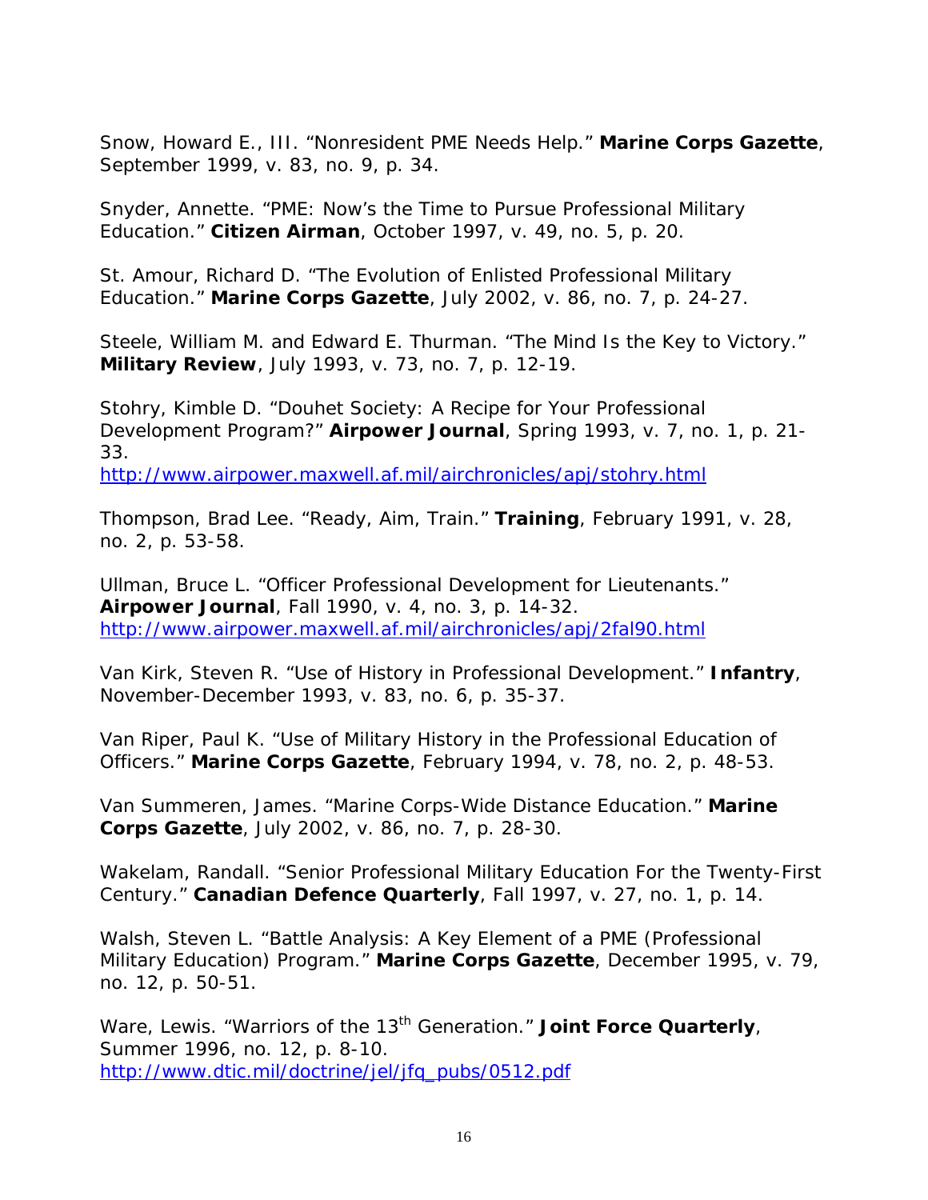Snow, Howard E., III. “Nonresident PME Needs Help.” **Marine Corps Gazette**, September 1999, v. 83, no. 9, p. 34.

Snyder, Annette. “PME: Now’s the Time to Pursue Professional Military Education.” **Citizen Airman**, October 1997, v. 49, no. 5, p. 20.

St. Amour, Richard D. “The Evolution of Enlisted Professional Military Education.” **Marine Corps Gazette**, July 2002, v. 86, no. 7, p. 24-27.

Steele, William M. and Edward E. Thurman. “The Mind Is the Key to Victory.” **Military Review**, July 1993, v. 73, no. 7, p. 12-19.

Stohry, Kimble D. “Douhet Society: A Recipe for Your Professional Development Program?” **Airpower Journal**, Spring 1993, v. 7, no. 1, p. 21-33.
http://www.airpower.maxwell.af.mil/airchronicles/apj/stohry.html

Thompson, Brad Lee. “Ready, Aim, Train.” **Training**, February 1991, v. 28, no. 2, p. 53-58.

Ullman, Bruce L. “Officer Professional Development for Lieutenants.” **Airpower Journal**, Fall 1990, v. 4, no. 3, p. 14-32.
http://www.airpower.maxwell.af.mil/airchronicles/apj/2fal90.html

Van Kirk, Steven R. “Use of History in Professional Development.” **Infantry**, November-December 1993, v. 83, no. 6, p. 35-37.

Van Riper, Paul K. “Use of Military History in the Professional Education of Officers.” **Marine Corps Gazette**, February 1994, v. 78, no. 2, p. 48-53.

Van Summeren, James. “Marine Corps-Wide Distance Education.” **Marine Corps Gazette**, July 2002, v. 86, no. 7, p. 28-30.

Wakelam, Randall. “Senior Professional Military Education For the Twenty-First Century.” **Canadian Defence Quarterly**, Fall 1997, v. 27, no. 1, p. 14.

Walsh, Steven L. “Battle Analysis: A Key Element of a PME (Professional Military Education) Program.” **Marine Corps Gazette**, December 1995, v. 79, no. 12, p. 50-51.

Ware, Lewis. “Warriors of the 13th Generation.” **Joint Force Quarterly**, Summer 1996, no. 12, p. 8-10.
http://www.dtic.mil/doctrine/jel/jfq_pubs/0512.pdf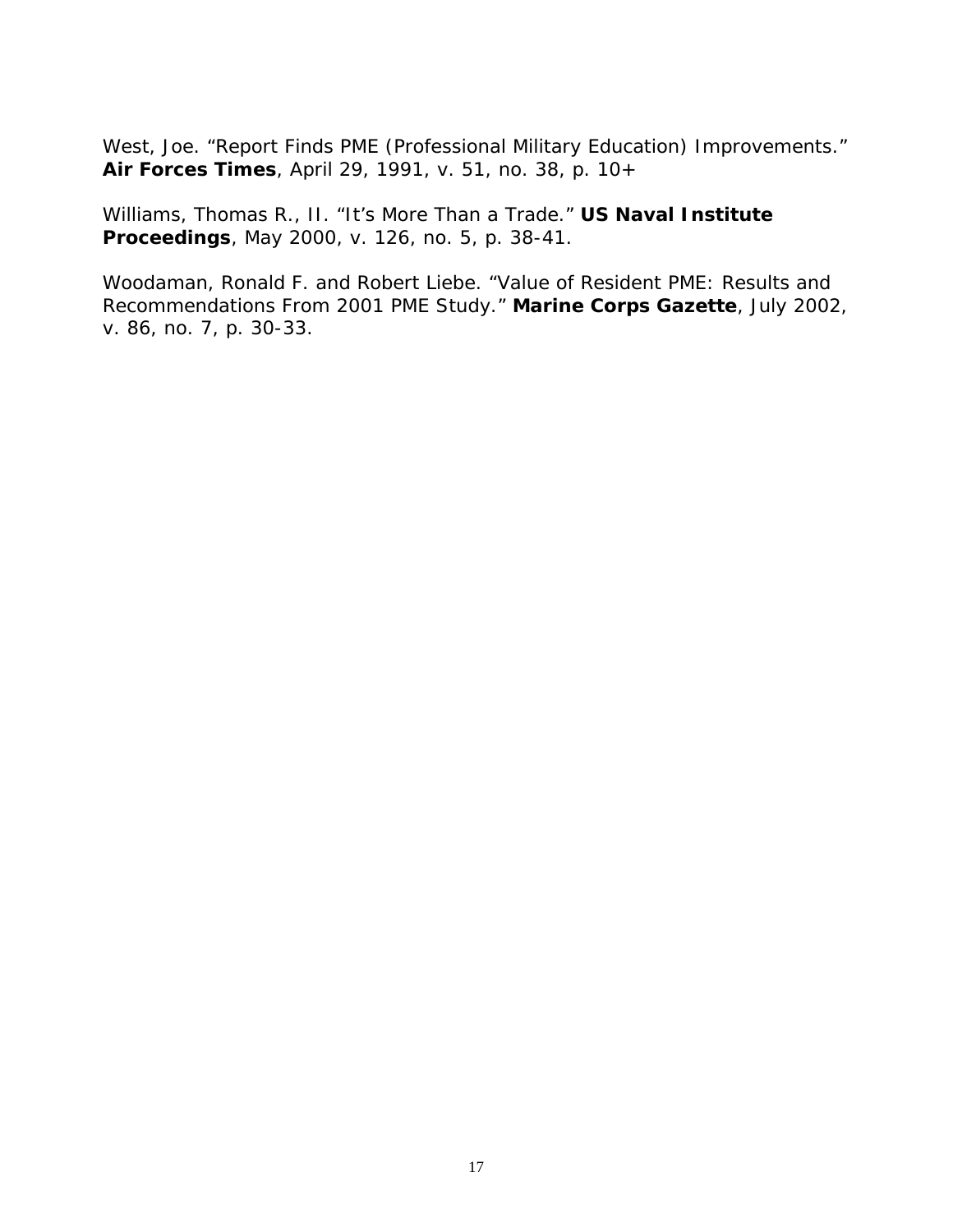West, Joe. "Report Finds PME (Professional Military Education) Improvements." **Air Forces Times**, April 29, 1991, v. 51, no. 38, p. 10+

Williams, Thomas R., II. "It's More Than a Trade." **US Naval Institute Proceedings**, May 2000, v. 126, no. 5, p. 38-41.

Woodaman, Ronald F. and Robert Liebe. "Value of Resident PME: Results and Recommendations From 2001 PME Study." **Marine Corps Gazette**, July 2002, v. 86, no. 7, p. 30-33.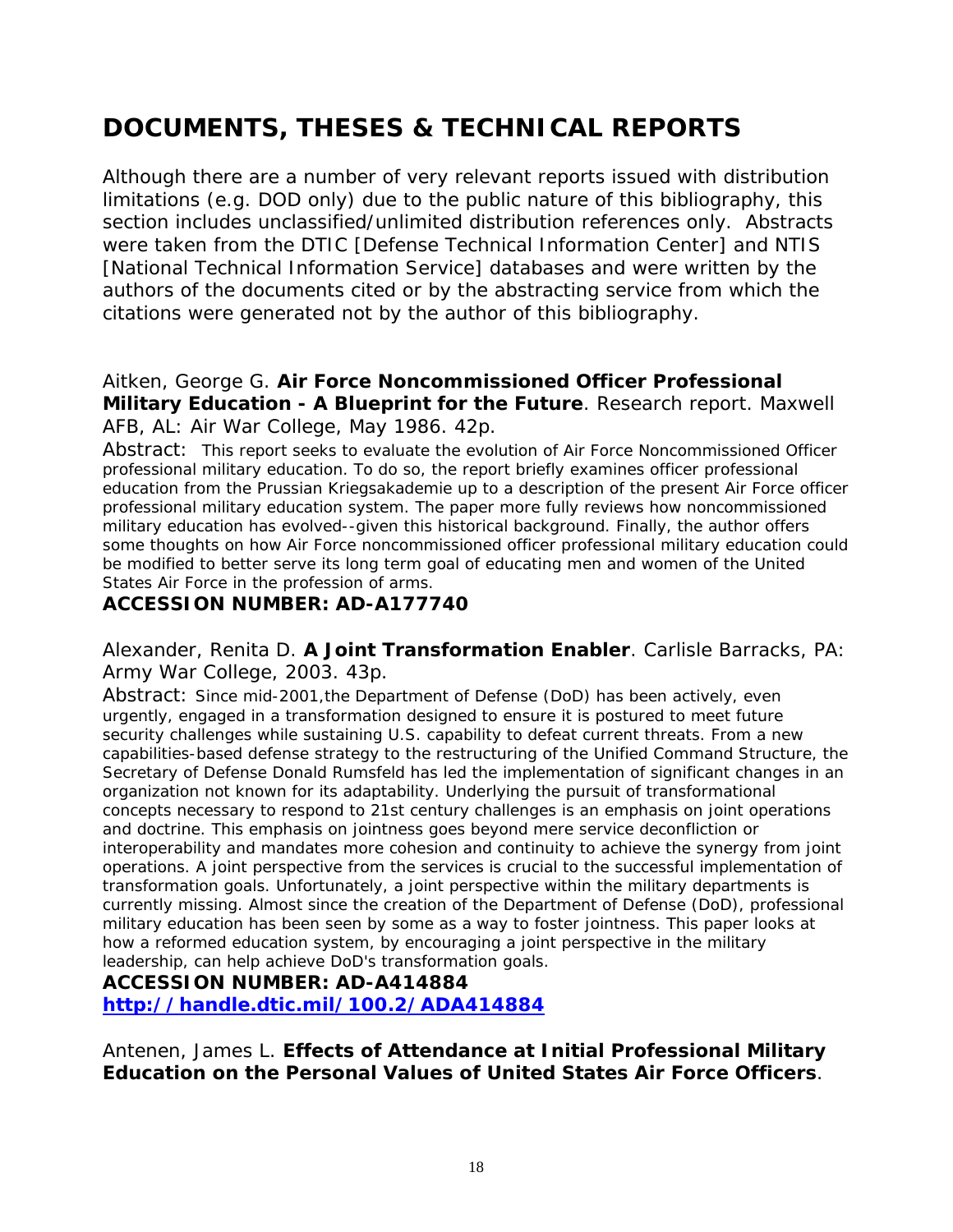# DOCUMENTS, THESES & TECHNICAL REPORTS

Although there are a number of very relevant reports issued with distribution limitations (e.g. DOD only) due to the public nature of this bibliography, this section includes unclassified/unlimited distribution references only. Abstracts were taken from the DTIC [Defense Technical Information Center] and NTIS [National Technical Information Service] databases and were written by the authors of the documents cited or by the abstracting service from which the citations were generated not by the author of this bibliography.

Aitken, George G. **Air Force Noncommissioned Officer Professional Military Education - A Blueprint for the Future**. Research report. Maxwell AFB, AL: Air War College, May 1986. 42p.

Abstract: This report seeks to evaluate the evolution of Air Force Noncommissioned Officer professional military education. To do so, the report briefly examines officer professional education from the Prussian Kriegsakademie up to a description of the present Air Force officer professional military education system. The paper more fully reviews how noncommissioned military education has evolved--given this historical background. Finally, the author offers some thoughts on how Air Force noncommissioned officer professional military education could be modified to better serve its long term goal of educating men and women of the United States Air Force in the profession of arms.

**ACCESSION NUMBER: AD-A177740**

Alexander, Renita D. **A Joint Transformation Enabler**. Carlisle Barracks, PA: Army War College, 2003. 43p.

Abstract: Since mid-2001,the Department of Defense (DoD) has been actively, even urgently, engaged in a transformation designed to ensure it is postured to meet future security challenges while sustaining U.S. capability to defeat current threats. From a new capabilities-based defense strategy to the restructuring of the Unified Command Structure, the Secretary of Defense Donald Rumsfeld has led the implementation of significant changes in an organization not known for its adaptability. Underlying the pursuit of transformational concepts necessary to respond to 21st century challenges is an emphasis on joint operations and doctrine. This emphasis on jointness goes beyond mere service deconfliction or interoperability and mandates more cohesion and continuity to achieve the synergy from joint operations. A joint perspective from the services is crucial to the successful implementation of transformation goals. Unfortunately, a joint perspective within the military departments is currently missing. Almost since the creation of the Department of Defense (DoD), professional military education has been seen by some as a way to foster jointness. This paper looks at how a reformed education system, by encouraging a joint perspective in the military leadership, can help achieve DoD's transformation goals.

**ACCESSION NUMBER: AD-A414884**
**http://handle.dtic.mil/100.2/ADA414884**

Antenen, James L. **Effects of Attendance at Initial Professional Military Education on the Personal Values of United States Air Force Officers**.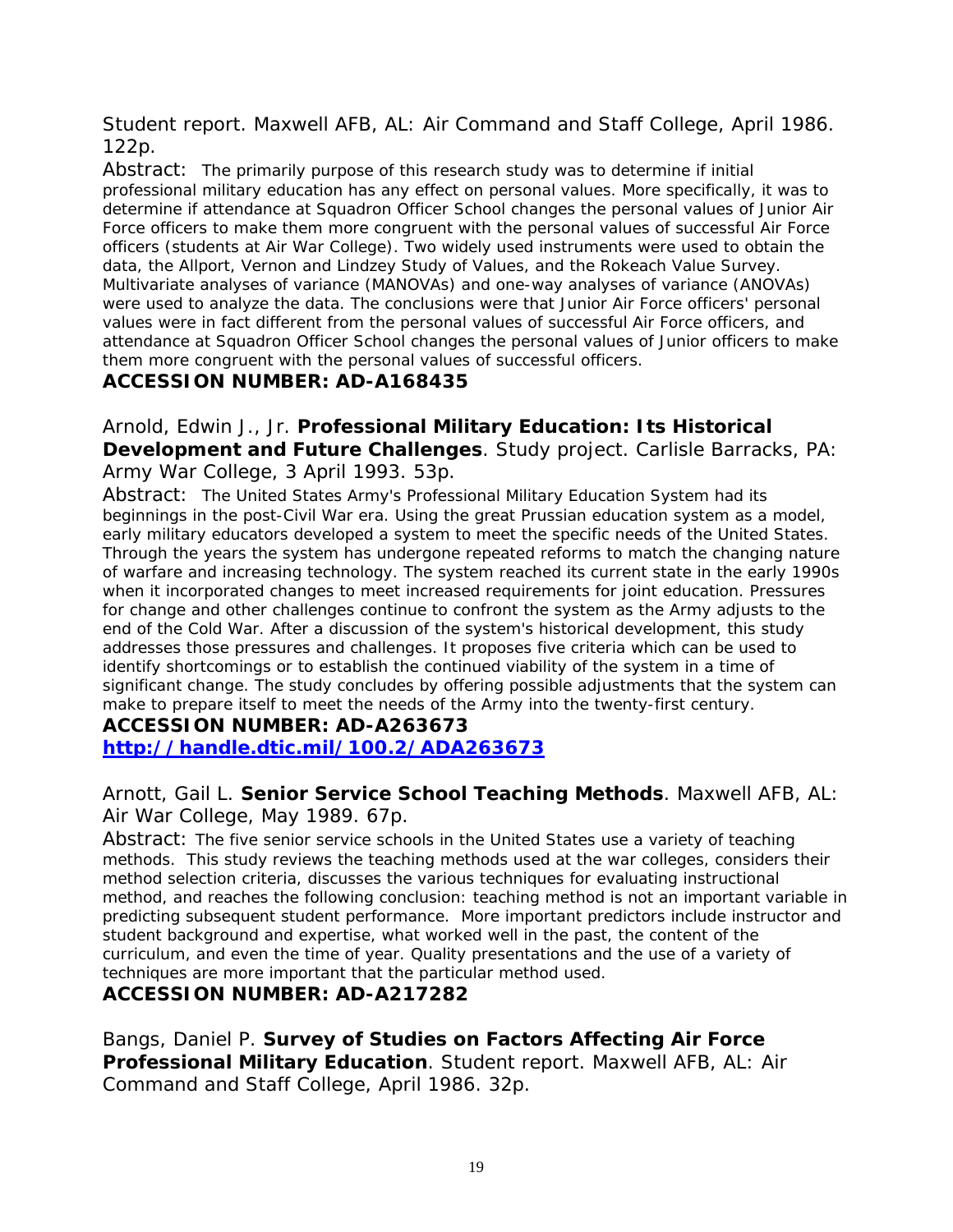Student report. Maxwell AFB, AL: Air Command and Staff College, April 1986. 122p.

Abstract: The primarily purpose of this research study was to determine if initial professional military education has any effect on personal values. More specifically, it was to determine if attendance at Squadron Officer School changes the personal values of Junior Air Force officers to make them more congruent with the personal values of successful Air Force officers (students at Air War College). Two widely used instruments were used to obtain the data, the Allport, Vernon and Lindzey Study of Values, and the Rokeach Value Survey. Multivariate analyses of variance (MANOVAs) and one-way analyses of variance (ANOVAs) were used to analyze the data. The conclusions were that Junior Air Force officers' personal values were in fact different from the personal values of successful Air Force officers, and attendance at Squadron Officer School changes the personal values of Junior officers to make them more congruent with the personal values of successful officers.

**ACCESSION NUMBER: AD-A168435**

Arnold, Edwin J., Jr. **Professional Military Education: Its Historical Development and Future Challenges**. Study project. Carlisle Barracks, PA: Army War College, 3 April 1993. 53p.

Abstract: The United States Army's Professional Military Education System had its beginnings in the post-Civil War era. Using the great Prussian education system as a model, early military educators developed a system to meet the specific needs of the United States. Through the years the system has undergone repeated reforms to match the changing nature of warfare and increasing technology. The system reached its current state in the early 1990s when it incorporated changes to meet increased requirements for joint education. Pressures for change and other challenges continue to confront the system as the Army adjusts to the end of the Cold War. After a discussion of the system's historical development, this study addresses those pressures and challenges. It proposes five criteria which can be used to identify shortcomings or to establish the continued viability of the system in a time of significant change. The study concludes by offering possible adjustments that the system can make to prepare itself to meet the needs of the Army into the twenty-first century.

**ACCESSION NUMBER: AD-A263673**
**[http://handle.dtic.mil/100.2/ADA263673](http://handle.dtic.mil/100.2/ADA263673)**

Arnott, Gail L. **Senior Service School Teaching Methods**. Maxwell AFB, AL: Air War College, May 1989. 67p.

Abstract: The five senior service schools in the United States use a variety of teaching methods. This study reviews the teaching methods used at the war colleges, considers their method selection criteria, discusses the various techniques for evaluating instructional method, and reaches the following conclusion: teaching method is not an important variable in predicting subsequent student performance. More important predictors include instructor and student background and expertise, what worked well in the past, the content of the curriculum, and even the time of year. Quality presentations and the use of a variety of techniques are more important that the particular method used.

**ACCESSION NUMBER: AD-A217282**

Bangs, Daniel P. **Survey of Studies on Factors Affecting Air Force Professional Military Education**. Student report. Maxwell AFB, AL: Air Command and Staff College, April 1986. 32p.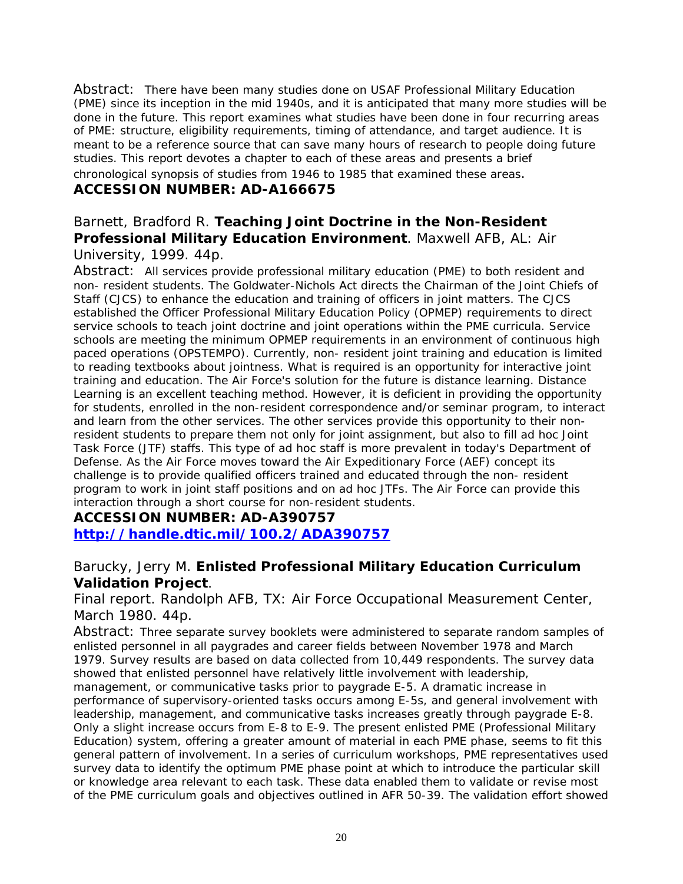Abstract: There have been many studies done on USAF Professional Military Education (PME) since its inception in the mid 1940s, and it is anticipated that many more studies will be done in the future. This report examines what studies have been done in four recurring areas of PME: structure, eligibility requirements, timing of attendance, and target audience. It is meant to be a reference source that can save many hours of research to people doing future studies. This report devotes a chapter to each of these areas and presents a brief chronological synopsis of studies from 1946 to 1985 that examined these areas.

**ACCESSION NUMBER: AD-A166675**

Barnett, Bradford R. **Teaching Joint Doctrine in the Non-Resident Professional Military Education Environment**. Maxwell AFB, AL: Air University, 1999. 44p.

Abstract: All services provide professional military education (PME) to both resident and non- resident students. The Goldwater-Nichols Act directs the Chairman of the Joint Chiefs of Staff (CJCS) to enhance the education and training of officers in joint matters. The CJCS established the Officer Professional Military Education Policy (OPMEP) requirements to direct service schools to teach joint doctrine and joint operations within the PME curricula. Service schools are meeting the minimum OPMEP requirements in an environment of continuous high paced operations (OPSTEMPO). Currently, non- resident joint training and education is limited to reading textbooks about jointness. What is required is an opportunity for interactive joint training and education. The Air Force's solution for the future is distance learning. Distance Learning is an excellent teaching method. However, it is deficient in providing the opportunity for students, enrolled in the non-resident correspondence and/or seminar program, to interact and learn from the other services. The other services provide this opportunity to their non-resident students to prepare them not only for joint assignment, but also to fill ad hoc Joint Task Force (JTF) staffs. This type of ad hoc staff is more prevalent in today's Department of Defense. As the Air Force moves toward the Air Expeditionary Force (AEF) concept its challenge is to provide qualified officers trained and educated through the non- resident program to work in joint staff positions and on ad hoc JTFs. The Air Force can provide this interaction through a short course for non-resident students.

**ACCESSION NUMBER: AD-A390757**
**http://handle.dtic.mil/100.2/ADA390757**

Barucky, Jerry M. **Enlisted Professional Military Education Curriculum Validation Project**.
Final report. Randolph AFB, TX: Air Force Occupational Measurement Center, March 1980. 44p.

Abstract: Three separate survey booklets were administered to separate random samples of enlisted personnel in all paygrades and career fields between November 1978 and March 1979. Survey results are based on data collected from 10,449 respondents. The survey data showed that enlisted personnel have relatively little involvement with leadership, management, or communicative tasks prior to paygrade E-5. A dramatic increase in performance of supervisory-oriented tasks occurs among E-5s, and general involvement with leadership, management, and communicative tasks increases greatly through paygrade E-8. Only a slight increase occurs from E-8 to E-9. The present enlisted PME (Professional Military Education) system, offering a greater amount of material in each PME phase, seems to fit this general pattern of involvement. In a series of curriculum workshops, PME representatives used survey data to identify the optimum PME phase point at which to introduce the particular skill or knowledge area relevant to each task. These data enabled them to validate or revise most of the PME curriculum goals and objectives outlined in AFR 50-39. The validation effort showed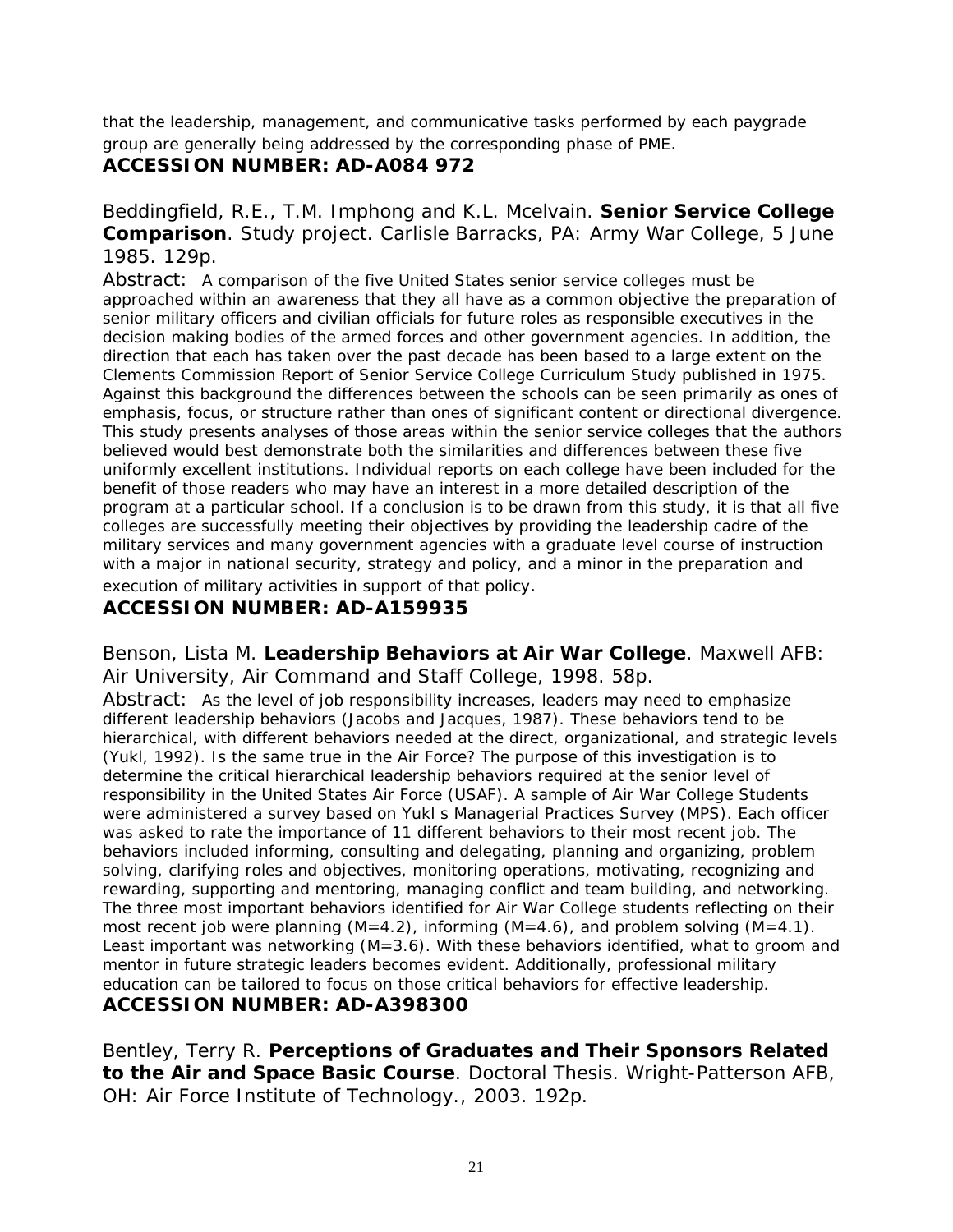that the leadership, management, and communicative tasks performed by each paygrade group are generally being addressed by the corresponding phase of PME.

**ACCESSION NUMBER: AD-A084 972**

Beddingfield, R.E., T.M. Imphong and K.L. Mcelvain. **Senior Service College Comparison**. Study project. Carlisle Barracks, PA: Army War College, 5 June 1985. 129p.

Abstract: A comparison of the five United States senior service colleges must be approached within an awareness that they all have as a common objective the preparation of senior military officers and civilian officials for future roles as responsible executives in the decision making bodies of the armed forces and other government agencies. In addition, the direction that each has taken over the past decade has been based to a large extent on the Clements Commission Report of Senior Service College Curriculum Study published in 1975. Against this background the differences between the schools can be seen primarily as ones of emphasis, focus, or structure rather than ones of significant content or directional divergence. This study presents analyses of those areas within the senior service colleges that the authors believed would best demonstrate both the similarities and differences between these five uniformly excellent institutions. Individual reports on each college have been included for the benefit of those readers who may have an interest in a more detailed description of the program at a particular school. If a conclusion is to be drawn from this study, it is that all five colleges are successfully meeting their objectives by providing the leadership cadre of the military services and many government agencies with a graduate level course of instruction with a major in national security, strategy and policy, and a minor in the preparation and execution of military activities in support of that policy.

**ACCESSION NUMBER: AD-A159935**

Benson, Lista M. **Leadership Behaviors at Air War College**. Maxwell AFB: Air University, Air Command and Staff College, 1998. 58p.

Abstract: As the level of job responsibility increases, leaders may need to emphasize different leadership behaviors (Jacobs and Jacques, 1987). These behaviors tend to be hierarchical, with different behaviors needed at the direct, organizational, and strategic levels (Yukl, 1992). Is the same true in the Air Force? The purpose of this investigation is to determine the critical hierarchical leadership behaviors required at the senior level of responsibility in the United States Air Force (USAF). A sample of Air War College Students were administered a survey based on Yukl s Managerial Practices Survey (MPS). Each officer was asked to rate the importance of 11 different behaviors to their most recent job. The behaviors included informing, consulting and delegating, planning and organizing, problem solving, clarifying roles and objectives, monitoring operations, motivating, recognizing and rewarding, supporting and mentoring, managing conflict and team building, and networking. The three most important behaviors identified for Air War College students reflecting on their most recent job were planning (M=4.2), informing (M=4.6), and problem solving (M=4.1). Least important was networking (M=3.6). With these behaviors identified, what to groom and mentor in future strategic leaders becomes evident. Additionally, professional military education can be tailored to focus on those critical behaviors for effective leadership.

**ACCESSION NUMBER: AD-A398300**

Bentley, Terry R. **Perceptions of Graduates and Their Sponsors Related to the Air and Space Basic Course**. Doctoral Thesis. Wright-Patterson AFB, OH: Air Force Institute of Technology., 2003. 192p.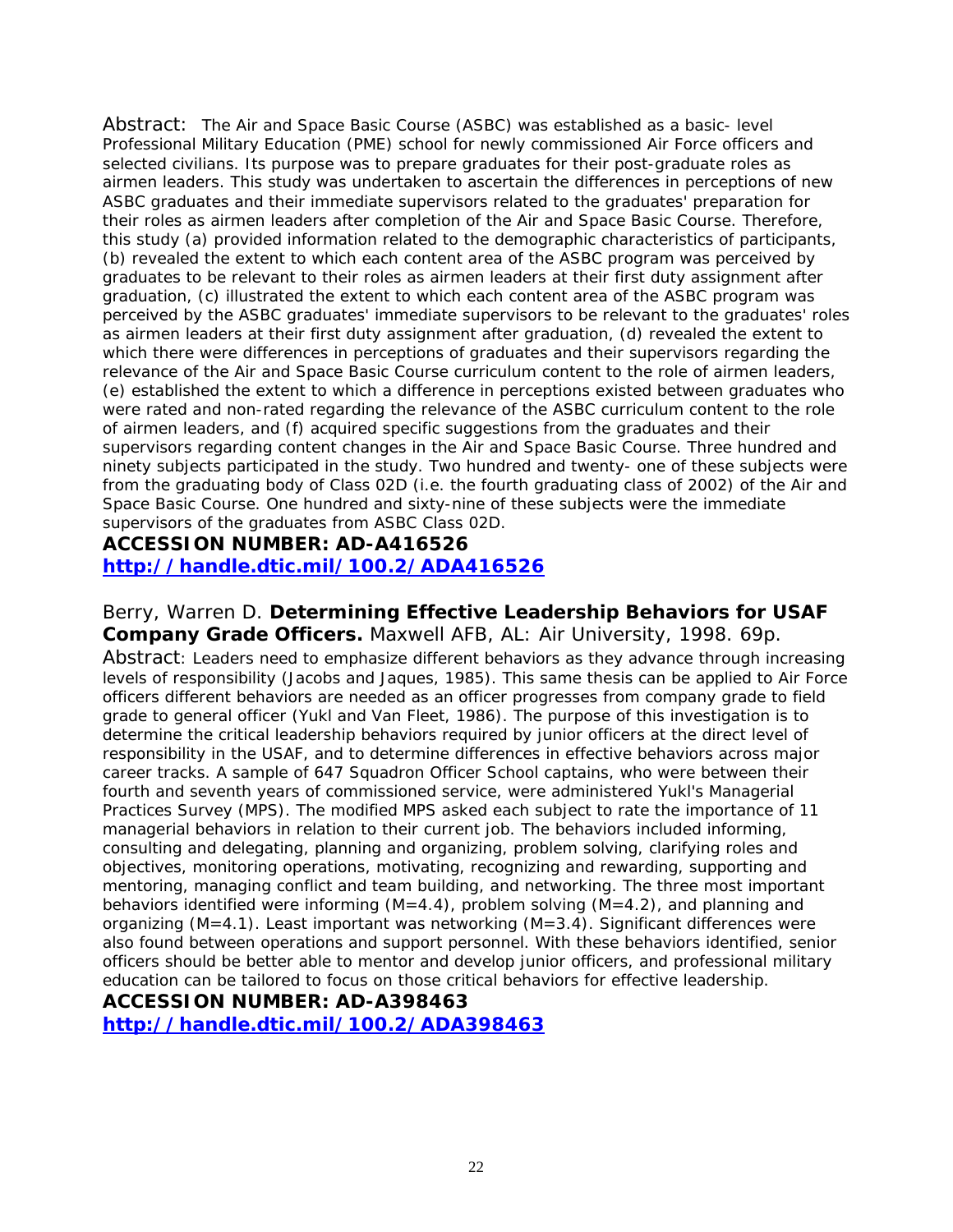Abstract: The Air and Space Basic Course (ASBC) was established as a basic- level Professional Military Education (PME) school for newly commissioned Air Force officers and selected civilians. Its purpose was to prepare graduates for their post-graduate roles as airmen leaders. This study was undertaken to ascertain the differences in perceptions of new ASBC graduates and their immediate supervisors related to the graduates' preparation for their roles as airmen leaders after completion of the Air and Space Basic Course. Therefore, this study (a) provided information related to the demographic characteristics of participants, (b) revealed the extent to which each content area of the ASBC program was perceived by graduates to be relevant to their roles as airmen leaders at their first duty assignment after graduation, (c) illustrated the extent to which each content area of the ASBC program was perceived by the ASBC graduates' immediate supervisors to be relevant to the graduates' roles as airmen leaders at their first duty assignment after graduation, (d) revealed the extent to which there were differences in perceptions of graduates and their supervisors regarding the relevance of the Air and Space Basic Course curriculum content to the role of airmen leaders, (e) established the extent to which a difference in perceptions existed between graduates who were rated and non-rated regarding the relevance of the ASBC curriculum content to the role of airmen leaders, and (f) acquired specific suggestions from the graduates and their supervisors regarding content changes in the Air and Space Basic Course. Three hundred and ninety subjects participated in the study. Two hundred and twenty- one of these subjects were from the graduating body of Class 02D (i.e. the fourth graduating class of 2002) of the Air and Space Basic Course. One hundred and sixty-nine of these subjects were the immediate supervisors of the graduates from ASBC Class 02D.

**ACCESSION NUMBER: AD-A416526**
**http://handle.dtic.mil/100.2/ADA416526**

Berry, Warren D. **Determining Effective Leadership Behaviors for USAF Company Grade Officers.** Maxwell AFB, AL: Air University, 1998. 69p.

Abstract: Leaders need to emphasize different behaviors as they advance through increasing levels of responsibility (Jacobs and Jaques, 1985). This same thesis can be applied to Air Force officers different behaviors are needed as an officer progresses from company grade to field grade to general officer (Yukl and Van Fleet, 1986). The purpose of this investigation is to determine the critical leadership behaviors required by junior officers at the direct level of responsibility in the USAF, and to determine differences in effective behaviors across major career tracks. A sample of 647 Squadron Officer School captains, who were between their fourth and seventh years of commissioned service, were administered Yukl's Managerial Practices Survey (MPS). The modified MPS asked each subject to rate the importance of 11 managerial behaviors in relation to their current job. The behaviors included informing, consulting and delegating, planning and organizing, problem solving, clarifying roles and objectives, monitoring operations, motivating, recognizing and rewarding, supporting and mentoring, managing conflict and team building, and networking. The three most important behaviors identified were informing (M=4.4), problem solving (M=4.2), and planning and organizing (M=4.1). Least important was networking (M=3.4). Significant differences were also found between operations and support personnel. With these behaviors identified, senior officers should be better able to mentor and develop junior officers, and professional military education can be tailored to focus on those critical behaviors for effective leadership.

**ACCESSION NUMBER: AD-A398463**
**http://handle.dtic.mil/100.2/ADA398463**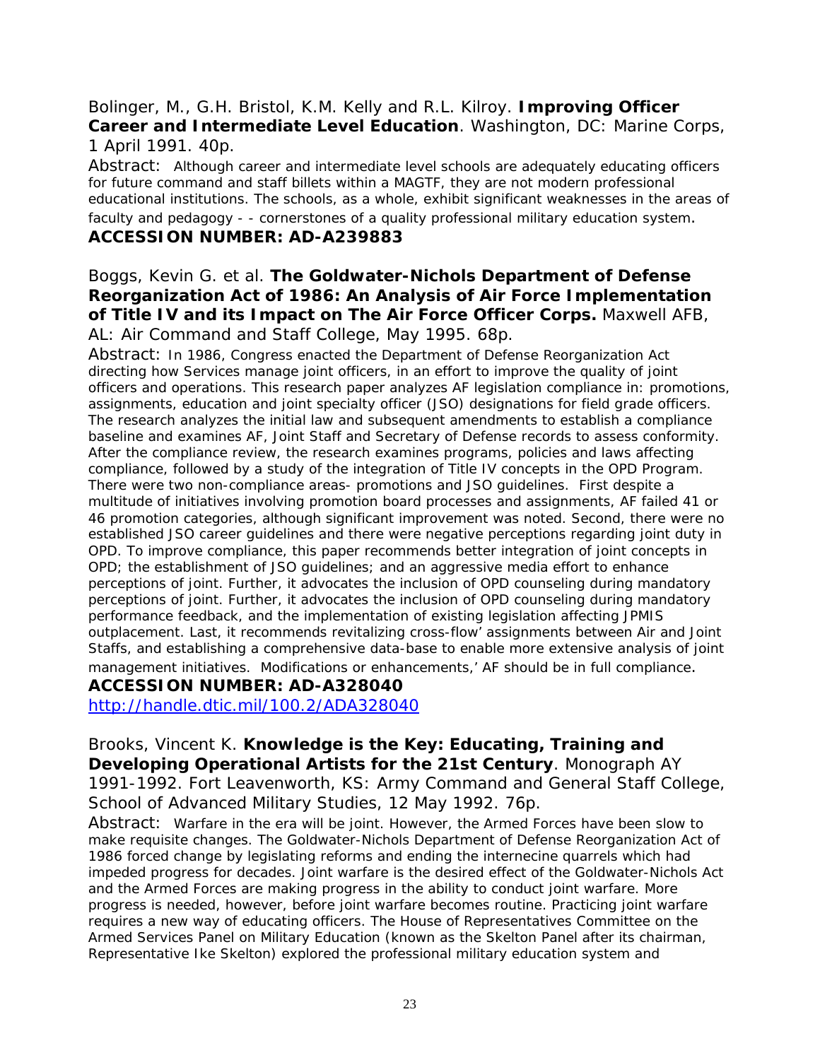Bolinger, M., G.H. Bristol, K.M. Kelly and R.L. Kilroy. **Improving Officer Career and Intermediate Level Education**. Washington, DC: Marine Corps, 1 April 1991. 40p.

Abstract: Although career and intermediate level schools are adequately educating officers for future command and staff billets within a MAGTF, they are not modern professional educational institutions. The schools, as a whole, exhibit significant weaknesses in the areas of faculty and pedagogy - - cornerstones of a quality professional military education system.

**ACCESSION NUMBER: AD-A239883**

Boggs, Kevin G. et al. **The Goldwater-Nichols Department of Defense Reorganization Act of 1986: An Analysis of Air Force Implementation of Title IV and its Impact on The Air Force Officer Corps.** Maxwell AFB, AL: Air Command and Staff College, May 1995. 68p.

Abstract: In 1986, Congress enacted the Department of Defense Reorganization Act directing how Services manage joint officers, in an effort to improve the quality of joint officers and operations. This research paper analyzes AF legislation compliance in: promotions, assignments, education and joint specialty officer (JSO) designations for field grade officers. The research analyzes the initial law and subsequent amendments to establish a compliance baseline and examines AF, Joint Staff and Secretary of Defense records to assess conformity. After the compliance review, the research examines programs, policies and laws affecting compliance, followed by a study of the integration of Title IV concepts in the OPD Program. There were two non-compliance areas- promotions and JSO guidelines. First despite a multitude of initiatives involving promotion board processes and assignments, AF failed 41 or 46 promotion categories, although significant improvement was noted. Second, there were no established JSO career guidelines and there were negative perceptions regarding joint duty in OPD. To improve compliance, this paper recommends better integration of joint concepts in OPD; the establishment of JSO guidelines; and an aggressive media effort to enhance perceptions of joint. Further, it advocates the inclusion of OPD counseling during mandatory perceptions of joint. Further, it advocates the inclusion of OPD counseling during mandatory performance feedback, and the implementation of existing legislation affecting JPMIS outplacement. Last, it recommends revitalizing cross-flow' assignments between Air and Joint Staffs, and establishing a comprehensive data-base to enable more extensive analysis of joint management initiatives. Modifications or enhancements,' AF should be in full compliance.

**ACCESSION NUMBER: AD-A328040**

http://handle.dtic.mil/100.2/ADA328040

Brooks, Vincent K. **Knowledge is the Key: Educating, Training and Developing Operational Artists for the 21st Century**. Monograph AY 1991-1992. Fort Leavenworth, KS: Army Command and General Staff College, School of Advanced Military Studies, 12 May 1992. 76p.

Abstract: Warfare in the era will be joint. However, the Armed Forces have been slow to make requisite changes. The Goldwater-Nichols Department of Defense Reorganization Act of 1986 forced change by legislating reforms and ending the internecine quarrels which had impeded progress for decades. Joint warfare is the desired effect of the Goldwater-Nichols Act and the Armed Forces are making progress in the ability to conduct joint warfare. More progress is needed, however, before joint warfare becomes routine. Practicing joint warfare requires a new way of educating officers. The House of Representatives Committee on the Armed Services Panel on Military Education (known as the Skelton Panel after its chairman, Representative Ike Skelton) explored the professional military education system and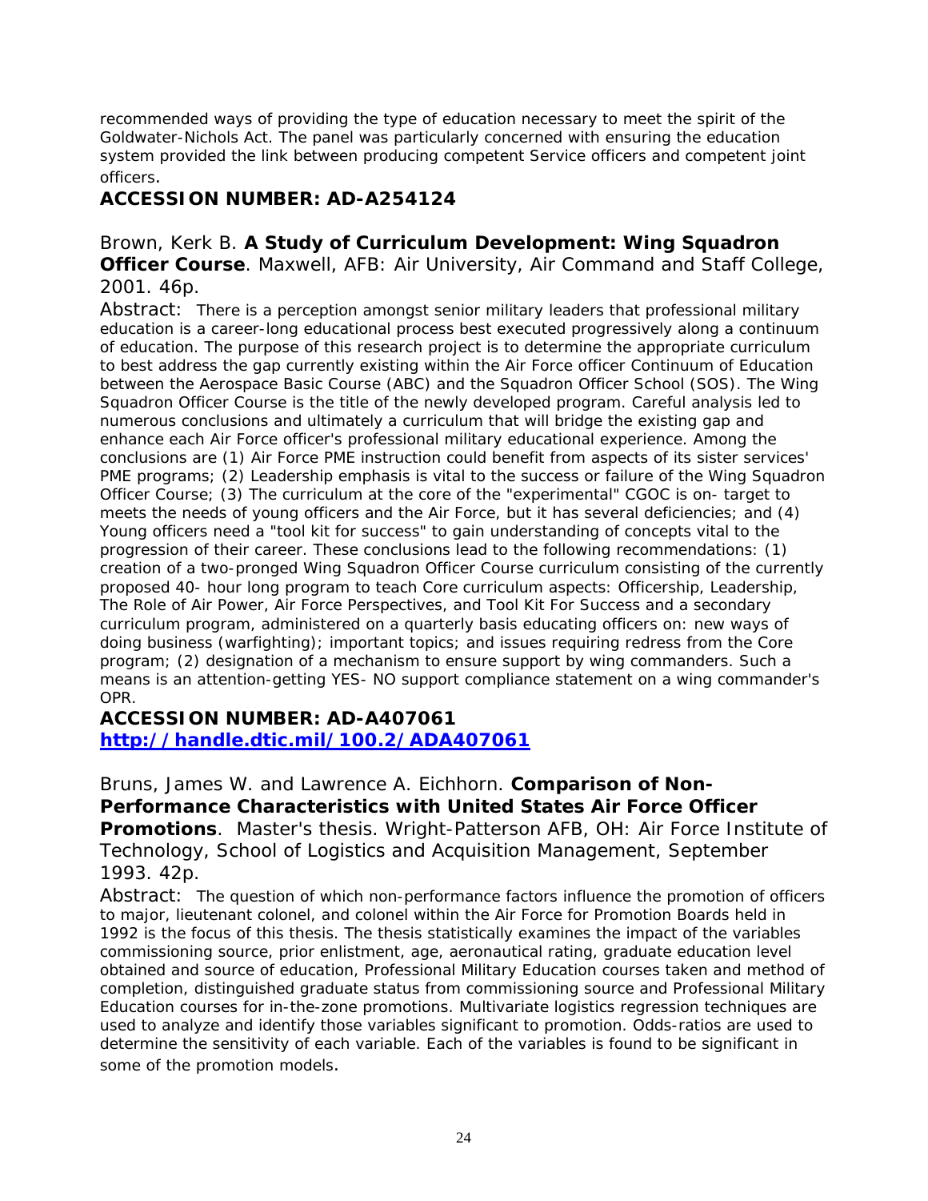recommended ways of providing the type of education necessary to meet the spirit of the Goldwater-Nichols Act. The panel was particularly concerned with ensuring the education system provided the link between producing competent Service officers and competent joint officers.

**ACCESSION NUMBER: AD-A254124**

Brown, Kerk B. **A Study of Curriculum Development: Wing Squadron Officer Course**. Maxwell, AFB: Air University, Air Command and Staff College, 2001. 46p.

Abstract: There is a perception amongst senior military leaders that professional military education is a career-long educational process best executed progressively along a continuum of education. The purpose of this research project is to determine the appropriate curriculum to best address the gap currently existing within the Air Force officer Continuum of Education between the Aerospace Basic Course (ABC) and the Squadron Officer School (SOS). The Wing Squadron Officer Course is the title of the newly developed program. Careful analysis led to numerous conclusions and ultimately a curriculum that will bridge the existing gap and enhance each Air Force officer's professional military educational experience. Among the conclusions are (1) Air Force PME instruction could benefit from aspects of its sister services' PME programs; (2) Leadership emphasis is vital to the success or failure of the Wing Squadron Officer Course; (3) The curriculum at the core of the "experimental" CGOC is on- target to meets the needs of young officers and the Air Force, but it has several deficiencies; and (4) Young officers need a "tool kit for success" to gain understanding of concepts vital to the progression of their career. These conclusions lead to the following recommendations: (1) creation of a two-pronged Wing Squadron Officer Course curriculum consisting of the currently proposed 40- hour long program to teach Core curriculum aspects: Officership, Leadership, The Role of Air Power, Air Force Perspectives, and Tool Kit For Success and a secondary curriculum program, administered on a quarterly basis educating officers on: new ways of doing business (warfighting); important topics; and issues requiring redress from the Core program; (2) designation of a mechanism to ensure support by wing commanders. Such a means is an attention-getting YES- NO support compliance statement on a wing commander's OPR.

**ACCESSION NUMBER: AD-A407061**
**http://handle.dtic.mil/100.2/ADA407061**

Bruns, James W. and Lawrence A. Eichhorn. **Comparison of Non-Performance Characteristics with United States Air Force Officer Promotions**. Master's thesis. Wright-Patterson AFB, OH: Air Force Institute of Technology, School of Logistics and Acquisition Management, September 1993. 42p.

Abstract: The question of which non-performance factors influence the promotion of officers to major, lieutenant colonel, and colonel within the Air Force for Promotion Boards held in 1992 is the focus of this thesis. The thesis statistically examines the impact of the variables commissioning source, prior enlistment, age, aeronautical rating, graduate education level obtained and source of education, Professional Military Education courses taken and method of completion, distinguished graduate status from commissioning source and Professional Military Education courses for in-the-zone promotions. Multivariate logistics regression techniques are used to analyze and identify those variables significant to promotion. Odds-ratios are used to determine the sensitivity of each variable. Each of the variables is found to be significant in some of the promotion models.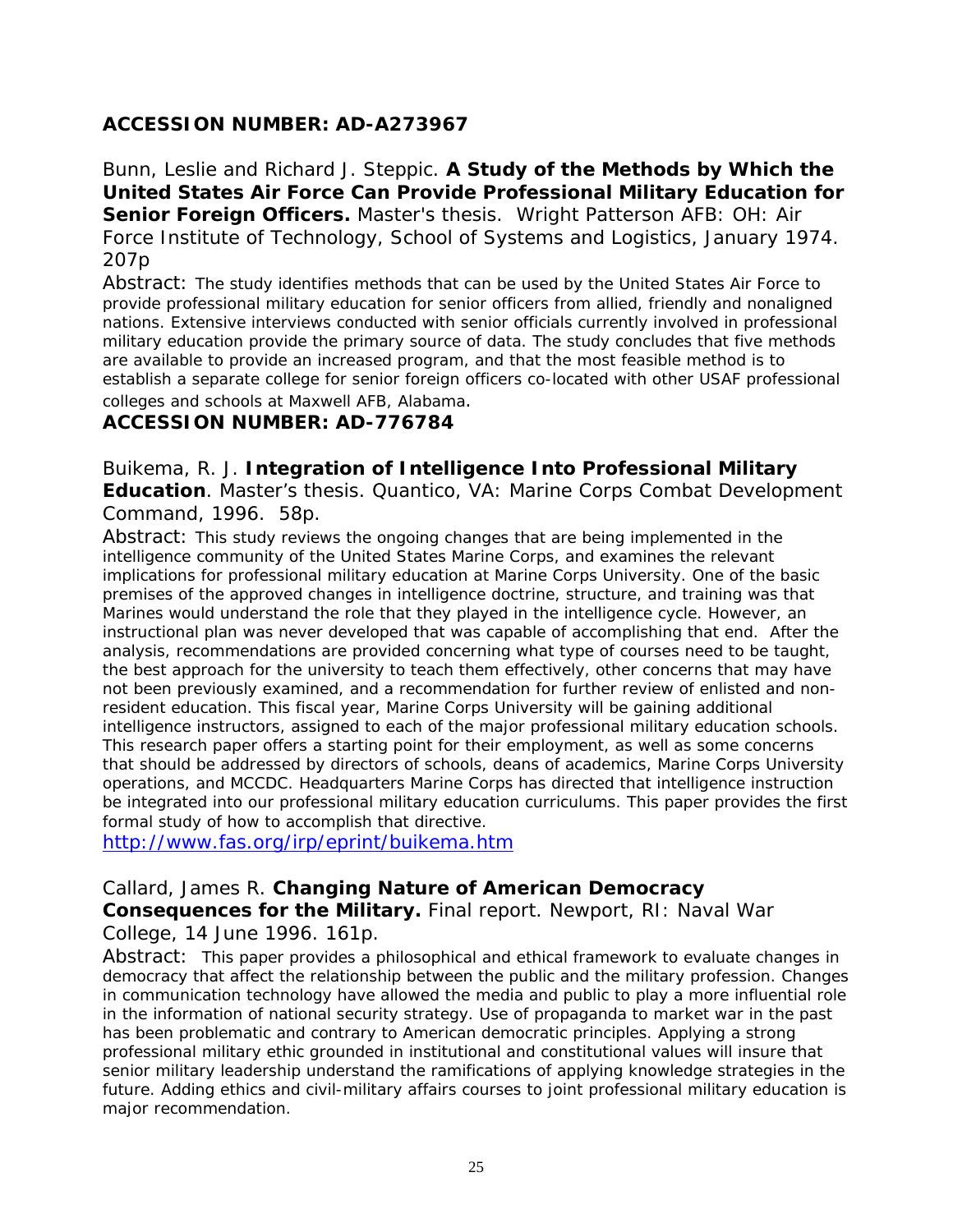**ACCESSION NUMBER: AD-A273967**

Bunn, Leslie and Richard J. Steppic. **A Study of the Methods by Which the United States Air Force Can Provide Professional Military Education for Senior Foreign Officers.** Master's thesis. Wright Patterson AFB: OH: Air Force Institute of Technology, School of Systems and Logistics, January 1974. 207p

Abstract: The study identifies methods that can be used by the United States Air Force to provide professional military education for senior officers from allied, friendly and nonaligned nations. Extensive interviews conducted with senior officials currently involved in professional military education provide the primary source of data. The study concludes that five methods are available to provide an increased program, and that the most feasible method is to establish a separate college for senior foreign officers co-located with other USAF professional colleges and schools at Maxwell AFB, Alabama.

**ACCESSION NUMBER: AD-776784**

Buikema, R. J. **Integration of Intelligence Into Professional Military Education**. Master's thesis. Quantico, VA: Marine Corps Combat Development Command, 1996. 58p.

Abstract: This study reviews the ongoing changes that are being implemented in the intelligence community of the United States Marine Corps, and examines the relevant implications for professional military education at Marine Corps University. One of the basic premises of the approved changes in intelligence doctrine, structure, and training was that Marines would understand the role that they played in the intelligence cycle. However, an instructional plan was never developed that was capable of accomplishing that end. After the analysis, recommendations are provided concerning what type of courses need to be taught, the best approach for the university to teach them effectively, other concerns that may have not been previously examined, and a recommendation for further review of enlisted and non-resident education. This fiscal year, Marine Corps University will be gaining additional intelligence instructors, assigned to each of the major professional military education schools. This research paper offers a starting point for their employment, as well as some concerns that should be addressed by directors of schools, deans of academics, Marine Corps University operations, and MCCDC. Headquarters Marine Corps has directed that intelligence instruction be integrated into our professional military education curriculums. This paper provides the first formal study of how to accomplish that directive.
http://www.fas.org/irp/eprint/buikema.htm

Callard, James R. **Changing Nature of American Democracy Consequences for the Military.** Final report. Newport, RI: Naval War College, 14 June 1996. 161p.

Abstract: This paper provides a philosophical and ethical framework to evaluate changes in democracy that affect the relationship between the public and the military profession. Changes in communication technology have allowed the media and public to play a more influential role in the information of national security strategy. Use of propaganda to market war in the past has been problematic and contrary to American democratic principles. Applying a strong professional military ethic grounded in institutional and constitutional values will insure that senior military leadership understand the ramifications of applying knowledge strategies in the future. Adding ethics and civil-military affairs courses to joint professional military education is major recommendation.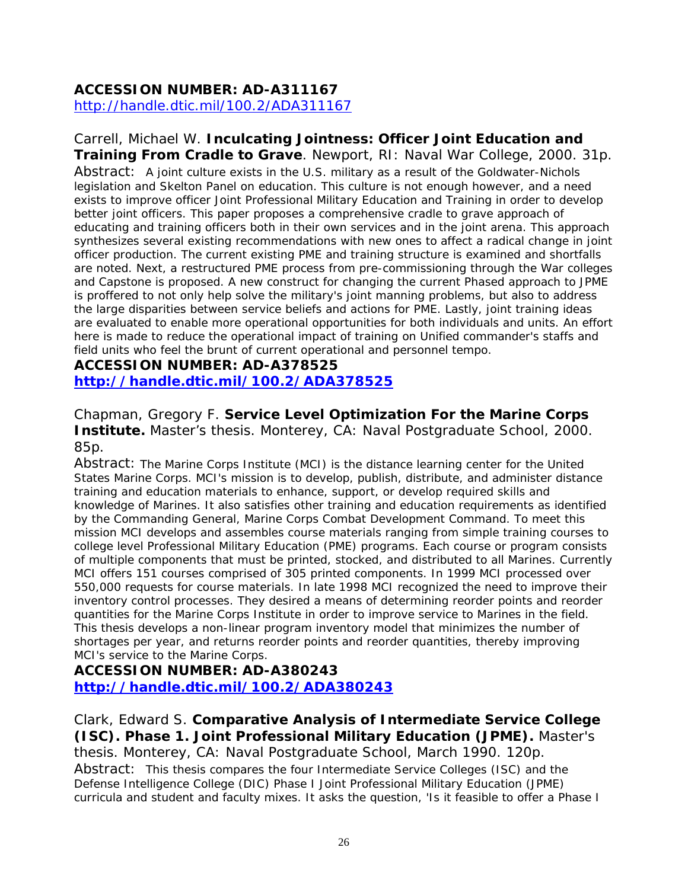**ACCESSION NUMBER: AD-A311167**
http://handle.dtic.mil/100.2/ADA311167

Carrell, Michael W. **Inculcating Jointness: Officer Joint Education and Training From Cradle to Grave**. Newport, RI: Naval War College, 2000. 31p.

Abstract: A joint culture exists in the U.S. military as a result of the Goldwater-Nichols legislation and Skelton Panel on education. This culture is not enough however, and a need exists to improve officer Joint Professional Military Education and Training in order to develop better joint officers. This paper proposes a comprehensive cradle to grave approach of educating and training officers both in their own services and in the joint arena. This approach synthesizes several existing recommendations with new ones to affect a radical change in joint officer production. The current existing PME and training structure is examined and shortfalls are noted. Next, a restructured PME process from pre-commissioning through the War colleges and Capstone is proposed. A new construct for changing the current Phased approach to JPME is proffered to not only help solve the military's joint manning problems, but also to address the large disparities between service beliefs and actions for PME. Lastly, joint training ideas are evaluated to enable more operational opportunities for both individuals and units. An effort here is made to reduce the operational impact of training on Unified commander's staffs and field units who feel the brunt of current operational and personnel tempo.

**ACCESSION NUMBER: AD-A378525**
**http://handle.dtic.mil/100.2/ADA378525**

Chapman, Gregory F. **Service Level Optimization For the Marine Corps Institute.** Master's thesis. Monterey, CA: Naval Postgraduate School, 2000. 85p.

Abstract: The Marine Corps Institute (MCI) is the distance learning center for the United States Marine Corps. MCI's mission is to develop, publish, distribute, and administer distance training and education materials to enhance, support, or develop required skills and knowledge of Marines. It also satisfies other training and education requirements as identified by the Commanding General, Marine Corps Combat Development Command. To meet this mission MCI develops and assembles course materials ranging from simple training courses to college level Professional Military Education (PME) programs. Each course or program consists of multiple components that must be printed, stocked, and distributed to all Marines. Currently MCI offers 151 courses comprised of 305 printed components. In 1999 MCI processed over 550,000 requests for course materials. In late 1998 MCI recognized the need to improve their inventory control processes. They desired a means of determining reorder points and reorder quantities for the Marine Corps Institute in order to improve service to Marines in the field. This thesis develops a non-linear program inventory model that minimizes the number of shortages per year, and returns reorder points and reorder quantities, thereby improving MCI's service to the Marine Corps.

**ACCESSION NUMBER: AD-A380243**
**http://handle.dtic.mil/100.2/ADA380243**

Clark, Edward S. **Comparative Analysis of Intermediate Service College (ISC). Phase 1. Joint Professional Military Education (JPME).** Master's thesis. Monterey, CA: Naval Postgraduate School, March 1990. 120p.

Abstract: This thesis compares the four Intermediate Service Colleges (ISC) and the Defense Intelligence College (DIC) Phase I Joint Professional Military Education (JPME) curricula and student and faculty mixes. It asks the question, 'Is it feasible to offer a Phase I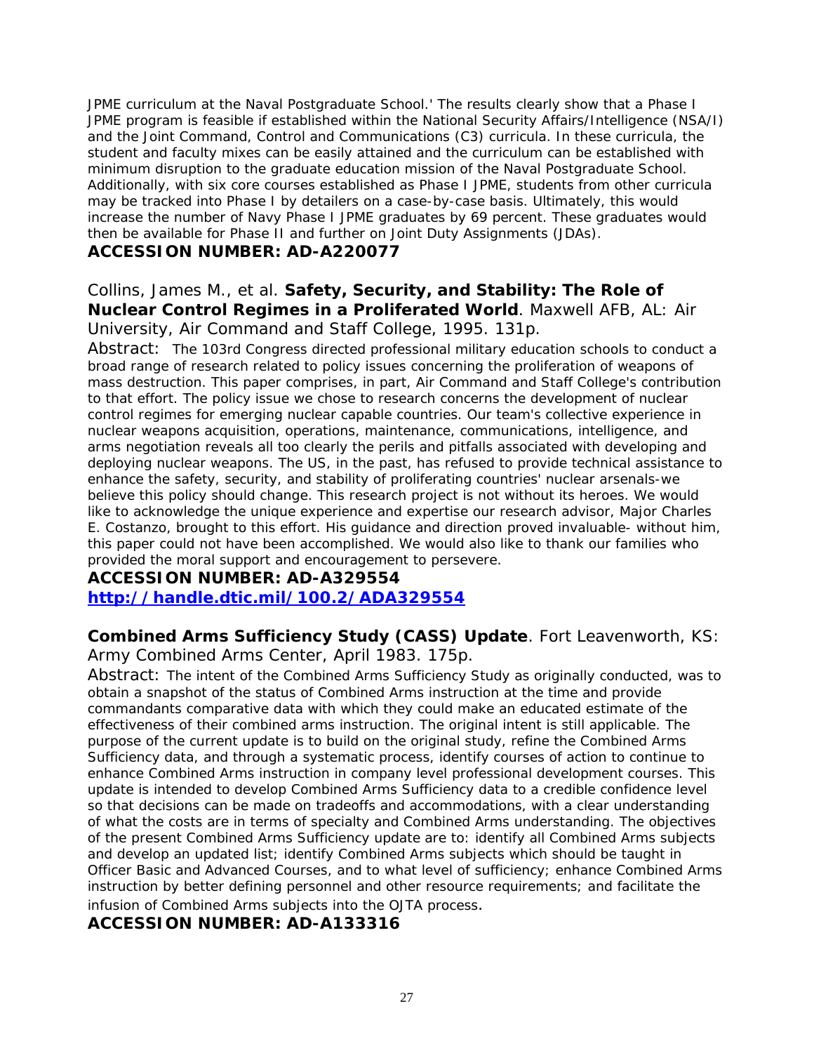JPME curriculum at the Naval Postgraduate School.' The results clearly show that a Phase I JPME program is feasible if established within the National Security Affairs/Intelligence (NSA/I) and the Joint Command, Control and Communications (C3) curricula. In these curricula, the student and faculty mixes can be easily attained and the curriculum can be established with minimum disruption to the graduate education mission of the Naval Postgraduate School. Additionally, with six core courses established as Phase I JPME, students from other curricula may be tracked into Phase I by detailers on a case-by-case basis. Ultimately, this would increase the number of Navy Phase I JPME graduates by 69 percent. These graduates would then be available for Phase II and further on Joint Duty Assignments (JDAs).
**ACCESSION NUMBER: AD-A220077**

Collins, James M., et al. **Safety, Security, and Stability: The Role of Nuclear Control Regimes in a Proliferated World**. Maxwell AFB, AL: Air University, Air Command and Staff College, 1995. 131p.

Abstract: The 103rd Congress directed professional military education schools to conduct a broad range of research related to policy issues concerning the proliferation of weapons of mass destruction. This paper comprises, in part, Air Command and Staff College's contribution to that effort. The policy issue we chose to research concerns the development of nuclear control regimes for emerging nuclear capable countries. Our team's collective experience in nuclear weapons acquisition, operations, maintenance, communications, intelligence, and arms negotiation reveals all too clearly the perils and pitfalls associated with developing and deploying nuclear weapons. The US, in the past, has refused to provide technical assistance to enhance the safety, security, and stability of proliferating countries' nuclear arsenals-we believe this policy should change. This research project is not without its heroes. We would like to acknowledge the unique experience and expertise our research advisor, Major Charles E. Costanzo, brought to this effort. His guidance and direction proved invaluable- without him, this paper could not have been accomplished. We would also like to thank our families who provided the moral support and encouragement to persevere.
**ACCESSION NUMBER: AD-A329554**
**http://handle.dtic.mil/100.2/ADA329554**

**Combined Arms Sufficiency Study (CASS) Update**. Fort Leavenworth, KS: Army Combined Arms Center, April 1983. 175p.

Abstract: The intent of the Combined Arms Sufficiency Study as originally conducted, was to obtain a snapshot of the status of Combined Arms instruction at the time and provide commandants comparative data with which they could make an educated estimate of the effectiveness of their combined arms instruction. The original intent is still applicable. The purpose of the current update is to build on the original study, refine the Combined Arms Sufficiency data, and through a systematic process, identify courses of action to continue to enhance Combined Arms instruction in company level professional development courses. This update is intended to develop Combined Arms Sufficiency data to a credible confidence level so that decisions can be made on tradeoffs and accommodations, with a clear understanding of what the costs are in terms of specialty and Combined Arms understanding. The objectives of the present Combined Arms Sufficiency update are to: identify all Combined Arms subjects and develop an updated list; identify Combined Arms subjects which should be taught in Officer Basic and Advanced Courses, and to what level of sufficiency; enhance Combined Arms instruction by better defining personnel and other resource requirements; and facilitate the infusion of Combined Arms subjects into the OJTA process.
**ACCESSION NUMBER: AD-A133316**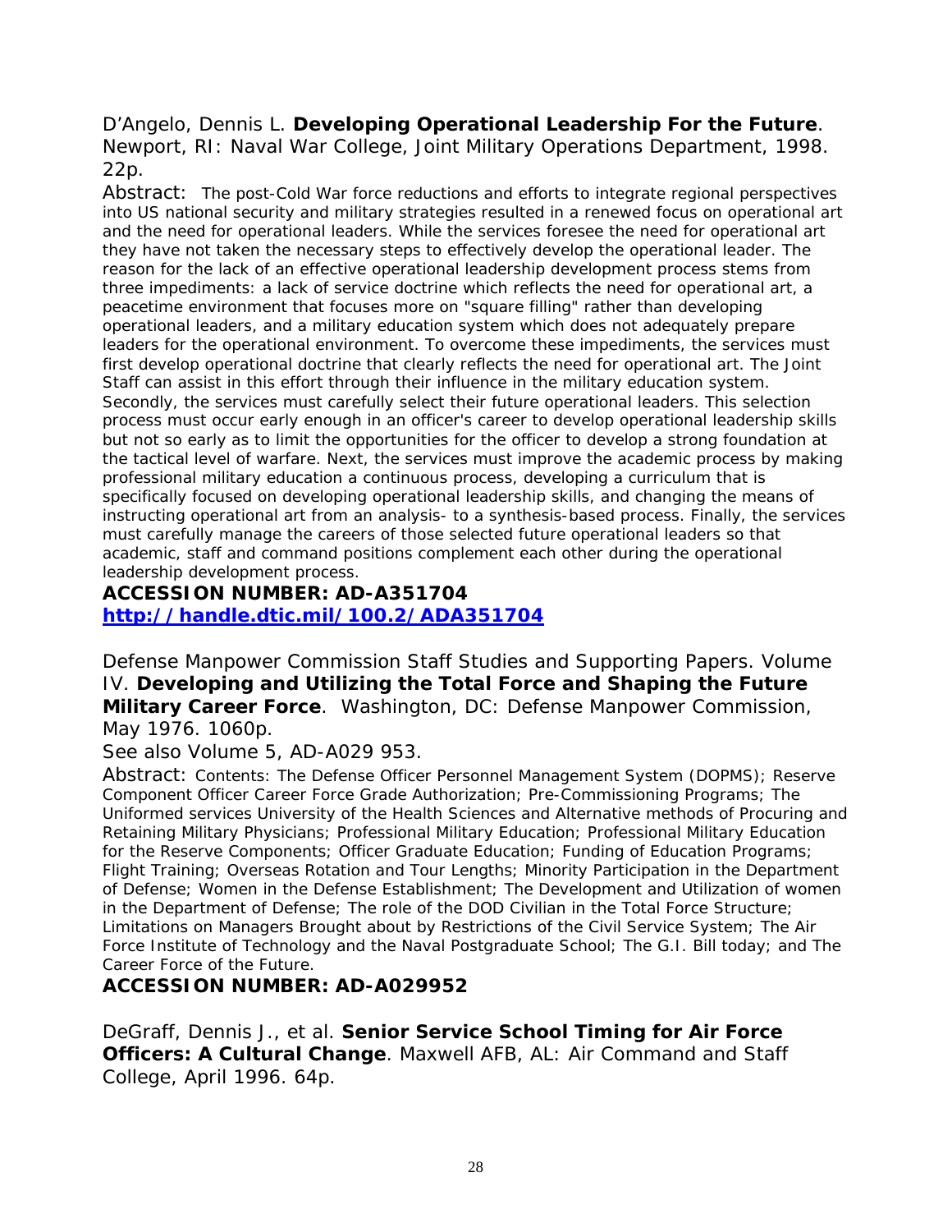D'Angelo, Dennis L. **Developing Operational Leadership For the Future**. Newport, RI: Naval War College, Joint Military Operations Department, 1998. 22p.

Abstract: The post-Cold War force reductions and efforts to integrate regional perspectives into US national security and military strategies resulted in a renewed focus on operational art and the need for operational leaders. While the services foresee the need for operational art they have not taken the necessary steps to effectively develop the operational leader. The reason for the lack of an effective operational leadership development process stems from three impediments: a lack of service doctrine which reflects the need for operational art, a peacetime environment that focuses more on "square filling" rather than developing operational leaders, and a military education system which does not adequately prepare leaders for the operational environment. To overcome these impediments, the services must first develop operational doctrine that clearly reflects the need for operational art. The Joint Staff can assist in this effort through their influence in the military education system. Secondly, the services must carefully select their future operational leaders. This selection process must occur early enough in an officer's career to develop operational leadership skills but not so early as to limit the opportunities for the officer to develop a strong foundation at the tactical level of warfare. Next, the services must improve the academic process by making professional military education a continuous process, developing a curriculum that is specifically focused on developing operational leadership skills, and changing the means of instructing operational art from an analysis- to a synthesis-based process. Finally, the services must carefully manage the careers of those selected future operational leaders so that academic, staff and command positions complement each other during the operational leadership development process.

**ACCESSION NUMBER: AD-A351704**
**[http://handle.dtic.mil/100.2/ADA351704](http://handle.dtic.mil/100.2/ADA351704)**

Defense Manpower Commission Staff Studies and Supporting Papers. Volume IV. **Developing and Utilizing the Total Force and Shaping the Future Military Career Force**. Washington, DC: Defense Manpower Commission, May 1976. 1060p.

See also Volume 5, AD-A029 953.

Abstract: Contents: The Defense Officer Personnel Management System (DOPMS); Reserve Component Officer Career Force Grade Authorization; Pre-Commissioning Programs; The Uniformed services University of the Health Sciences and Alternative methods of Procuring and Retaining Military Physicians; Professional Military Education; Professional Military Education for the Reserve Components; Officer Graduate Education; Funding of Education Programs; Flight Training; Overseas Rotation and Tour Lengths; Minority Participation in the Department of Defense; Women in the Defense Establishment; The Development and Utilization of women in the Department of Defense; The role of the DOD Civilian in the Total Force Structure; Limitations on Managers Brought about by Restrictions of the Civil Service System; The Air Force Institute of Technology and the Naval Postgraduate School; The G.I. Bill today; and The Career Force of the Future.

**ACCESSION NUMBER: AD-A029952**

DeGraff, Dennis J., et al. **Senior Service School Timing for Air Force Officers: A Cultural Change**. Maxwell AFB, AL: Air Command and Staff College, April 1996. 64p.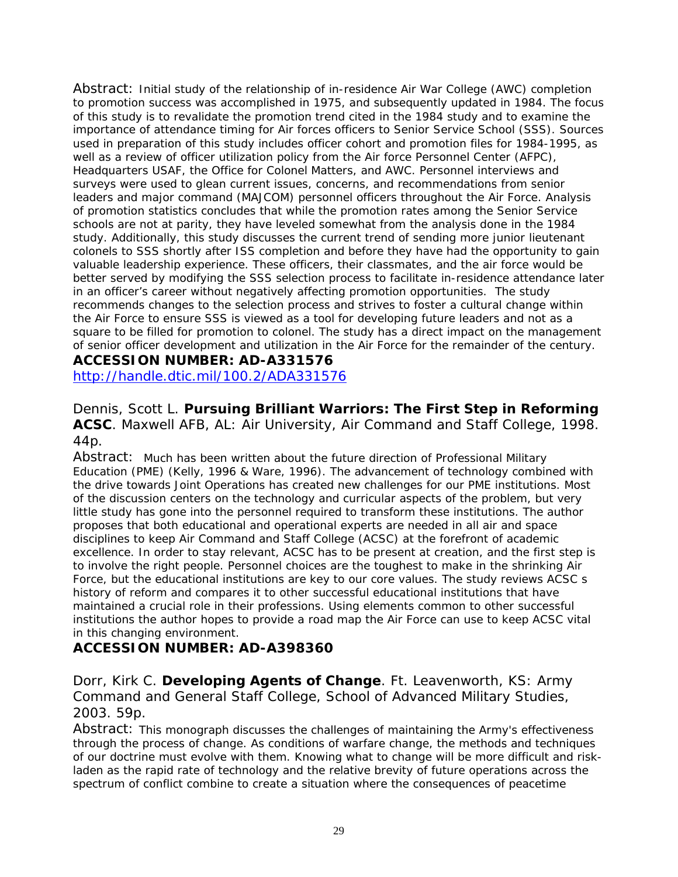Abstract: Initial study of the relationship of in-residence Air War College (AWC) completion to promotion success was accomplished in 1975, and subsequently updated in 1984. The focus of this study is to revalidate the promotion trend cited in the 1984 study and to examine the importance of attendance timing for Air forces officers to Senior Service School (SSS). Sources used in preparation of this study includes officer cohort and promotion files for 1984-1995, as well as a review of officer utilization policy from the Air force Personnel Center (AFPC), Headquarters USAF, the Office for Colonel Matters, and AWC. Personnel interviews and surveys were used to glean current issues, concerns, and recommendations from senior leaders and major command (MAJCOM) personnel officers throughout the Air Force. Analysis of promotion statistics concludes that while the promotion rates among the Senior Service schools are not at parity, they have leveled somewhat from the analysis done in the 1984 study. Additionally, this study discusses the current trend of sending more junior lieutenant colonels to SSS shortly after ISS completion and before they have had the opportunity to gain valuable leadership experience. These officers, their classmates, and the air force would be better served by modifying the SSS selection process to facilitate in-residence attendance later in an officer's career without negatively affecting promotion opportunities. The study recommends changes to the selection process and strives to foster a cultural change within the Air Force to ensure SSS is viewed as a tool for developing future leaders and not as a square to be filled for promotion to colonel. The study has a direct impact on the management of senior officer development and utilization in the Air Force for the remainder of the century.

**ACCESSION NUMBER: AD-A331576**

http://handle.dtic.mil/100.2/ADA331576

Dennis, Scott L. **Pursuing Brilliant Warriors: The First Step in Reforming ACSC**. Maxwell AFB, AL: Air University, Air Command and Staff College, 1998. 44p.

Abstract: Much has been written about the future direction of Professional Military Education (PME) (Kelly, 1996 & Ware, 1996). The advancement of technology combined with the drive towards Joint Operations has created new challenges for our PME institutions. Most of the discussion centers on the technology and curricular aspects of the problem, but very little study has gone into the personnel required to transform these institutions. The author proposes that both educational and operational experts are needed in all air and space disciplines to keep Air Command and Staff College (ACSC) at the forefront of academic excellence. In order to stay relevant, ACSC has to be present at creation, and the first step is to involve the right people. Personnel choices are the toughest to make in the shrinking Air Force, but the educational institutions are key to our core values. The study reviews ACSC s history of reform and compares it to other successful educational institutions that have maintained a crucial role in their professions. Using elements common to other successful institutions the author hopes to provide a road map the Air Force can use to keep ACSC vital in this changing environment.

**ACCESSION NUMBER: AD-A398360**

Dorr, Kirk C. **Developing Agents of Change**. Ft. Leavenworth, KS: Army Command and General Staff College, School of Advanced Military Studies, 2003. 59p.

Abstract: This monograph discusses the challenges of maintaining the Army's effectiveness through the process of change. As conditions of warfare change, the methods and techniques of our doctrine must evolve with them. Knowing what to change will be more difficult and risk-laden as the rapid rate of technology and the relative brevity of future operations across the spectrum of conflict combine to create a situation where the consequences of peacetime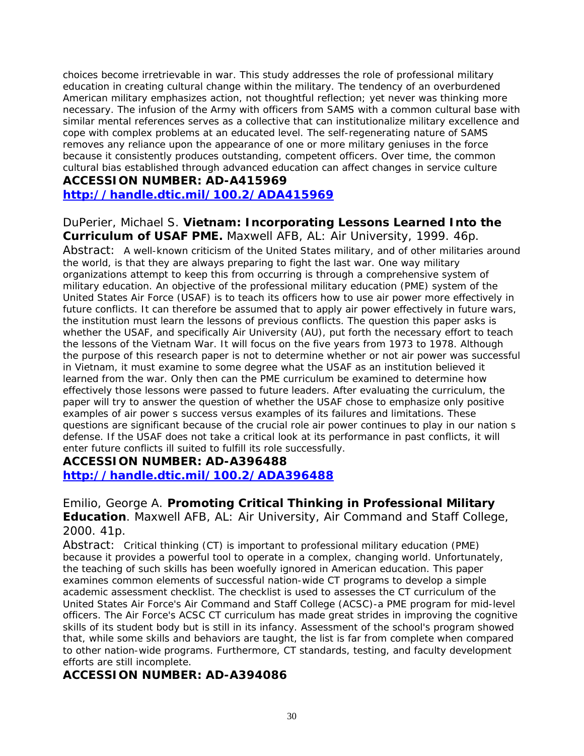choices become irretrievable in war. This study addresses the role of professional military education in creating cultural change within the military. The tendency of an overburdened American military emphasizes action, not thoughtful reflection; yet never was thinking more necessary. The infusion of the Army with officers from SAMS with a common cultural base with similar mental references serves as a collective that can institutionalize military excellence and cope with complex problems at an educated level. The self-regenerating nature of SAMS removes any reliance upon the appearance of one or more military geniuses in the force because it consistently produces outstanding, competent officers. Over time, the common cultural bias established through advanced education can affect changes in service culture

**ACCESSION NUMBER: AD-A415969**
**http://handle.dtic.mil/100.2/ADA415969**

DuPerier, Michael S. **Vietnam: Incorporating Lessons Learned Into the Curriculum of USAF PME.** Maxwell AFB, AL: Air University, 1999. 46p.

Abstract: A well-known criticism of the United States military, and of other militaries around the world, is that they are always preparing to fight the last war. One way military organizations attempt to keep this from occurring is through a comprehensive system of military education. An objective of the professional military education (PME) system of the United States Air Force (USAF) is to teach its officers how to use air power more effectively in future conflicts. It can therefore be assumed that to apply air power effectively in future wars, the institution must learn the lessons of previous conflicts. The question this paper asks is whether the USAF, and specifically Air University (AU), put forth the necessary effort to teach the lessons of the Vietnam War. It will focus on the five years from 1973 to 1978. Although the purpose of this research paper is not to determine whether or not air power was successful in Vietnam, it must examine to some degree what the USAF as an institution believed it learned from the war. Only then can the PME curriculum be examined to determine how effectively those lessons were passed to future leaders. After evaluating the curriculum, the paper will try to answer the question of whether the USAF chose to emphasize only positive examples of air power s success versus examples of its failures and limitations. These questions are significant because of the crucial role air power continues to play in our nation s defense. If the USAF does not take a critical look at its performance in past conflicts, it will enter future conflicts ill suited to fulfill its role successfully.

**ACCESSION NUMBER: AD-A396488**
**http://handle.dtic.mil/100.2/ADA396488**

Emilio, George A. **Promoting Critical Thinking in Professional Military Education**. Maxwell AFB, AL: Air University, Air Command and Staff College, 2000. 41p.

Abstract: Critical thinking (CT) is important to professional military education (PME) because it provides a powerful tool to operate in a complex, changing world. Unfortunately, the teaching of such skills has been woefully ignored in American education. This paper examines common elements of successful nation-wide CT programs to develop a simple academic assessment checklist. The checklist is used to assesses the CT curriculum of the United States Air Force's Air Command and Staff College (ACSC)-a PME program for mid-level officers. The Air Force's ACSC CT curriculum has made great strides in improving the cognitive skills of its student body but is still in its infancy. Assessment of the school's program showed that, while some skills and behaviors are taught, the list is far from complete when compared to other nation-wide programs. Furthermore, CT standards, testing, and faculty development efforts are still incomplete.

**ACCESSION NUMBER: AD-A394086**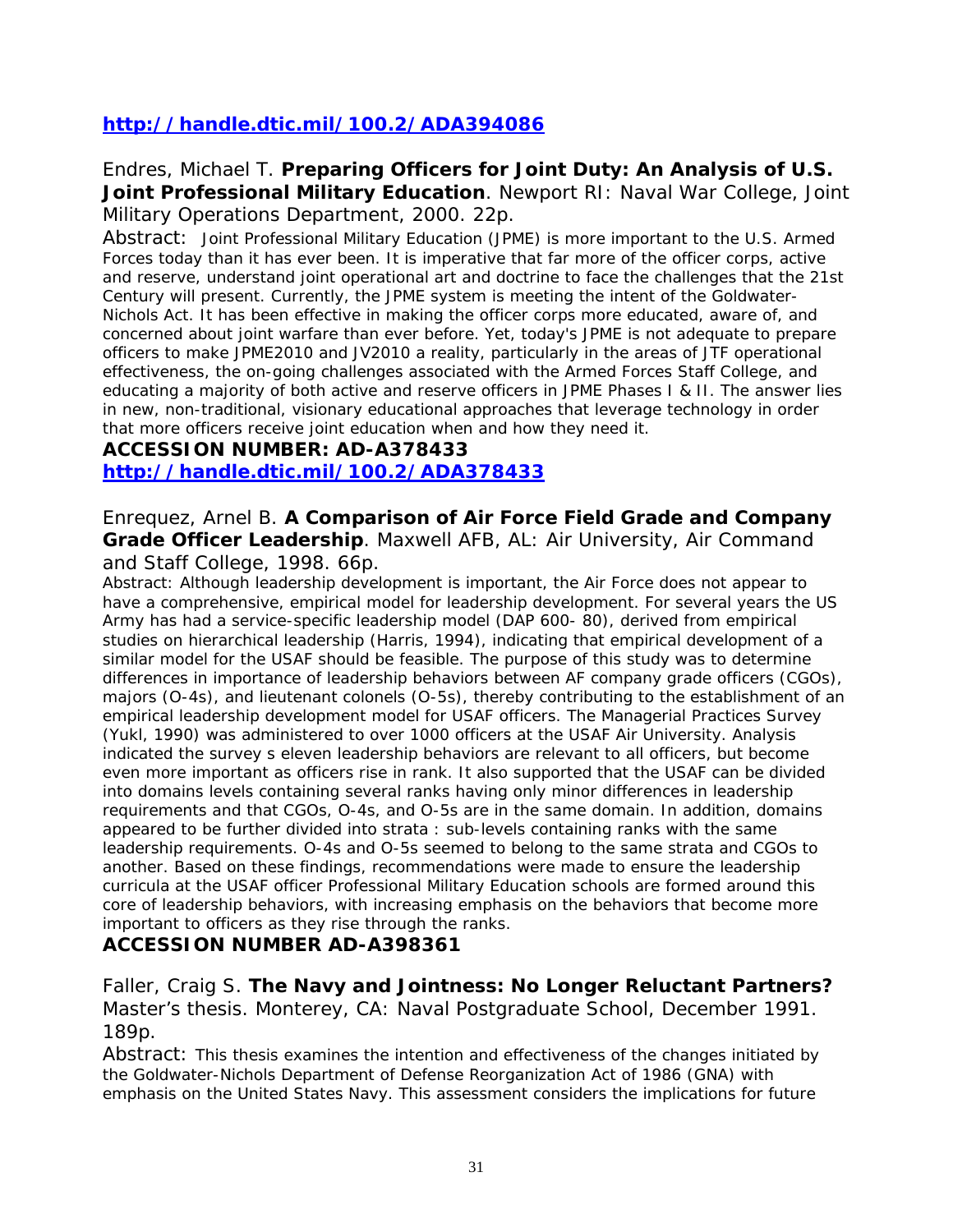**http://handle.dtic.mil/100.2/ADA394086**

Endres, Michael T. **Preparing Officers for Joint Duty: An Analysis of U.S. Joint Professional Military Education**. Newport RI: Naval War College, Joint Military Operations Department, 2000. 22p.

Abstract: Joint Professional Military Education (JPME) is more important to the U.S. Armed Forces today than it has ever been. It is imperative that far more of the officer corps, active and reserve, understand joint operational art and doctrine to face the challenges that the 21st Century will present. Currently, the JPME system is meeting the intent of the Goldwater-Nichols Act. It has been effective in making the officer corps more educated, aware of, and concerned about joint warfare than ever before. Yet, today's JPME is not adequate to prepare officers to make JPME2010 and JV2010 a reality, particularly in the areas of JTF operational effectiveness, the on-going challenges associated with the Armed Forces Staff College, and educating a majority of both active and reserve officers in JPME Phases I & II. The answer lies in new, non-traditional, visionary educational approaches that leverage technology in order that more officers receive joint education when and how they need it.

**ACCESSION NUMBER: AD-A378433**

**http://handle.dtic.mil/100.2/ADA378433**

Enrequez, Arnel B. **A Comparison of Air Force Field Grade and Company Grade Officer Leadership**. Maxwell AFB, AL: Air University, Air Command and Staff College, 1998. 66p.

Abstract: Although leadership development is important, the Air Force does not appear to have a comprehensive, empirical model for leadership development. For several years the US Army has had a service-specific leadership model (DAP 600- 80), derived from empirical studies on hierarchical leadership (Harris, 1994), indicating that empirical development of a similar model for the USAF should be feasible. The purpose of this study was to determine differences in importance of leadership behaviors between AF company grade officers (CGOs), majors (O-4s), and lieutenant colonels (O-5s), thereby contributing to the establishment of an empirical leadership development model for USAF officers. The Managerial Practices Survey (Yukl, 1990) was administered to over 1000 officers at the USAF Air University. Analysis indicated the survey s eleven leadership behaviors are relevant to all officers, but become even more important as officers rise in rank. It also supported that the USAF can be divided into domains levels containing several ranks having only minor differences in leadership requirements and that CGOs, O-4s, and O-5s are in the same domain. In addition, domains appeared to be further divided into strata : sub-levels containing ranks with the same leadership requirements. O-4s and O-5s seemed to belong to the same strata and CGOs to another. Based on these findings, recommendations were made to ensure the leadership curricula at the USAF officer Professional Military Education schools are formed around this core of leadership behaviors, with increasing emphasis on the behaviors that become more important to officers as they rise through the ranks.

**ACCESSION NUMBER AD-A398361**

Faller, Craig S. **The Navy and Jointness: No Longer Reluctant Partners?** Master's thesis. Monterey, CA: Naval Postgraduate School, December 1991. 189p.

Abstract: This thesis examines the intention and effectiveness of the changes initiated by the Goldwater-Nichols Department of Defense Reorganization Act of 1986 (GNA) with emphasis on the United States Navy. This assessment considers the implications for future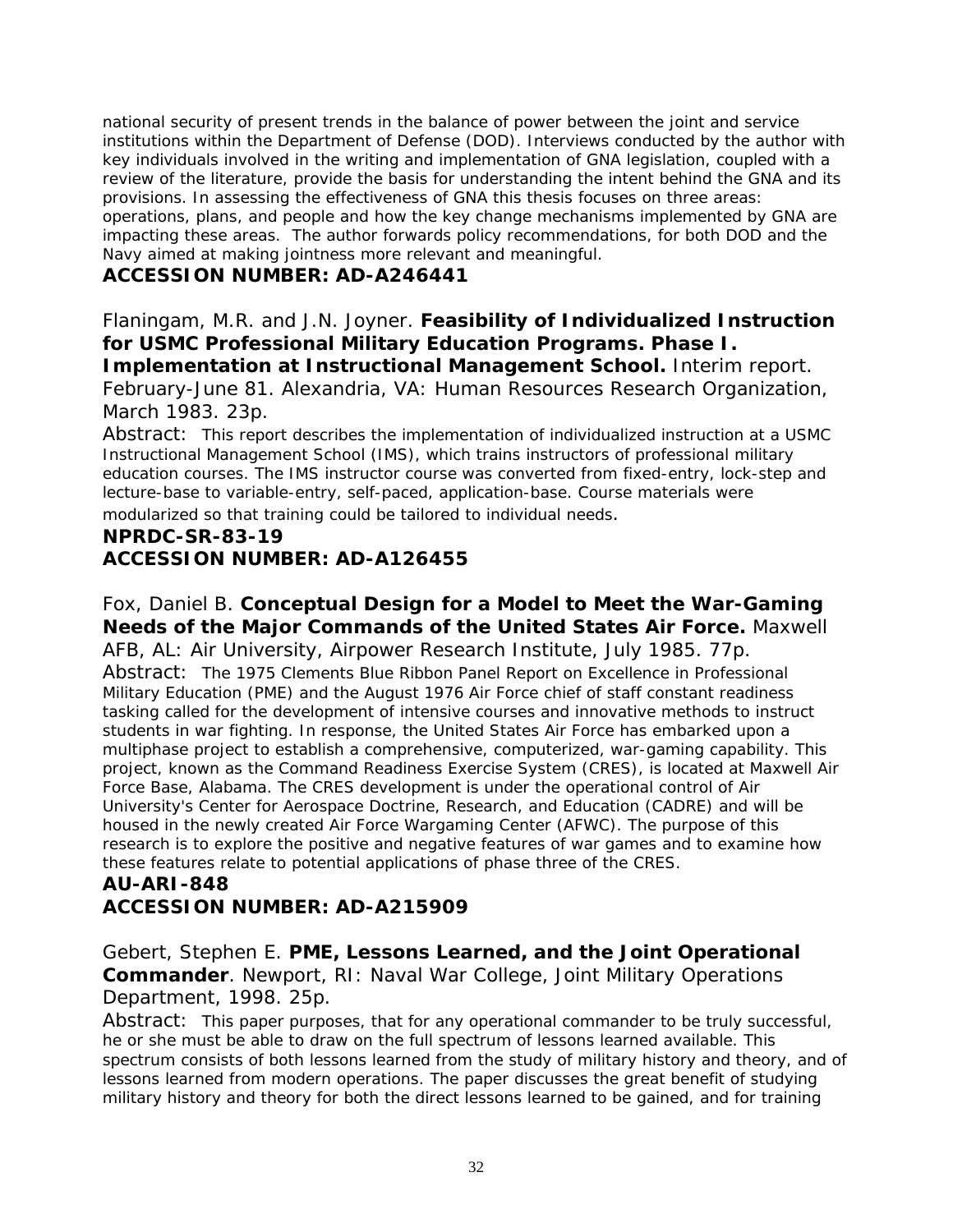national security of present trends in the balance of power between the joint and service institutions within the Department of Defense (DOD). Interviews conducted by the author with key individuals involved in the writing and implementation of GNA legislation, coupled with a review of the literature, provide the basis for understanding the intent behind the GNA and its provisions. In assessing the effectiveness of GNA this thesis focuses on three areas: operations, plans, and people and how the key change mechanisms implemented by GNA are impacting these areas. The author forwards policy recommendations, for both DOD and the Navy aimed at making jointness more relevant and meaningful.

**ACCESSION NUMBER: AD-A246441**

Flaningam, M.R. and J.N. Joyner. **Feasibility of Individualized Instruction for USMC Professional Military Education Programs. Phase I. Implementation at Instructional Management School.** Interim report. February-June 81. Alexandria, VA: Human Resources Research Organization, March 1983. 23p.

Abstract: This report describes the implementation of individualized instruction at a USMC Instructional Management School (IMS), which trains instructors of professional military education courses. The IMS instructor course was converted from fixed-entry, lock-step and lecture-base to variable-entry, self-paced, application-base. Course materials were modularized so that training could be tailored to individual needs.

**NPRDC-SR-83-19**

**ACCESSION NUMBER: AD-A126455**

Fox, Daniel B. **Conceptual Design for a Model to Meet the War-Gaming Needs of the Major Commands of the United States Air Force.** Maxwell AFB, AL: Air University, Airpower Research Institute, July 1985. 77p.

Abstract: The 1975 Clements Blue Ribbon Panel Report on Excellence in Professional Military Education (PME) and the August 1976 Air Force chief of staff constant readiness tasking called for the development of intensive courses and innovative methods to instruct students in war fighting. In response, the United States Air Force has embarked upon a multiphase project to establish a comprehensive, computerized, war-gaming capability. This project, known as the Command Readiness Exercise System (CRES), is located at Maxwell Air Force Base, Alabama. The CRES development is under the operational control of Air University's Center for Aerospace Doctrine, Research, and Education (CADRE) and will be housed in the newly created Air Force Wargaming Center (AFWC). The purpose of this research is to explore the positive and negative features of war games and to examine how these features relate to potential applications of phase three of the CRES.

**AU-ARI-848**

**ACCESSION NUMBER: AD-A215909**

Gebert, Stephen E. **PME, Lessons Learned, and the Joint Operational Commander**. Newport, RI: Naval War College, Joint Military Operations Department, 1998. 25p.

Abstract: This paper purposes, that for any operational commander to be truly successful, he or she must be able to draw on the full spectrum of lessons learned available. This spectrum consists of both lessons learned from the study of military history and theory, and of lessons learned from modern operations. The paper discusses the great benefit of studying military history and theory for both the direct lessons learned to be gained, and for training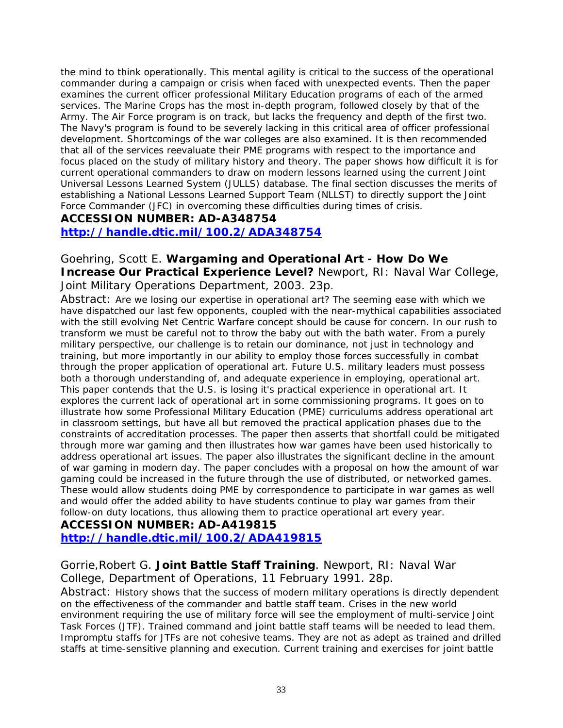the mind to think operationally. This mental agility is critical to the success of the operational commander during a campaign or crisis when faced with unexpected events. Then the paper examines the current officer professional Military Education programs of each of the armed services. The Marine Crops has the most in-depth program, followed closely by that of the Army. The Air Force program is on track, but lacks the frequency and depth of the first two. The Navy's program is found to be severely lacking in this critical area of officer professional development. Shortcomings of the war colleges are also examined. It is then recommended that all of the services reevaluate their PME programs with respect to the importance and focus placed on the study of military history and theory. The paper shows how difficult it is for current operational commanders to draw on modern lessons learned using the current Joint Universal Lessons Learned System (JULLS) database. The final section discusses the merits of establishing a National Lessons Learned Support Team (NLLST) to directly support the Joint Force Commander (JFC) in overcoming these difficulties during times of crisis.

**ACCESSION NUMBER: AD-A348754**
**http://handle.dtic.mil/100.2/ADA348754**

Goehring, Scott E. **Wargaming and Operational Art - How Do We Increase Our Practical Experience Level?** Newport, RI: Naval War College, Joint Military Operations Department, 2003. 23p.

Abstract: Are we losing our expertise in operational art? The seeming ease with which we have dispatched our last few opponents, coupled with the near-mythical capabilities associated with the still evolving Net Centric Warfare concept should be cause for concern. In our rush to transform we must be careful not to throw the baby out with the bath water. From a purely military perspective, our challenge is to retain our dominance, not just in technology and training, but more importantly in our ability to employ those forces successfully in combat through the proper application of operational art. Future U.S. military leaders must possess both a thorough understanding of, and adequate experience in employing, operational art. This paper contends that the U.S. is losing it's practical experience in operational art. It explores the current lack of operational art in some commissioning programs. It goes on to illustrate how some Professional Military Education (PME) curriculums address operational art in classroom settings, but have all but removed the practical application phases due to the constraints of accreditation processes. The paper then asserts that shortfall could be mitigated through more war gaming and then illustrates how war games have been used historically to address operational art issues. The paper also illustrates the significant decline in the amount of war gaming in modern day. The paper concludes with a proposal on how the amount of war gaming could be increased in the future through the use of distributed, or networked games. These would allow students doing PME by correspondence to participate in war games as well and would offer the added ability to have students continue to play war games from their follow-on duty locations, thus allowing them to practice operational art every year.

**ACCESSION NUMBER: AD-A419815**
**http://handle.dtic.mil/100.2/ADA419815**

Gorrie,Robert G. **Joint Battle Staff Training**. Newport, RI: Naval War College, Department of Operations, 11 February 1991. 28p.

Abstract: History shows that the success of modern military operations is directly dependent on the effectiveness of the commander and battle staff team. Crises in the new world environment requiring the use of military force will see the employment of multi-service Joint Task Forces (JTF). Trained command and joint battle staff teams will be needed to lead them. Impromptu staffs for JTFs are not cohesive teams. They are not as adept as trained and drilled staffs at time-sensitive planning and execution. Current training and exercises for joint battle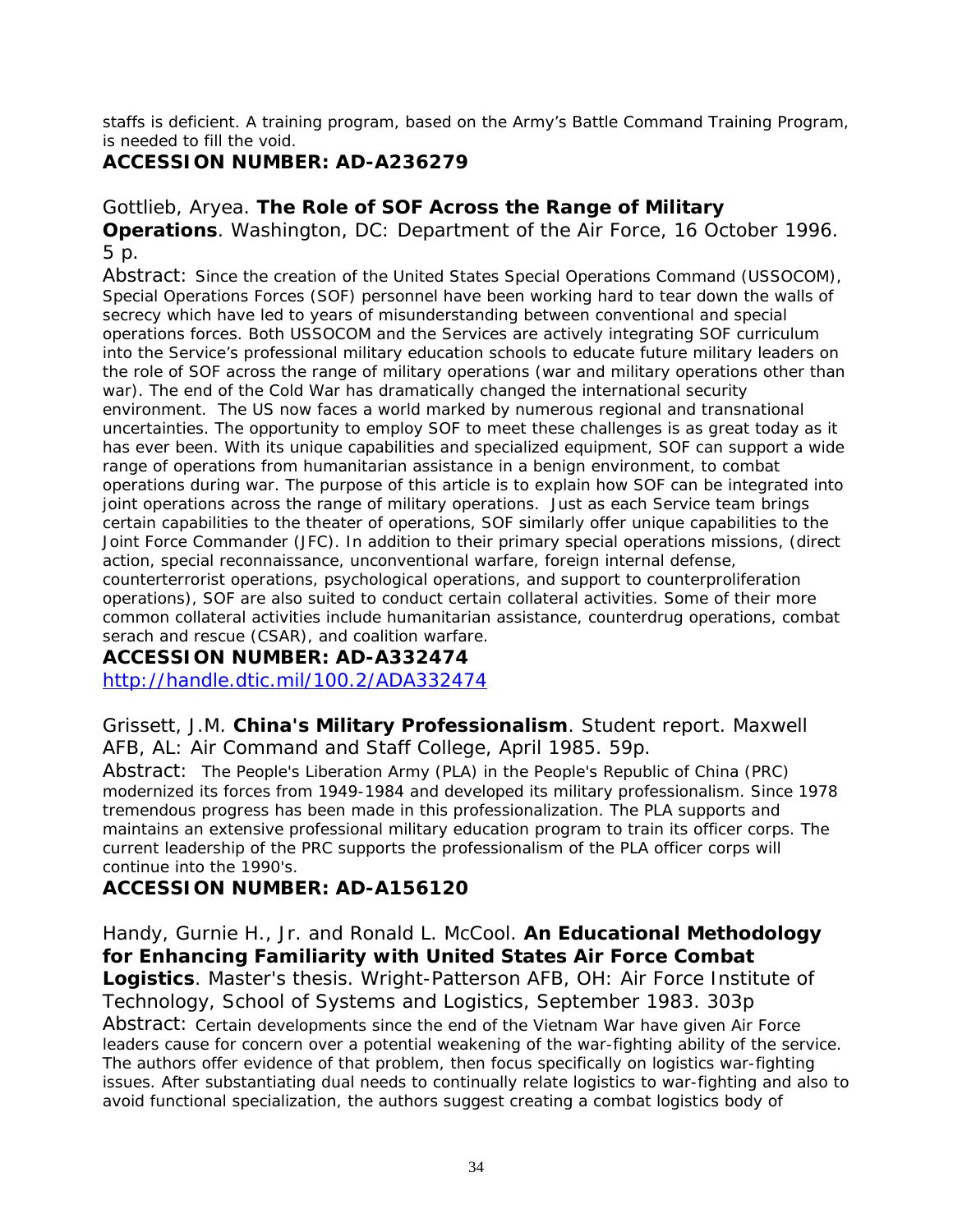staffs is deficient. A training program, based on the Army's Battle Command Training Program, is needed to fill the void.

**ACCESSION NUMBER: AD-A236279**

Gottlieb, Aryea. **The Role of SOF Across the Range of Military Operations**. Washington, DC: Department of the Air Force, 16 October 1996. 5 p.

Abstract: Since the creation of the United States Special Operations Command (USSOCOM), Special Operations Forces (SOF) personnel have been working hard to tear down the walls of secrecy which have led to years of misunderstanding between conventional and special operations forces. Both USSOCOM and the Services are actively integrating SOF curriculum into the Service's professional military education schools to educate future military leaders on the role of SOF across the range of military operations (war and military operations other than war). The end of the Cold War has dramatically changed the international security environment. The US now faces a world marked by numerous regional and transnational uncertainties. The opportunity to employ SOF to meet these challenges is as great today as it has ever been. With its unique capabilities and specialized equipment, SOF can support a wide range of operations from humanitarian assistance in a benign environment, to combat operations during war. The purpose of this article is to explain how SOF can be integrated into joint operations across the range of military operations. Just as each Service team brings certain capabilities to the theater of operations, SOF similarly offer unique capabilities to the Joint Force Commander (JFC). In addition to their primary special operations missions, (direct action, special reconnaissance, unconventional warfare, foreign internal defense, counterterrorist operations, psychological operations, and support to counterproliferation operations), SOF are also suited to conduct certain collateral activities. Some of their more common collateral activities include humanitarian assistance, counterdrug operations, combat serach and rescue (CSAR), and coalition warfare.

**ACCESSION NUMBER: AD-A332474**
http://handle.dtic.mil/100.2/ADA332474

Grissett, J.M. **China's Military Professionalism**. Student report. Maxwell AFB, AL: Air Command and Staff College, April 1985. 59p.

Abstract: The People's Liberation Army (PLA) in the People's Republic of China (PRC) modernized its forces from 1949-1984 and developed its military professionalism. Since 1978 tremendous progress has been made in this professionalization. The PLA supports and maintains an extensive professional military education program to train its officer corps. The current leadership of the PRC supports the professionalism of the PLA officer corps will continue into the 1990's.

**ACCESSION NUMBER: AD-A156120**

Handy, Gurnie H., Jr. and Ronald L. McCool. **An Educational Methodology for Enhancing Familiarity with United States Air Force Combat Logistics**. Master's thesis. Wright-Patterson AFB, OH: Air Force Institute of Technology, School of Systems and Logistics, September 1983. 303p

Abstract: Certain developments since the end of the Vietnam War have given Air Force leaders cause for concern over a potential weakening of the war-fighting ability of the service. The authors offer evidence of that problem, then focus specifically on logistics war-fighting issues. After substantiating dual needs to continually relate logistics to war-fighting and also to avoid functional specialization, the authors suggest creating a combat logistics body of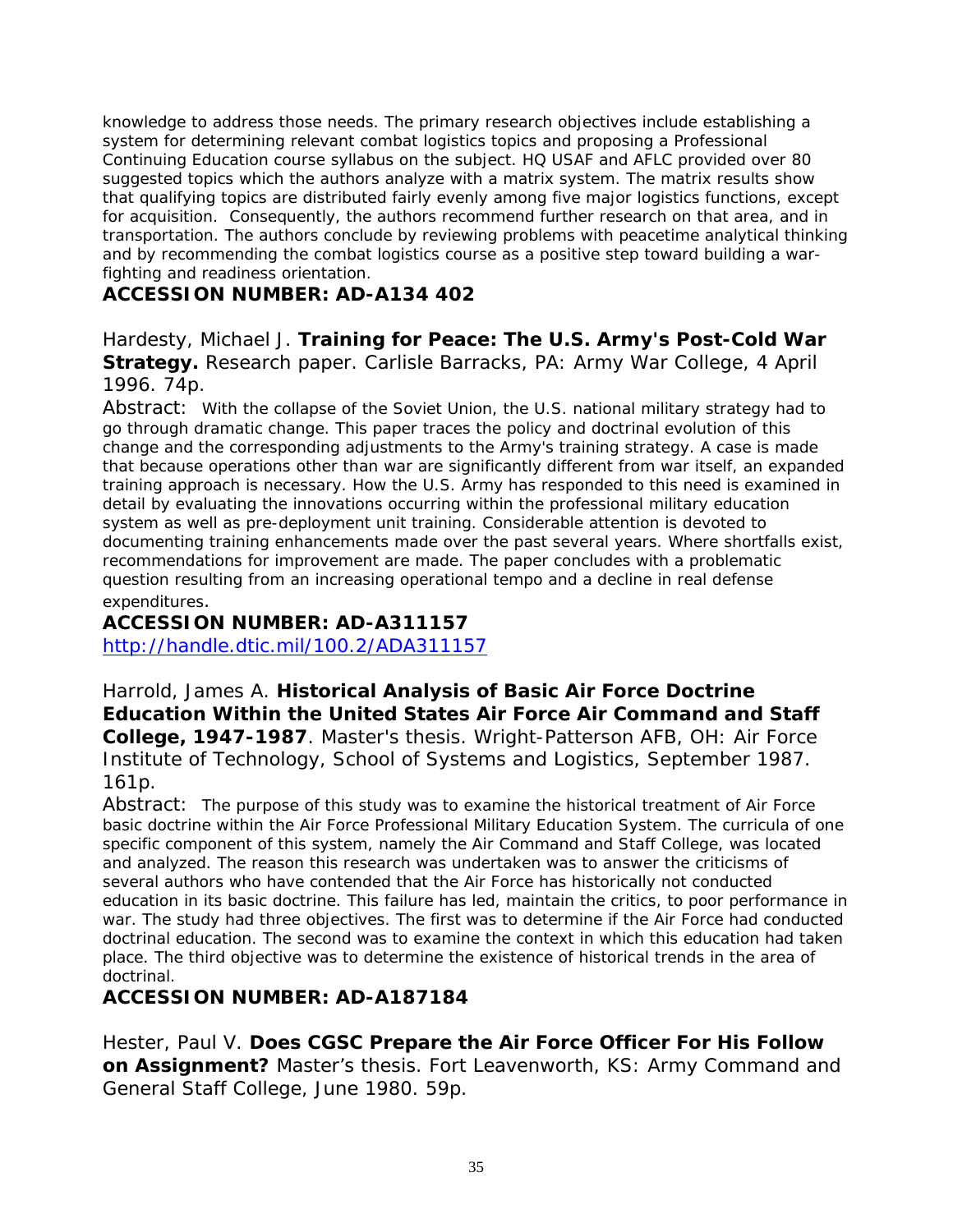knowledge to address those needs. The primary research objectives include establishing a system for determining relevant combat logistics topics and proposing a Professional Continuing Education course syllabus on the subject. HQ USAF and AFLC provided over 80 suggested topics which the authors analyze with a matrix system. The matrix results show that qualifying topics are distributed fairly evenly among five major logistics functions, except for acquisition. Consequently, the authors recommend further research on that area, and in transportation. The authors conclude by reviewing problems with peacetime analytical thinking and by recommending the combat logistics course as a positive step toward building a war-fighting and readiness orientation.

**ACCESSION NUMBER: AD-A134 402**

Hardesty, Michael J. **Training for Peace: The U.S. Army's Post-Cold War Strategy.** Research paper. Carlisle Barracks, PA: Army War College, 4 April 1996. 74p.

Abstract: With the collapse of the Soviet Union, the U.S. national military strategy had to go through dramatic change. This paper traces the policy and doctrinal evolution of this change and the corresponding adjustments to the Army's training strategy. A case is made that because operations other than war are significantly different from war itself, an expanded training approach is necessary. How the U.S. Army has responded to this need is examined in detail by evaluating the innovations occurring within the professional military education system as well as pre-deployment unit training. Considerable attention is devoted to documenting training enhancements made over the past several years. Where shortfalls exist, recommendations for improvement are made. The paper concludes with a problematic question resulting from an increasing operational tempo and a decline in real defense expenditures.

**ACCESSION NUMBER: AD-A311157**
http://handle.dtic.mil/100.2/ADA311157

Harrold, James A. **Historical Analysis of Basic Air Force Doctrine Education Within the United States Air Force Air Command and Staff College, 1947-1987**. Master's thesis. Wright-Patterson AFB, OH: Air Force Institute of Technology, School of Systems and Logistics, September 1987. 161p.

Abstract: The purpose of this study was to examine the historical treatment of Air Force basic doctrine within the Air Force Professional Military Education System. The curricula of one specific component of this system, namely the Air Command and Staff College, was located and analyzed. The reason this research was undertaken was to answer the criticisms of several authors who have contended that the Air Force has historically not conducted education in its basic doctrine. This failure has led, maintain the critics, to poor performance in war. The study had three objectives. The first was to determine if the Air Force had conducted doctrinal education. The second was to examine the context in which this education had taken place. The third objective was to determine the existence of historical trends in the area of doctrinal.

**ACCESSION NUMBER: AD-A187184**

Hester, Paul V. **Does CGSC Prepare the Air Force Officer For His Follow on Assignment?** Master's thesis. Fort Leavenworth, KS: Army Command and General Staff College, June 1980. 59p.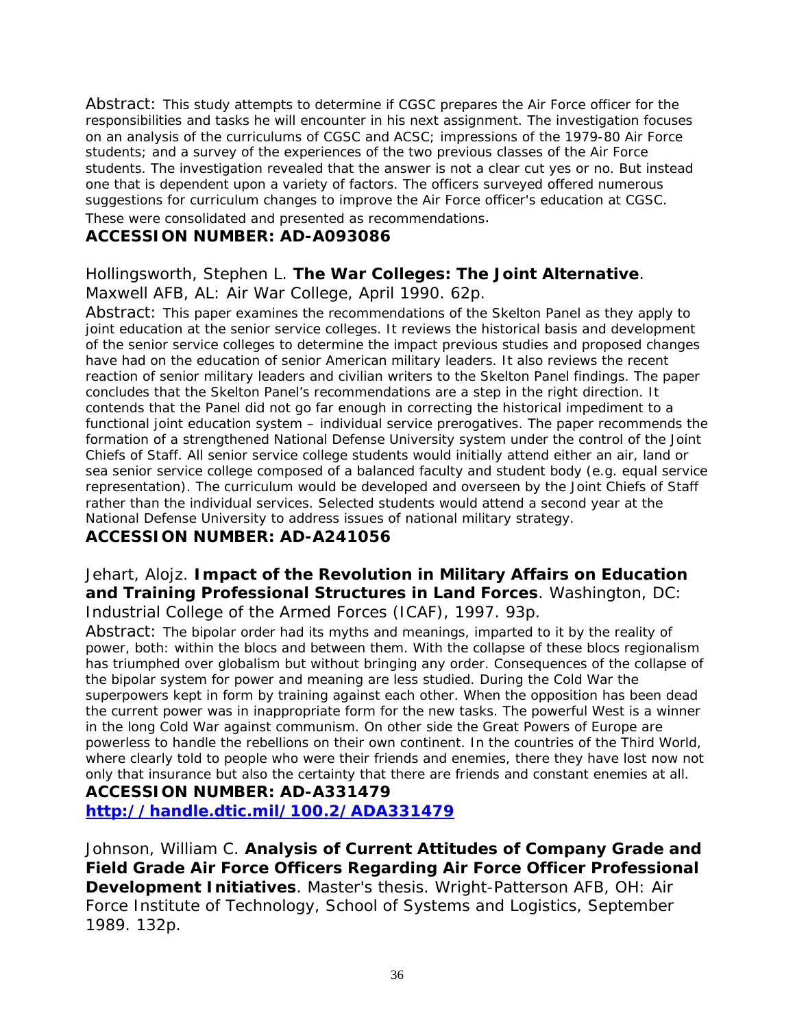Abstract: This study attempts to determine if CGSC prepares the Air Force officer for the responsibilities and tasks he will encounter in his next assignment. The investigation focuses on an analysis of the curriculums of CGSC and ACSC; impressions of the 1979-80 Air Force students; and a survey of the experiences of the two previous classes of the Air Force students. The investigation revealed that the answer is not a clear cut yes or no. But instead one that is dependent upon a variety of factors. The officers surveyed offered numerous suggestions for curriculum changes to improve the Air Force officer's education at CGSC. These were consolidated and presented as recommendations.

**ACCESSION NUMBER: AD-A093086**

Hollingsworth, Stephen L. **The War Colleges: The Joint Alternative**. Maxwell AFB, AL: Air War College, April 1990. 62p.

Abstract: This paper examines the recommendations of the Skelton Panel as they apply to joint education at the senior service colleges. It reviews the historical basis and development of the senior service colleges to determine the impact previous studies and proposed changes have had on the education of senior American military leaders. It also reviews the recent reaction of senior military leaders and civilian writers to the Skelton Panel findings. The paper concludes that the Skelton Panel's recommendations are a step in the right direction. It contends that the Panel did not go far enough in correcting the historical impediment to a functional joint education system – individual service prerogatives. The paper recommends the formation of a strengthened National Defense University system under the control of the Joint Chiefs of Staff. All senior service college students would initially attend either an air, land or sea senior service college composed of a balanced faculty and student body (e.g. equal service representation). The curriculum would be developed and overseen by the Joint Chiefs of Staff rather than the individual services. Selected students would attend a second year at the National Defense University to address issues of national military strategy.

**ACCESSION NUMBER: AD-A241056**

Jehart, Alojz. **Impact of the Revolution in Military Affairs on Education and Training Professional Structures in Land Forces**. Washington, DC: Industrial College of the Armed Forces (ICAF), 1997. 93p.

Abstract: The bipolar order had its myths and meanings, imparted to it by the reality of power, both: within the blocs and between them. With the collapse of these blocs regionalism has triumphed over globalism but without bringing any order. Consequences of the collapse of the bipolar system for power and meaning are less studied. During the Cold War the superpowers kept in form by training against each other. When the opposition has been dead the current power was in inappropriate form for the new tasks. The powerful West is a winner in the long Cold War against communism. On other side the Great Powers of Europe are powerless to handle the rebellions on their own continent. In the countries of the Third World, where clearly told to people who were their friends and enemies, there they have lost now not only that insurance but also the certainty that there are friends and constant enemies at all.

**ACCESSION NUMBER: AD-A331479**
**[http://handle.dtic.mil/100.2/ADA331479](http://handle.dtic.mil/100.2/ADA331479)**

Johnson, William C. **Analysis of Current Attitudes of Company Grade and Field Grade Air Force Officers Regarding Air Force Officer Professional Development Initiatives**. Master's thesis. Wright-Patterson AFB, OH: Air Force Institute of Technology, School of Systems and Logistics, September 1989. 132p.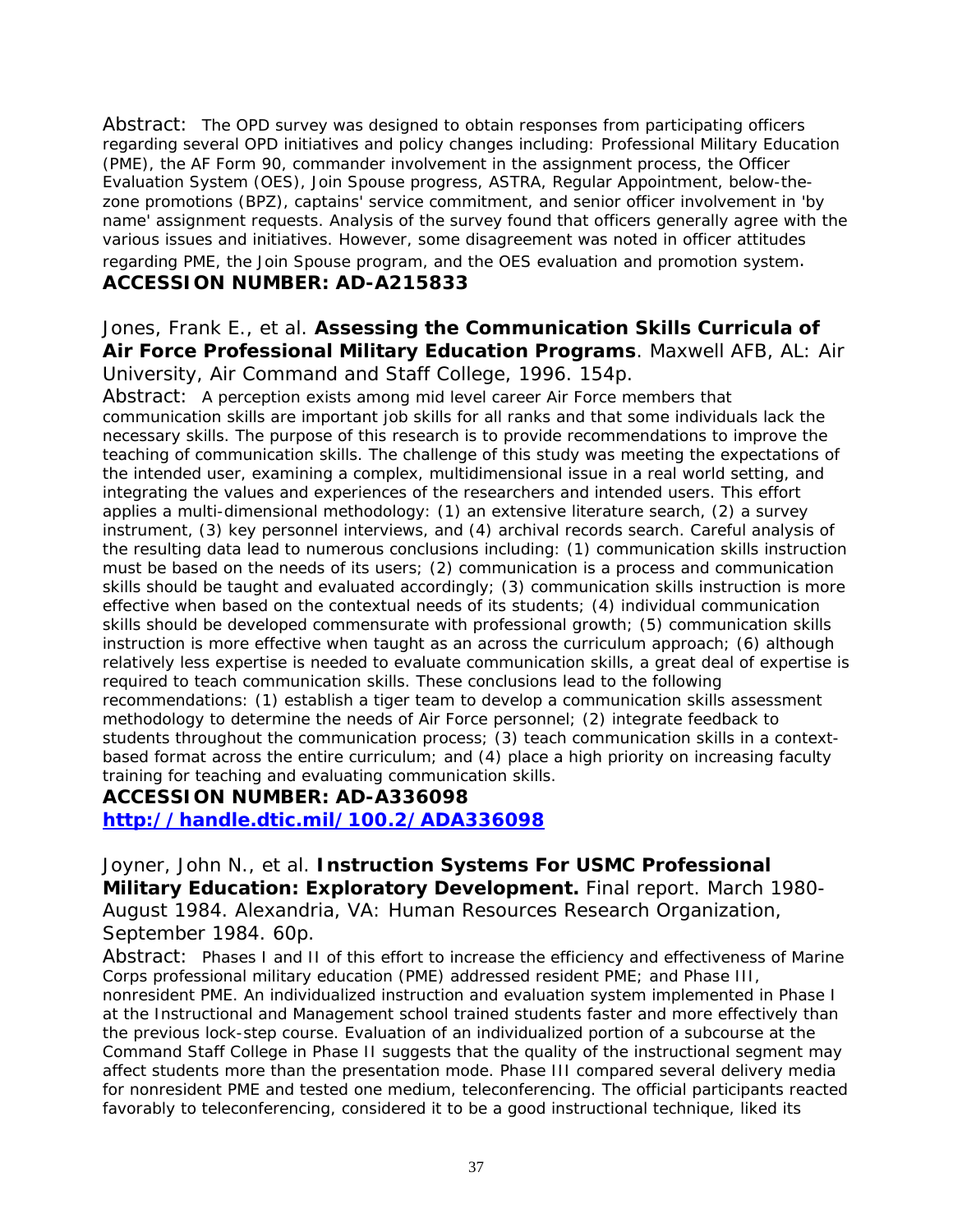Abstract: The OPD survey was designed to obtain responses from participating officers regarding several OPD initiatives and policy changes including: Professional Military Education (PME), the AF Form 90, commander involvement in the assignment process, the Officer Evaluation System (OES), Join Spouse progress, ASTRA, Regular Appointment, below-the-zone promotions (BPZ), captains' service commitment, and senior officer involvement in 'by name' assignment requests. Analysis of the survey found that officers generally agree with the various issues and initiatives. However, some disagreement was noted in officer attitudes regarding PME, the Join Spouse program, and the OES evaluation and promotion system.

**ACCESSION NUMBER: AD-A215833**

Jones, Frank E., et al. **Assessing the Communication Skills Curricula of Air Force Professional Military Education Programs**. Maxwell AFB, AL: Air University, Air Command and Staff College, 1996. 154p.

Abstract: A perception exists among mid level career Air Force members that communication skills are important job skills for all ranks and that some individuals lack the necessary skills. The purpose of this research is to provide recommendations to improve the teaching of communication skills. The challenge of this study was meeting the expectations of the intended user, examining a complex, multidimensional issue in a real world setting, and integrating the values and experiences of the researchers and intended users. This effort applies a multi-dimensional methodology: (1) an extensive literature search, (2) a survey instrument, (3) key personnel interviews, and (4) archival records search. Careful analysis of the resulting data lead to numerous conclusions including: (1) communication skills instruction must be based on the needs of its users; (2) communication is a process and communication skills should be taught and evaluated accordingly; (3) communication skills instruction is more effective when based on the contextual needs of its students; (4) individual communication skills should be developed commensurate with professional growth; (5) communication skills instruction is more effective when taught as an across the curriculum approach; (6) although relatively less expertise is needed to evaluate communication skills, a great deal of expertise is required to teach communication skills. These conclusions lead to the following recommendations: (1) establish a tiger team to develop a communication skills assessment methodology to determine the needs of Air Force personnel; (2) integrate feedback to students throughout the communication process; (3) teach communication skills in a context-based format across the entire curriculum; and (4) place a high priority on increasing faculty training for teaching and evaluating communication skills.

**ACCESSION NUMBER: AD-A336098**
**http://handle.dtic.mil/100.2/ADA336098**

Joyner, John N., et al. **Instruction Systems For USMC Professional Military Education: Exploratory Development.** Final report. March 1980-August 1984. Alexandria, VA: Human Resources Research Organization, September 1984. 60p.

Abstract: Phases I and II of this effort to increase the efficiency and effectiveness of Marine Corps professional military education (PME) addressed resident PME; and Phase III, nonresident PME. An individualized instruction and evaluation system implemented in Phase I at the Instructional and Management school trained students faster and more effectively than the previous lock-step course. Evaluation of an individualized portion of a subcourse at the Command Staff College in Phase II suggests that the quality of the instructional segment may affect students more than the presentation mode. Phase III compared several delivery media for nonresident PME and tested one medium, teleconferencing. The official participants reacted favorably to teleconferencing, considered it to be a good instructional technique, liked its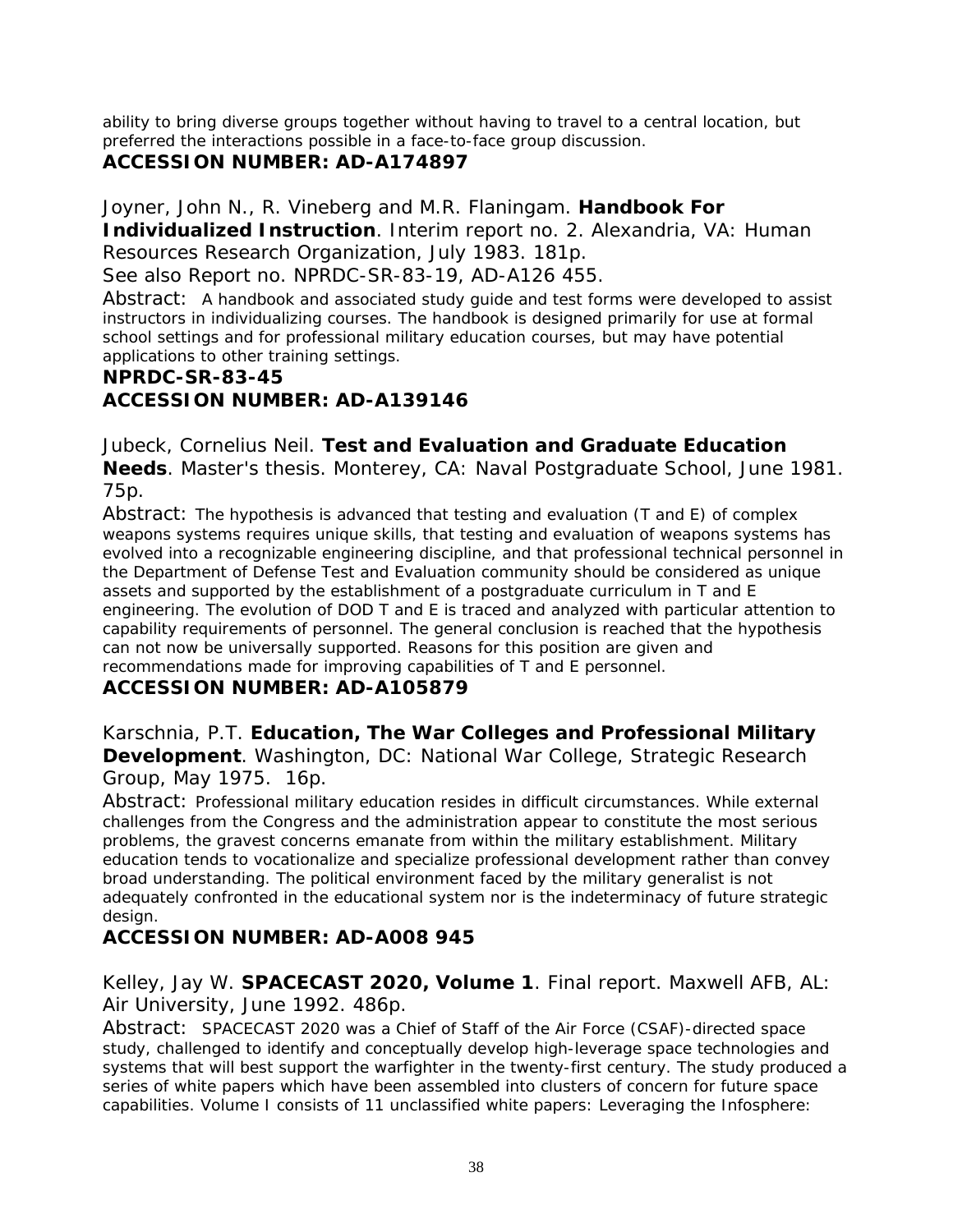ability to bring diverse groups together without having to travel to a central location, but preferred the interactions possible in a face-to-face group discussion.
**ACCESSION NUMBER: AD-A174897**

Joyner, John N., R. Vineberg and M.R. Flaningam. **Handbook For Individualized Instruction**. Interim report no. 2. Alexandria, VA: Human Resources Research Organization, July 1983. 181p.
See also Report no. NPRDC-SR-83-19, AD-A126 455.
Abstract: A handbook and associated study guide and test forms were developed to assist instructors in individualizing courses. The handbook is designed primarily for use at formal school settings and for professional military education courses, but may have potential applications to other training settings.
**NPRDC-SR-83-45**
**ACCESSION NUMBER: AD-A139146**

Jubeck, Cornelius Neil. **Test and Evaluation and Graduate Education Needs**. Master's thesis. Monterey, CA: Naval Postgraduate School, June 1981. 75p.
Abstract: The hypothesis is advanced that testing and evaluation (T and E) of complex weapons systems requires unique skills, that testing and evaluation of weapons systems has evolved into a recognizable engineering discipline, and that professional technical personnel in the Department of Defense Test and Evaluation community should be considered as unique assets and supported by the establishment of a postgraduate curriculum in T and E engineering. The evolution of DOD T and E is traced and analyzed with particular attention to capability requirements of personnel. The general conclusion is reached that the hypothesis can not now be universally supported. Reasons for this position are given and recommendations made for improving capabilities of T and E personnel.
**ACCESSION NUMBER: AD-A105879**

Karschnia, P.T. **Education, The War Colleges and Professional Military Development**. Washington, DC: National War College, Strategic Research Group, May 1975. 16p.
Abstract: Professional military education resides in difficult circumstances. While external challenges from the Congress and the administration appear to constitute the most serious problems, the gravest concerns emanate from within the military establishment. Military education tends to vocationalize and specialize professional development rather than convey broad understanding. The political environment faced by the military generalist is not adequately confronted in the educational system nor is the indeterminacy of future strategic design.
**ACCESSION NUMBER: AD-A008 945**

Kelley, Jay W. **SPACECAST 2020, Volume 1**. Final report. Maxwell AFB, AL: Air University, June 1992. 486p.
Abstract: SPACECAST 2020 was a Chief of Staff of the Air Force (CSAF)-directed space study, challenged to identify and conceptually develop high-leverage space technologies and systems that will best support the warfighter in the twenty-first century. The study produced a series of white papers which have been assembled into clusters of concern for future space capabilities. Volume I consists of 11 unclassified white papers: Leveraging the Infosphere: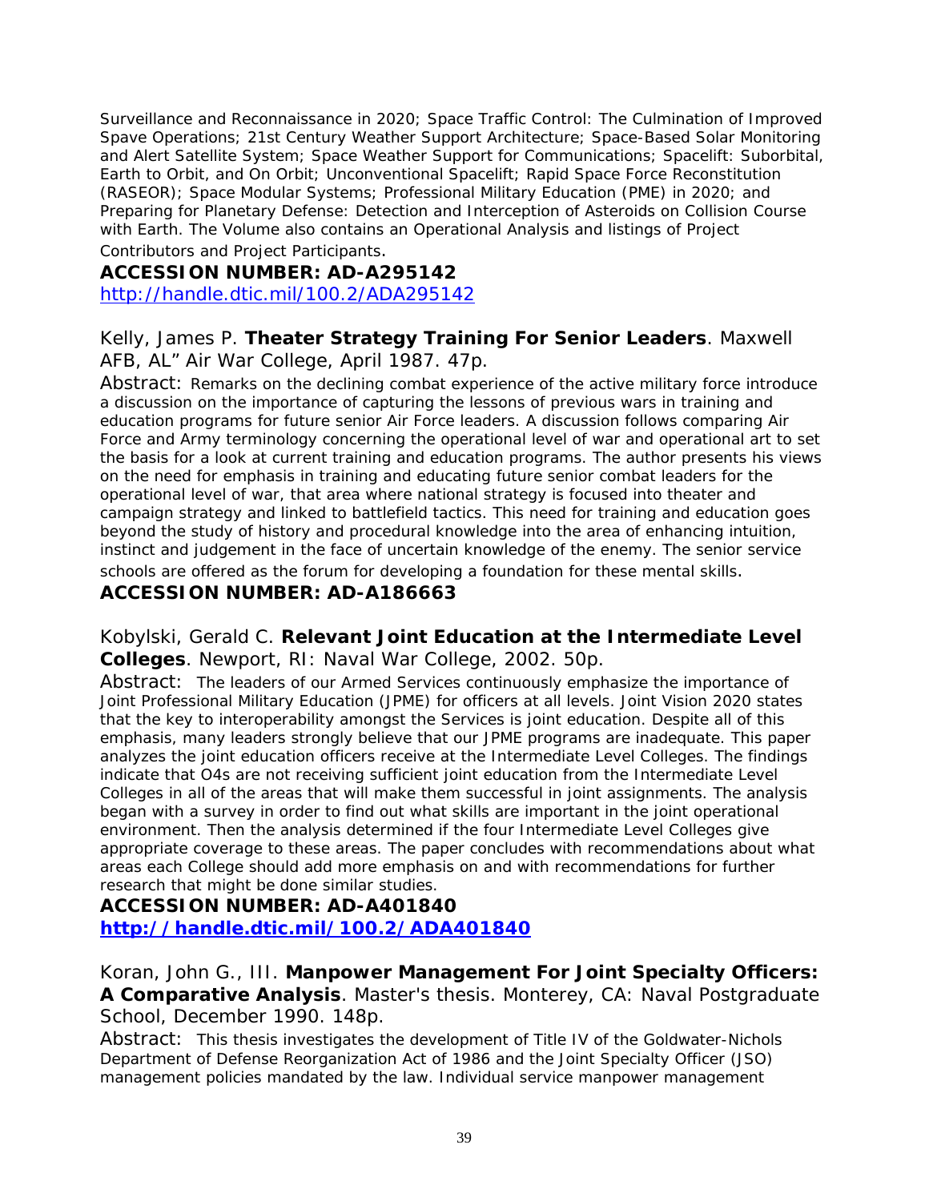Surveillance and Reconnaissance in 2020; Space Traffic Control: The Culmination of Improved Spave Operations; 21st Century Weather Support Architecture; Space-Based Solar Monitoring and Alert Satellite System; Space Weather Support for Communications; Spacelift: Suborbital, Earth to Orbit, and On Orbit; Unconventional Spacelift; Rapid Space Force Reconstitution (RASEOR); Space Modular Systems; Professional Military Education (PME) in 2020; and Preparing for Planetary Defense: Detection and Interception of Asteroids on Collision Course with Earth. The Volume also contains an Operational Analysis and listings of Project Contributors and Project Participants.

**ACCESSION NUMBER: AD-A295142**
http://handle.dtic.mil/100.2/ADA295142

Kelly, James P. **Theater Strategy Training For Senior Leaders**. Maxwell AFB, AL" Air War College, April 1987. 47p.

Abstract: Remarks on the declining combat experience of the active military force introduce a discussion on the importance of capturing the lessons of previous wars in training and education programs for future senior Air Force leaders. A discussion follows comparing Air Force and Army terminology concerning the operational level of war and operational art to set the basis for a look at current training and education programs. The author presents his views on the need for emphasis in training and educating future senior combat leaders for the operational level of war, that area where national strategy is focused into theater and campaign strategy and linked to battlefield tactics. This need for training and education goes beyond the study of history and procedural knowledge into the area of enhancing intuition, instinct and judgement in the face of uncertain knowledge of the enemy. The senior service schools are offered as the forum for developing a foundation for these mental skills.

**ACCESSION NUMBER: AD-A186663**

Kobylski, Gerald C. **Relevant Joint Education at the Intermediate Level Colleges**. Newport, RI: Naval War College, 2002. 50p.

Abstract: The leaders of our Armed Services continuously emphasize the importance of Joint Professional Military Education (JPME) for officers at all levels. Joint Vision 2020 states that the key to interoperability amongst the Services is joint education. Despite all of this emphasis, many leaders strongly believe that our JPME programs are inadequate. This paper analyzes the joint education officers receive at the Intermediate Level Colleges. The findings indicate that O4s are not receiving sufficient joint education from the Intermediate Level Colleges in all of the areas that will make them successful in joint assignments. The analysis began with a survey in order to find out what skills are important in the joint operational environment. Then the analysis determined if the four Intermediate Level Colleges give appropriate coverage to these areas. The paper concludes with recommendations about what areas each College should add more emphasis on and with recommendations for further research that might be done similar studies.

**ACCESSION NUMBER: AD-A401840**
**http://handle.dtic.mil/100.2/ADA401840**

Koran, John G., III. **Manpower Management For Joint Specialty Officers: A Comparative Analysis**. Master's thesis. Monterey, CA: Naval Postgraduate School, December 1990. 148p.

Abstract: This thesis investigates the development of Title IV of the Goldwater-Nichols Department of Defense Reorganization Act of 1986 and the Joint Specialty Officer (JSO) management policies mandated by the law. Individual service manpower management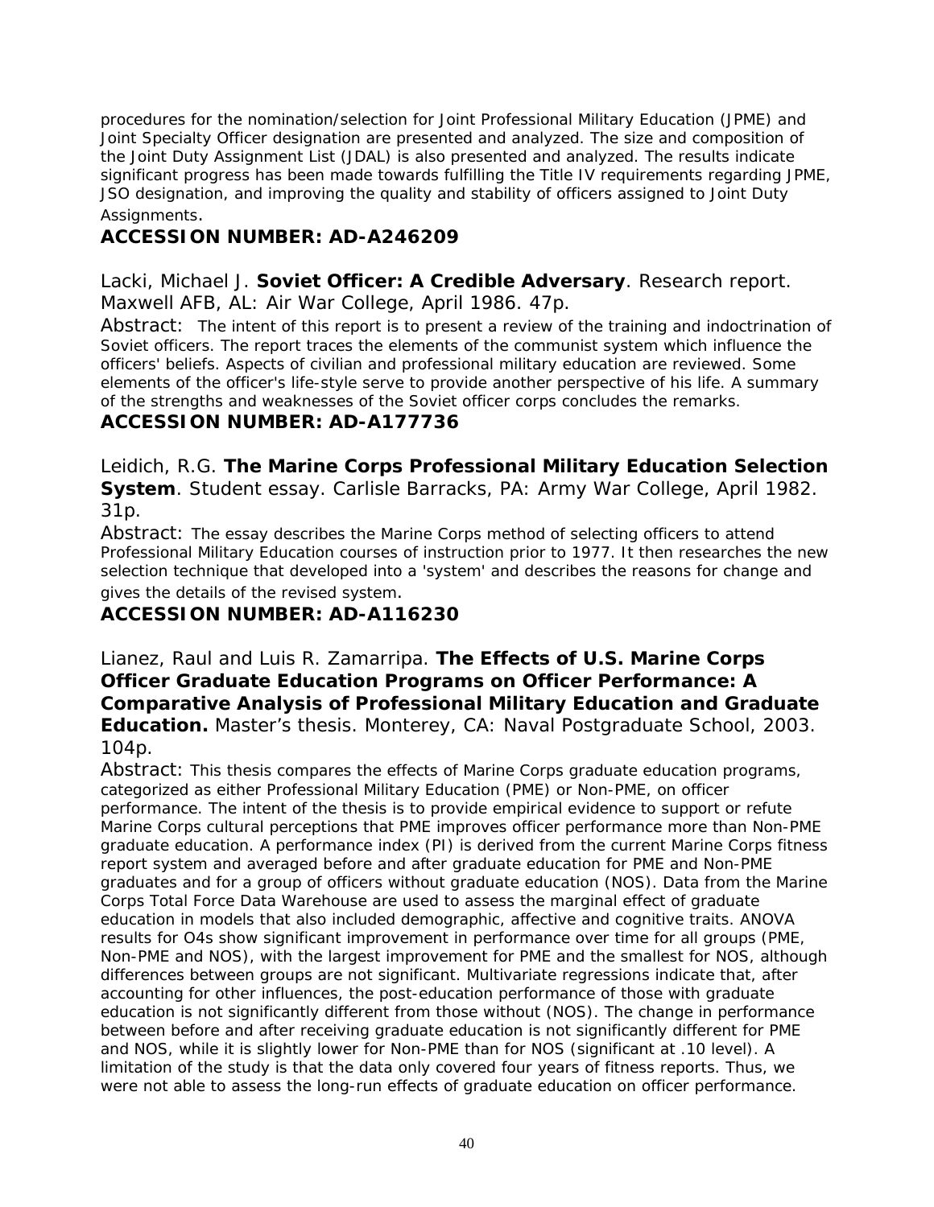procedures for the nomination/selection for Joint Professional Military Education (JPME) and Joint Specialty Officer designation are presented and analyzed. The size and composition of the Joint Duty Assignment List (JDAL) is also presented and analyzed. The results indicate significant progress has been made towards fulfilling the Title IV requirements regarding JPME, JSO designation, and improving the quality and stability of officers assigned to Joint Duty Assignments.

**ACCESSION NUMBER: AD-A246209**

Lacki, Michael J. **Soviet Officer: A Credible Adversary**. Research report. Maxwell AFB, AL: Air War College, April 1986. 47p.

Abstract: The intent of this report is to present a review of the training and indoctrination of Soviet officers. The report traces the elements of the communist system which influence the officers' beliefs. Aspects of civilian and professional military education are reviewed. Some elements of the officer's life-style serve to provide another perspective of his life. A summary of the strengths and weaknesses of the Soviet officer corps concludes the remarks.

**ACCESSION NUMBER: AD-A177736**

Leidich, R.G. **The Marine Corps Professional Military Education Selection System**. Student essay. Carlisle Barracks, PA: Army War College, April 1982. 31p.

Abstract: The essay describes the Marine Corps method of selecting officers to attend Professional Military Education courses of instruction prior to 1977. It then researches the new selection technique that developed into a 'system' and describes the reasons for change and gives the details of the revised system.

**ACCESSION NUMBER: AD-A116230**

Lianez, Raul and Luis R. Zamarripa. **The Effects of U.S. Marine Corps Officer Graduate Education Programs on Officer Performance: A Comparative Analysis of Professional Military Education and Graduate Education.** Master's thesis. Monterey, CA: Naval Postgraduate School, 2003. 104p.

Abstract: This thesis compares the effects of Marine Corps graduate education programs, categorized as either Professional Military Education (PME) or Non-PME, on officer performance. The intent of the thesis is to provide empirical evidence to support or refute Marine Corps cultural perceptions that PME improves officer performance more than Non-PME graduate education. A performance index (PI) is derived from the current Marine Corps fitness report system and averaged before and after graduate education for PME and Non-PME graduates and for a group of officers without graduate education (NOS). Data from the Marine Corps Total Force Data Warehouse are used to assess the marginal effect of graduate education in models that also included demographic, affective and cognitive traits. ANOVA results for O4s show significant improvement in performance over time for all groups (PME, Non-PME and NOS), with the largest improvement for PME and the smallest for NOS, although differences between groups are not significant. Multivariate regressions indicate that, after accounting for other influences, the post-education performance of those with graduate education is not significantly different from those without (NOS). The change in performance between before and after receiving graduate education is not significantly different for PME and NOS, while it is slightly lower for Non-PME than for NOS (significant at .10 level). A limitation of the study is that the data only covered four years of fitness reports. Thus, we were not able to assess the long-run effects of graduate education on officer performance.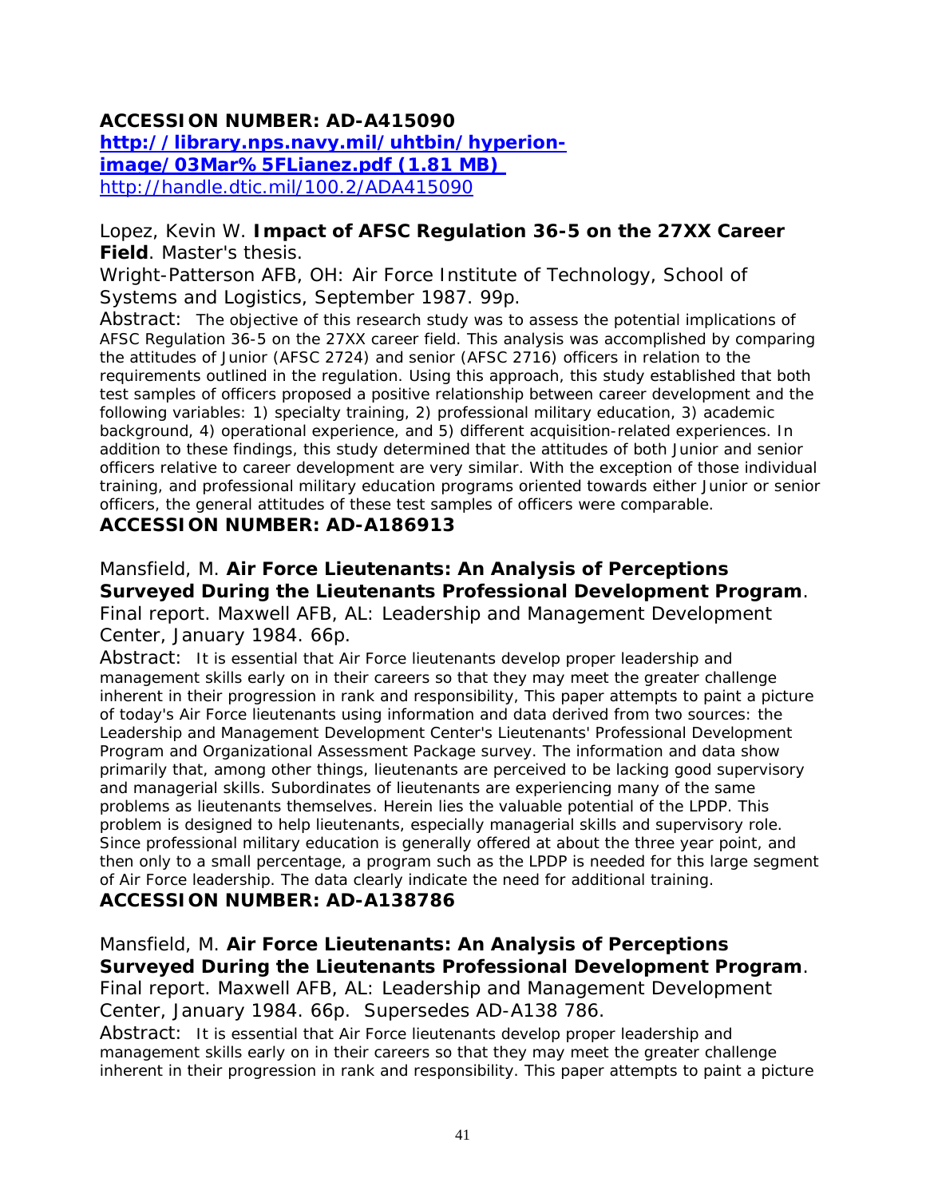**ACCESSION NUMBER: AD-A415090**
**[http://library.nps.navy.mil/uhtbin/hyperion-image/03Mar%5FLianez.pdf (1.81 MB)](http://library.nps.navy.mil/uhtbin/hyperion-image/03Mar%5FLianez.pdf)**
[http://handle.dtic.mil/100.2/ADA415090](http://handle.dtic.mil/100.2/ADA415090)

Lopez, Kevin W. **Impact of AFSC Regulation 36-5 on the 27XX Career Field**. Master's thesis.
Wright-Patterson AFB, OH: Air Force Institute of Technology, School of Systems and Logistics, September 1987. 99p.

Abstract: The objective of this research study was to assess the potential implications of AFSC Regulation 36-5 on the 27XX career field. This analysis was accomplished by comparing the attitudes of Junior (AFSC 2724) and senior (AFSC 2716) officers in relation to the requirements outlined in the regulation. Using this approach, this study established that both test samples of officers proposed a positive relationship between career development and the following variables: 1) specialty training, 2) professional military education, 3) academic background, 4) operational experience, and 5) different acquisition-related experiences. In addition to these findings, this study determined that the attitudes of both Junior and senior officers relative to career development are very similar. With the exception of those individual training, and professional military education programs oriented towards either Junior or senior officers, the general attitudes of these test samples of officers were comparable.

**ACCESSION NUMBER: AD-A186913**

Mansfield, M. **Air Force Lieutenants: An Analysis of Perceptions Surveyed During the Lieutenants Professional Development Program**. Final report. Maxwell AFB, AL: Leadership and Management Development Center, January 1984. 66p.

Abstract: It is essential that Air Force lieutenants develop proper leadership and management skills early on in their careers so that they may meet the greater challenge inherent in their progression in rank and responsibility, This paper attempts to paint a picture of today's Air Force lieutenants using information and data derived from two sources: the Leadership and Management Development Center's Lieutenants' Professional Development Program and Organizational Assessment Package survey. The information and data show primarily that, among other things, lieutenants are perceived to be lacking good supervisory and managerial skills. Subordinates of lieutenants are experiencing many of the same problems as lieutenants themselves. Herein lies the valuable potential of the LPDP. This problem is designed to help lieutenants, especially managerial skills and supervisory role. Since professional military education is generally offered at about the three year point, and then only to a small percentage, a program such as the LPDP is needed for this large segment of Air Force leadership. The data clearly indicate the need for additional training.

**ACCESSION NUMBER: AD-A138786**

Mansfield, M. **Air Force Lieutenants: An Analysis of Perceptions Surveyed During the Lieutenants Professional Development Program**. Final report. Maxwell AFB, AL: Leadership and Management Development Center, January 1984. 66p. Supersedes AD-A138 786.

Abstract: It is essential that Air Force lieutenants develop proper leadership and management skills early on in their careers so that they may meet the greater challenge inherent in their progression in rank and responsibility. This paper attempts to paint a picture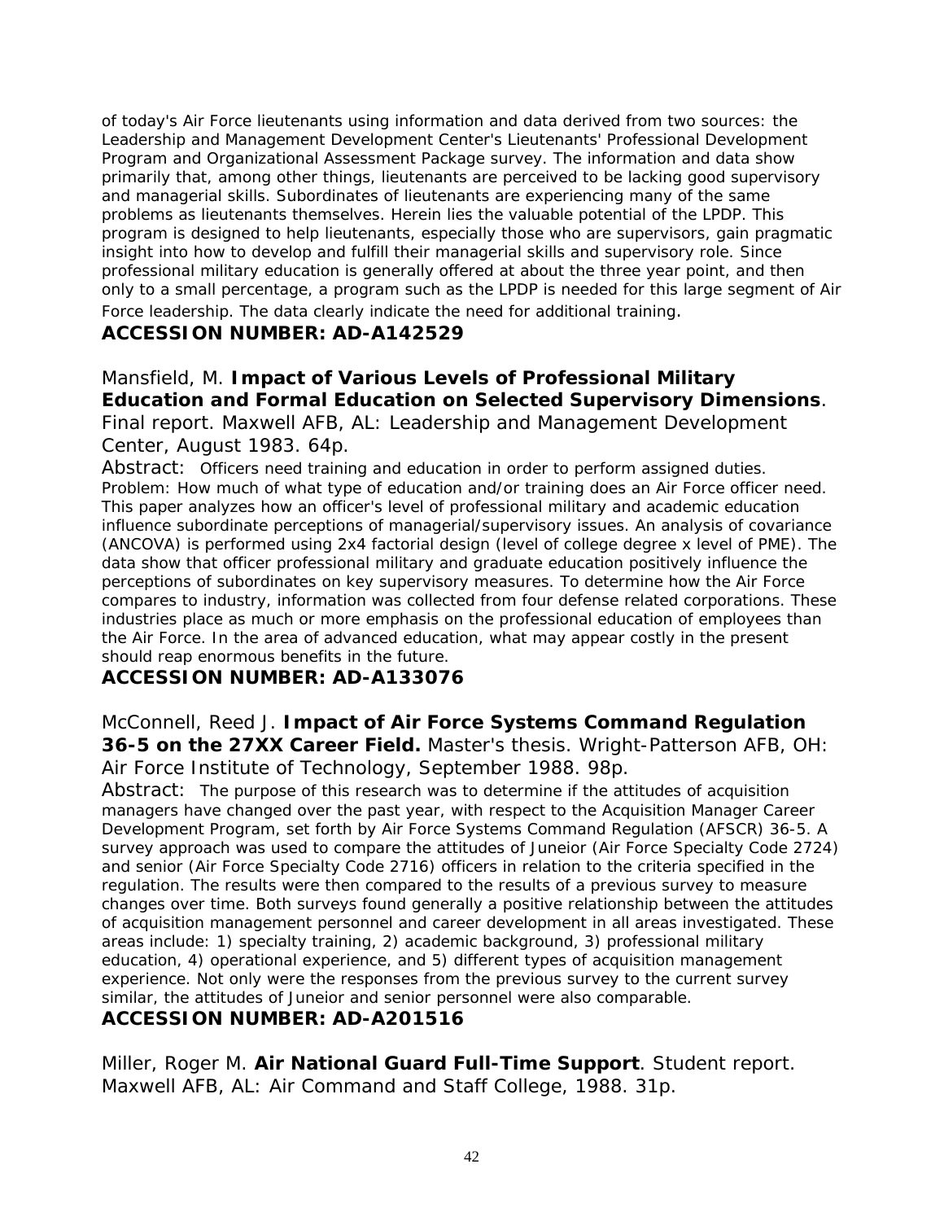of today's Air Force lieutenants using information and data derived from two sources: the Leadership and Management Development Center's Lieutenants' Professional Development Program and Organizational Assessment Package survey. The information and data show primarily that, among other things, lieutenants are perceived to be lacking good supervisory and managerial skills. Subordinates of lieutenants are experiencing many of the same problems as lieutenants themselves. Herein lies the valuable potential of the LPDP. This program is designed to help lieutenants, especially those who are supervisors, gain pragmatic insight into how to develop and fulfill their managerial skills and supervisory role. Since professional military education is generally offered at about the three year point, and then only to a small percentage, a program such as the LPDP is needed for this large segment of Air Force leadership. The data clearly indicate the need for additional training.

**ACCESSION NUMBER: AD-A142529**

Mansfield, M. **Impact of Various Levels of Professional Military Education and Formal Education on Selected Supervisory Dimensions**. Final report. Maxwell AFB, AL: Leadership and Management Development Center, August 1983. 64p.

Abstract: Officers need training and education in order to perform assigned duties. Problem: How much of what type of education and/or training does an Air Force officer need. This paper analyzes how an officer's level of professional military and academic education influence subordinate perceptions of managerial/supervisory issues. An analysis of covariance (ANCOVA) is performed using 2x4 factorial design (level of college degree x level of PME). The data show that officer professional military and graduate education positively influence the perceptions of subordinates on key supervisory measures. To determine how the Air Force compares to industry, information was collected from four defense related corporations. These industries place as much or more emphasis on the professional education of employees than the Air Force. In the area of advanced education, what may appear costly in the present should reap enormous benefits in the future.

**ACCESSION NUMBER: AD-A133076**

McConnell, Reed J. **Impact of Air Force Systems Command Regulation 36-5 on the 27XX Career Field.** Master's thesis. Wright-Patterson AFB, OH: Air Force Institute of Technology, September 1988. 98p.

Abstract: The purpose of this research was to determine if the attitudes of acquisition managers have changed over the past year, with respect to the Acquisition Manager Career Development Program, set forth by Air Force Systems Command Regulation (AFSCR) 36-5. A survey approach was used to compare the attitudes of Juneior (Air Force Specialty Code 2724) and senior (Air Force Specialty Code 2716) officers in relation to the criteria specified in the regulation. The results were then compared to the results of a previous survey to measure changes over time. Both surveys found generally a positive relationship between the attitudes of acquisition management personnel and career development in all areas investigated. These areas include: 1) specialty training, 2) academic background, 3) professional military education, 4) operational experience, and 5) different types of acquisition management experience. Not only were the responses from the previous survey to the current survey similar, the attitudes of Juneior and senior personnel were also comparable.

**ACCESSION NUMBER: AD-A201516**

Miller, Roger M. **Air National Guard Full-Time Support**. Student report. Maxwell AFB, AL: Air Command and Staff College, 1988. 31p.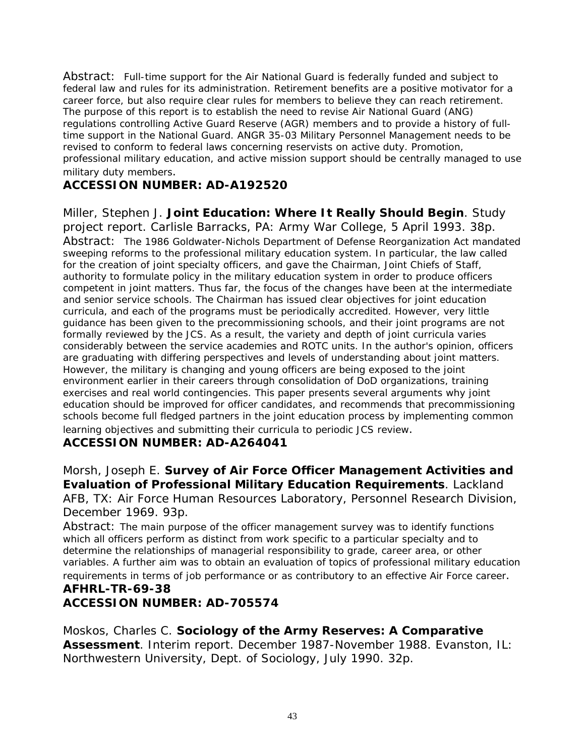Abstract: Full-time support for the Air National Guard is federally funded and subject to federal law and rules for its administration. Retirement benefits are a positive motivator for a career force, but also require clear rules for members to believe they can reach retirement. The purpose of this report is to establish the need to revise Air National Guard (ANG) regulations controlling Active Guard Reserve (AGR) members and to provide a history of full-time support in the National Guard. ANGR 35-03 Military Personnel Management needs to be revised to conform to federal laws concerning reservists on active duty. Promotion, professional military education, and active mission support should be centrally managed to use military duty members.

**ACCESSION NUMBER: AD-A192520**

Miller, Stephen J. **Joint Education: Where It Really Should Begin**. Study project report. Carlisle Barracks, PA: Army War College, 5 April 1993. 38p.

Abstract: The 1986 Goldwater-Nichols Department of Defense Reorganization Act mandated sweeping reforms to the professional military education system. In particular, the law called for the creation of joint specialty officers, and gave the Chairman, Joint Chiefs of Staff, authority to formulate policy in the military education system in order to produce officers competent in joint matters. Thus far, the focus of the changes have been at the intermediate and senior service schools. The Chairman has issued clear objectives for joint education curricula, and each of the programs must be periodically accredited. However, very little guidance has been given to the precommissioning schools, and their joint programs are not formally reviewed by the JCS. As a result, the variety and depth of joint curricula varies considerably between the service academies and ROTC units. In the author's opinion, officers are graduating with differing perspectives and levels of understanding about joint matters. However, the military is changing and young officers are being exposed to the joint environment earlier in their careers through consolidation of DoD organizations, training exercises and real world contingencies. This paper presents several arguments why joint education should be improved for officer candidates, and recommends that precommissioning schools become full fledged partners in the joint education process by implementing common learning objectives and submitting their curricula to periodic JCS review.

**ACCESSION NUMBER: AD-A264041**

Morsh, Joseph E. **Survey of Air Force Officer Management Activities and Evaluation of Professional Military Education Requirements**. Lackland AFB, TX: Air Force Human Resources Laboratory, Personnel Research Division, December 1969. 93p.

Abstract: The main purpose of the officer management survey was to identify functions which all officers perform as distinct from work specific to a particular specialty and to determine the relationships of managerial responsibility to grade, career area, or other variables. A further aim was to obtain an evaluation of topics of professional military education requirements in terms of job performance or as contributory to an effective Air Force career.

**AFHRL-TR-69-38**

**ACCESSION NUMBER: AD-705574**

Moskos, Charles C. **Sociology of the Army Reserves: A Comparative Assessment**. Interim report. December 1987-November 1988. Evanston, IL: Northwestern University, Dept. of Sociology, July 1990. 32p.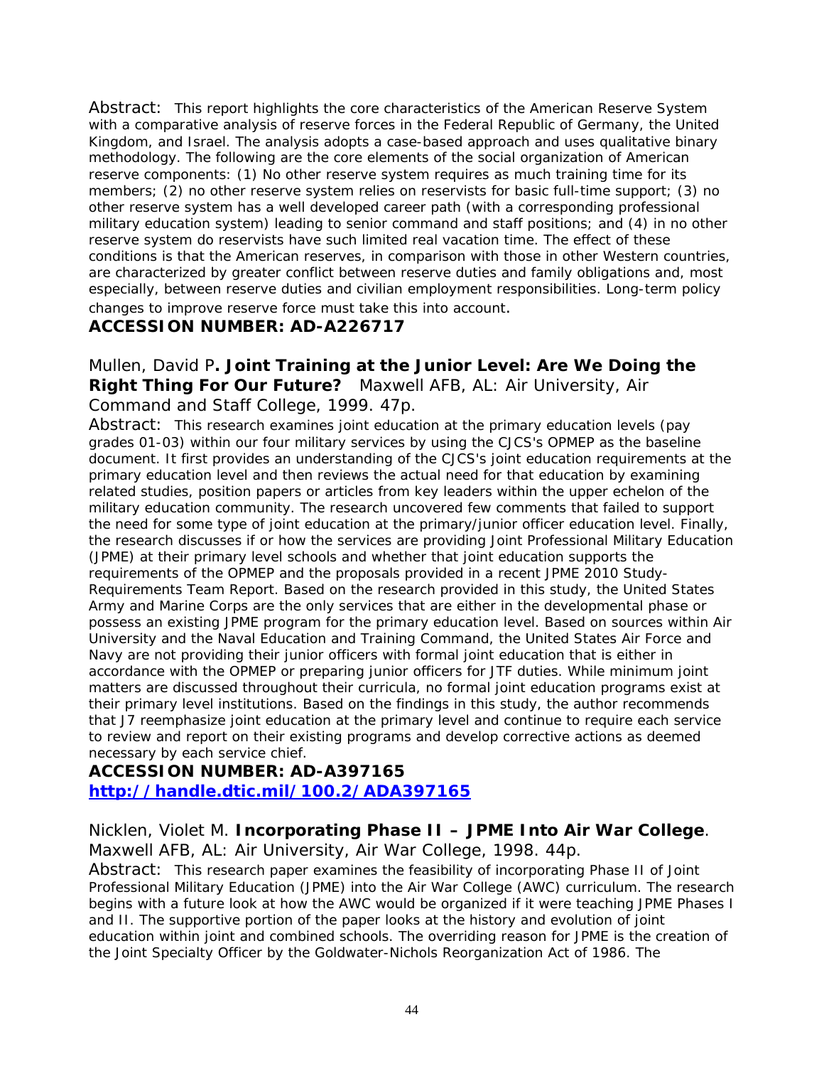Abstract: This report highlights the core characteristics of the American Reserve System with a comparative analysis of reserve forces in the Federal Republic of Germany, the United Kingdom, and Israel. The analysis adopts a case-based approach and uses qualitative binary methodology. The following are the core elements of the social organization of American reserve components: (1) No other reserve system requires as much training time for its members; (2) no other reserve system relies on reservists for basic full-time support; (3) no other reserve system has a well developed career path (with a corresponding professional military education system) leading to senior command and staff positions; and (4) in no other reserve system do reservists have such limited real vacation time. The effect of these conditions is that the American reserves, in comparison with those in other Western countries, are characterized by greater conflict between reserve duties and family obligations and, most especially, between reserve duties and civilian employment responsibilities. Long-term policy changes to improve reserve force must take this into account.

**ACCESSION NUMBER: AD-A226717**

Mullen, David P**. Joint Training at the Junior Level: Are We Doing the Right Thing For Our Future?** Maxwell AFB, AL: Air University, Air Command and Staff College, 1999. 47p.

Abstract: This research examines joint education at the primary education levels (pay grades 01-03) within our four military services by using the CJCS's OPMEP as the baseline document. It first provides an understanding of the CJCS's joint education requirements at the primary education level and then reviews the actual need for that education by examining related studies, position papers or articles from key leaders within the upper echelon of the military education community. The research uncovered few comments that failed to support the need for some type of joint education at the primary/junior officer education level. Finally, the research discusses if or how the services are providing Joint Professional Military Education (JPME) at their primary level schools and whether that joint education supports the requirements of the OPMEP and the proposals provided in a recent JPME 2010 Study-Requirements Team Report. Based on the research provided in this study, the United States Army and Marine Corps are the only services that are either in the developmental phase or possess an existing JPME program for the primary education level. Based on sources within Air University and the Naval Education and Training Command, the United States Air Force and Navy are not providing their junior officers with formal joint education that is either in accordance with the OPMEP or preparing junior officers for JTF duties. While minimum joint matters are discussed throughout their curricula, no formal joint education programs exist at their primary level institutions. Based on the findings in this study, the author recommends that J7 reemphasize joint education at the primary level and continue to require each service to review and report on their existing programs and develop corrective actions as deemed necessary by each service chief.

**ACCESSION NUMBER: AD-A397165**
**http://handle.dtic.mil/100.2/ADA397165**

Nicklen, Violet M. **Incorporating Phase II – JPME Into Air War College**. Maxwell AFB, AL: Air University, Air War College, 1998. 44p.

Abstract: This research paper examines the feasibility of incorporating Phase II of Joint Professional Military Education (JPME) into the Air War College (AWC) curriculum. The research begins with a future look at how the AWC would be organized if it were teaching JPME Phases I and II. The supportive portion of the paper looks at the history and evolution of joint education within joint and combined schools. The overriding reason for JPME is the creation of the Joint Specialty Officer by the Goldwater-Nichols Reorganization Act of 1986. The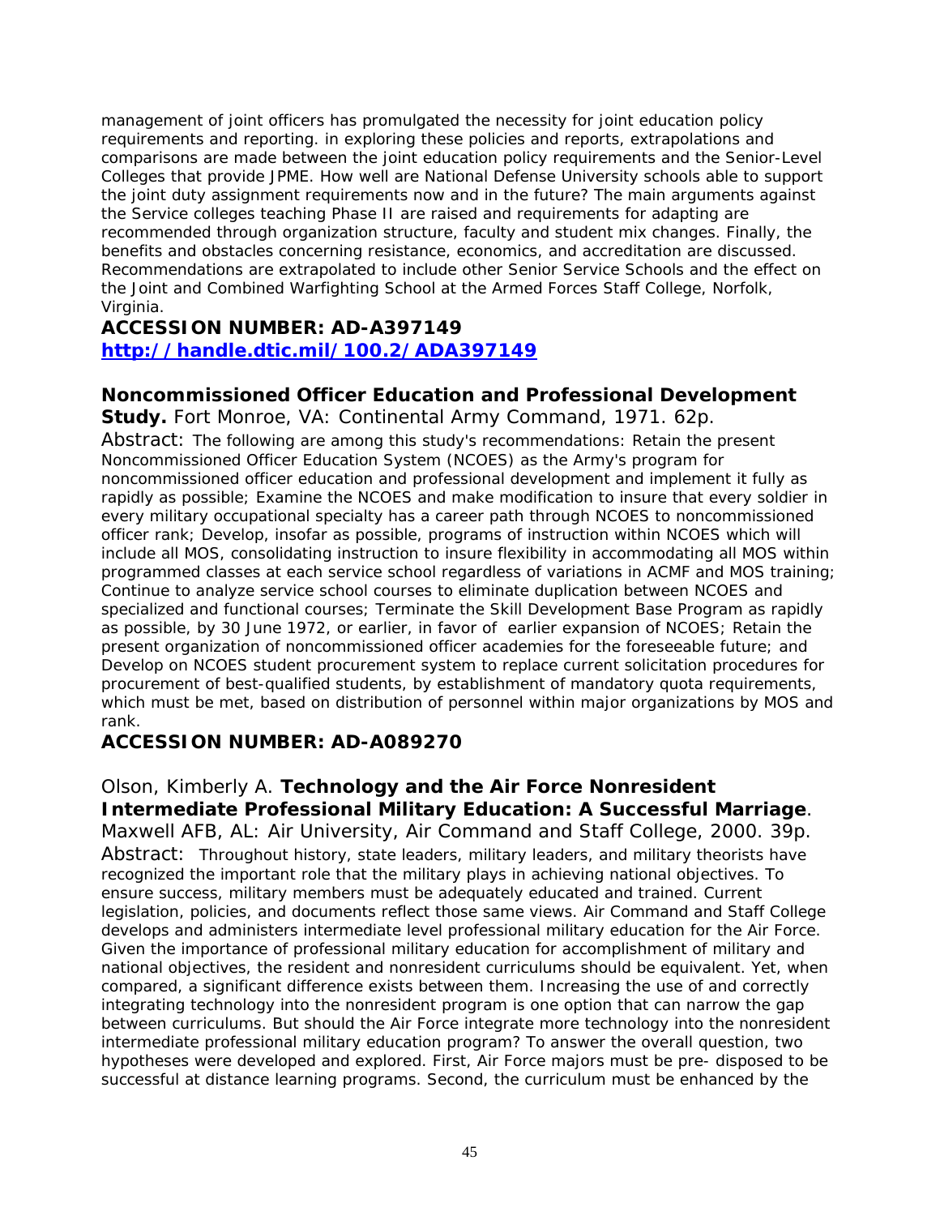management of joint officers has promulgated the necessity for joint education policy requirements and reporting. in exploring these policies and reports, extrapolations and comparisons are made between the joint education policy requirements and the Senior-Level Colleges that provide JPME. How well are National Defense University schools able to support the joint duty assignment requirements now and in the future? The main arguments against the Service colleges teaching Phase II are raised and requirements for adapting are recommended through organization structure, faculty and student mix changes. Finally, the benefits and obstacles concerning resistance, economics, and accreditation are discussed. Recommendations are extrapolated to include other Senior Service Schools and the effect on the Joint and Combined Warfighting School at the Armed Forces Staff College, Norfolk, Virginia.

**ACCESSION NUMBER: AD-A397149**
**[http://handle.dtic.mil/100.2/ADA397149](http://handle.dtic.mil/100.2/ADA397149)**

**Noncommissioned Officer Education and Professional Development Study.** Fort Monroe, VA: Continental Army Command, 1971. 62p.

Abstract: The following are among this study's recommendations: Retain the present Noncommissioned Officer Education System (NCOES) as the Army's program for noncommissioned officer education and professional development and implement it fully as rapidly as possible; Examine the NCOES and make modification to insure that every soldier in every military occupational specialty has a career path through NCOES to noncommissioned officer rank; Develop, insofar as possible, programs of instruction within NCOES which will include all MOS, consolidating instruction to insure flexibility in accommodating all MOS within programmed classes at each service school regardless of variations in ACMF and MOS training; Continue to analyze service school courses to eliminate duplication between NCOES and specialized and functional courses; Terminate the Skill Development Base Program as rapidly as possible, by 30 June 1972, or earlier, in favor of earlier expansion of NCOES; Retain the present organization of noncommissioned officer academies for the foreseeable future; and Develop on NCOES student procurement system to replace current solicitation procedures for procurement of best-qualified students, by establishment of mandatory quota requirements, which must be met, based on distribution of personnel within major organizations by MOS and rank.

**ACCESSION NUMBER: AD-A089270**

Olson, Kimberly A. **Technology and the Air Force Nonresident Intermediate Professional Military Education: A Successful Marriage**. Maxwell AFB, AL: Air University, Air Command and Staff College, 2000. 39p.

Abstract: Throughout history, state leaders, military leaders, and military theorists have recognized the important role that the military plays in achieving national objectives. To ensure success, military members must be adequately educated and trained. Current legislation, policies, and documents reflect those same views. Air Command and Staff College develops and administers intermediate level professional military education for the Air Force. Given the importance of professional military education for accomplishment of military and national objectives, the resident and nonresident curriculums should be equivalent. Yet, when compared, a significant difference exists between them. Increasing the use of and correctly integrating technology into the nonresident program is one option that can narrow the gap between curriculums. But should the Air Force integrate more technology into the nonresident intermediate professional military education program? To answer the overall question, two hypotheses were developed and explored. First, Air Force majors must be pre- disposed to be successful at distance learning programs. Second, the curriculum must be enhanced by the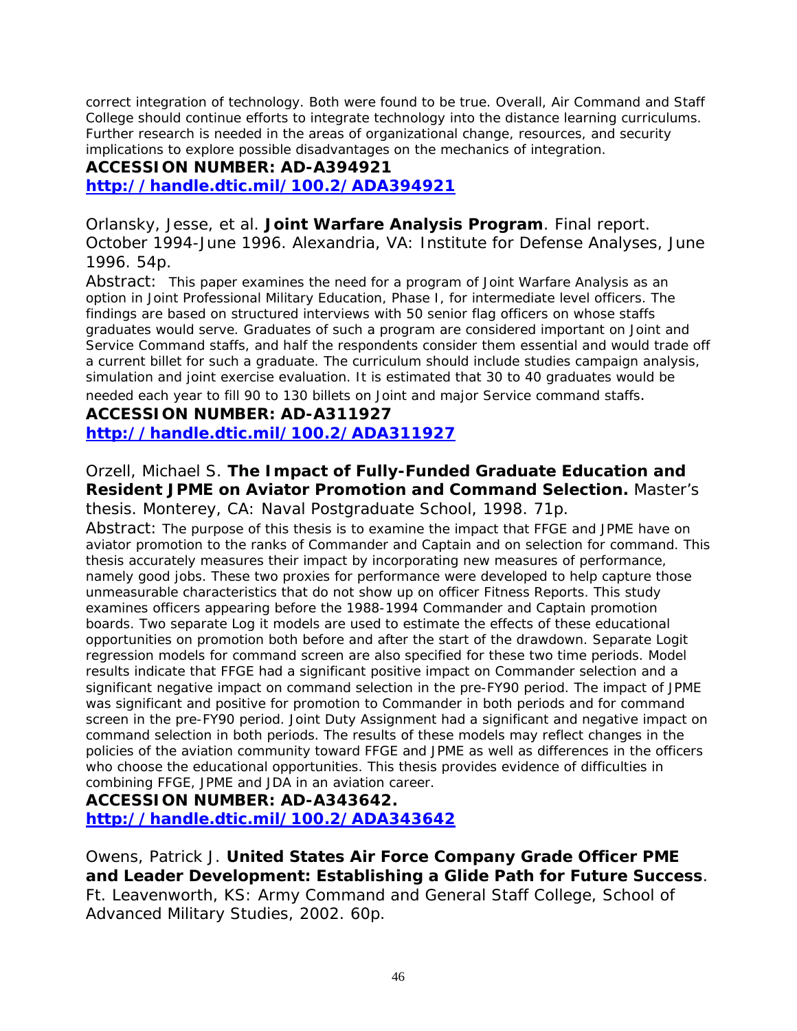correct integration of technology. Both were found to be true. Overall, Air Command and Staff College should continue efforts to integrate technology into the distance learning curriculums. Further research is needed in the areas of organizational change, resources, and security implications to explore possible disadvantages on the mechanics of integration.

**ACCESSION NUMBER: AD-A394921**
**http://handle.dtic.mil/100.2/ADA394921**

Orlansky, Jesse, et al. **Joint Warfare Analysis Program**. Final report. October 1994-June 1996. Alexandria, VA: Institute for Defense Analyses, June 1996. 54p.

Abstract: This paper examines the need for a program of Joint Warfare Analysis as an option in Joint Professional Military Education, Phase I, for intermediate level officers. The findings are based on structured interviews with 50 senior flag officers on whose staffs graduates would serve. Graduates of such a program are considered important on Joint and Service Command staffs, and half the respondents consider them essential and would trade off a current billet for such a graduate. The curriculum should include studies campaign analysis, simulation and joint exercise evaluation. It is estimated that 30 to 40 graduates would be needed each year to fill 90 to 130 billets on Joint and major Service command staffs.

**ACCESSION NUMBER: AD-A311927**
**http://handle.dtic.mil/100.2/ADA311927**

Orzell, Michael S. **The Impact of Fully-Funded Graduate Education and Resident JPME on Aviator Promotion and Command Selection.** Master's thesis. Monterey, CA: Naval Postgraduate School, 1998. 71p.

Abstract: The purpose of this thesis is to examine the impact that FFGE and JPME have on aviator promotion to the ranks of Commander and Captain and on selection for command. This thesis accurately measures their impact by incorporating new measures of performance, namely good jobs. These two proxies for performance were developed to help capture those unmeasurable characteristics that do not show up on officer Fitness Reports. This study examines officers appearing before the 1988-1994 Commander and Captain promotion boards. Two separate Log it models are used to estimate the effects of these educational opportunities on promotion both before and after the start of the drawdown. Separate Logit regression models for command screen are also specified for these two time periods. Model results indicate that FFGE had a significant positive impact on Commander selection and a significant negative impact on command selection in the pre-FY90 period. The impact of JPME was significant and positive for promotion to Commander in both periods and for command screen in the pre-FY90 period. Joint Duty Assignment had a significant and negative impact on command selection in both periods. The results of these models may reflect changes in the policies of the aviation community toward FFGE and JPME as well as differences in the officers who choose the educational opportunities. This thesis provides evidence of difficulties in combining FFGE, JPME and JDA in an aviation career.

**ACCESSION NUMBER: AD-A343642.**
**http://handle.dtic.mil/100.2/ADA343642**

Owens, Patrick J. **United States Air Force Company Grade Officer PME and Leader Development: Establishing a Glide Path for Future Success**. Ft. Leavenworth, KS: Army Command and General Staff College, School of Advanced Military Studies, 2002. 60p.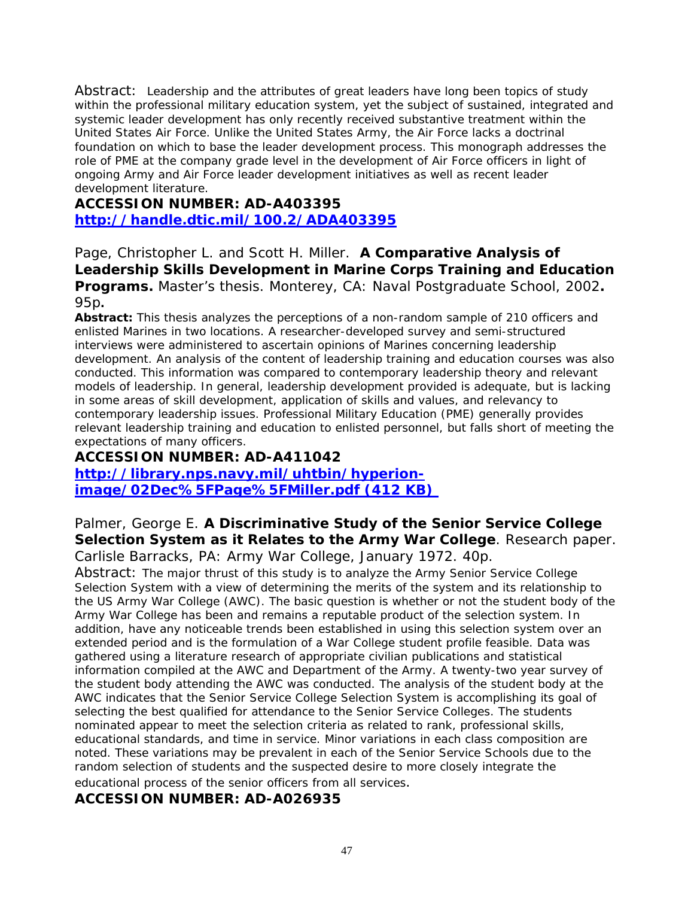Abstract: Leadership and the attributes of great leaders have long been topics of study within the professional military education system, yet the subject of sustained, integrated and systemic leader development has only recently received substantive treatment within the United States Air Force. Unlike the United States Army, the Air Force lacks a doctrinal foundation on which to base the leader development process. This monograph addresses the role of PME at the company grade level in the development of Air Force officers in light of ongoing Army and Air Force leader development initiatives as well as recent leader development literature.

**ACCESSION NUMBER: AD-A403395**
**[http://handle.dtic.mil/100.2/ADA403395](http://handle.dtic.mil/100.2/ADA403395)**

Page, Christopher L. and Scott H. Miller. **A Comparative Analysis of Leadership Skills Development in Marine Corps Training and Education Programs.** Master's thesis. Monterey, CA: Naval Postgraduate School, 2002**.** 95p**.**

**Abstract:** This thesis analyzes the perceptions of a non-random sample of 210 officers and enlisted Marines in two locations. A researcher-developed survey and semi-structured interviews were administered to ascertain opinions of Marines concerning leadership development. An analysis of the content of leadership training and education courses was also conducted. This information was compared to contemporary leadership theory and relevant models of leadership. In general, leadership development provided is adequate, but is lacking in some areas of skill development, application of skills and values, and relevancy to contemporary leadership issues. Professional Military Education (PME) generally provides relevant leadership training and education to enlisted personnel, but falls short of meeting the expectations of many officers.

**ACCESSION NUMBER: AD-A411042**
**[http://library.nps.navy.mil/uhtbin/hyperion-image/02Dec%5FPage%5FMiller.pdf (412 KB)](http://library.nps.navy.mil/uhtbin/hyperion-image/02Dec%5FPage%5FMiller.pdf)**

Palmer, George E. **A Discriminative Study of the Senior Service College Selection System as it Relates to the Army War College**. Research paper. Carlisle Barracks, PA: Army War College, January 1972. 40p.

Abstract: The major thrust of this study is to analyze the Army Senior Service College Selection System with a view of determining the merits of the system and its relationship to the US Army War College (AWC). The basic question is whether or not the student body of the Army War College has been and remains a reputable product of the selection system. In addition, have any noticeable trends been established in using this selection system over an extended period and is the formulation of a War College student profile feasible. Data was gathered using a literature research of appropriate civilian publications and statistical information compiled at the AWC and Department of the Army. A twenty-two year survey of the student body attending the AWC was conducted. The analysis of the student body at the AWC indicates that the Senior Service College Selection System is accomplishing its goal of selecting the best qualified for attendance to the Senior Service Colleges. The students nominated appear to meet the selection criteria as related to rank, professional skills, educational standards, and time in service. Minor variations in each class composition are noted. These variations may be prevalent in each of the Senior Service Schools due to the random selection of students and the suspected desire to more closely integrate the educational process of the senior officers from all services.

**ACCESSION NUMBER: AD-A026935**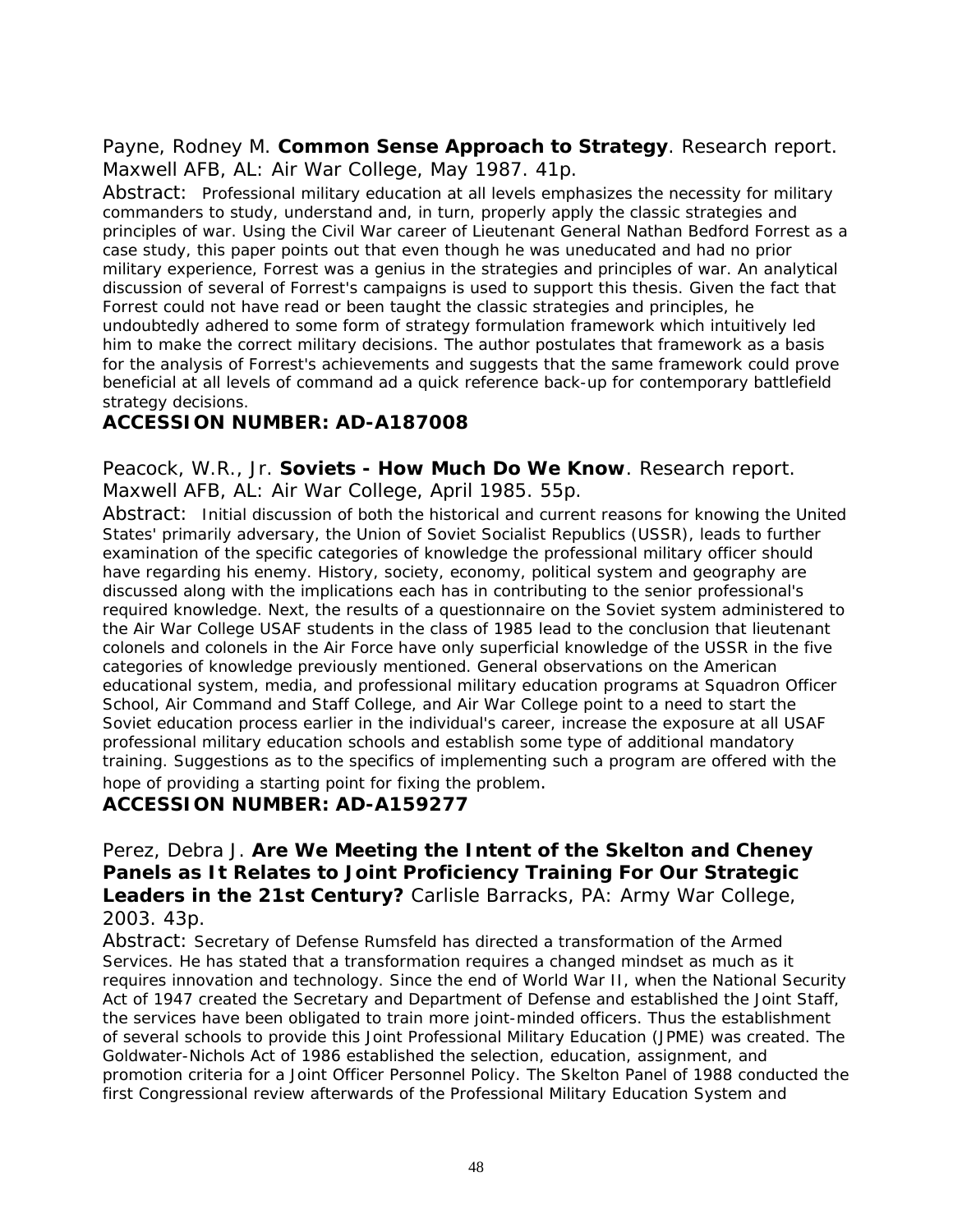Payne, Rodney M. **Common Sense Approach to Strategy**. Research report. Maxwell AFB, AL: Air War College, May 1987. 41p.

Abstract: Professional military education at all levels emphasizes the necessity for military commanders to study, understand and, in turn, properly apply the classic strategies and principles of war. Using the Civil War career of Lieutenant General Nathan Bedford Forrest as a case study, this paper points out that even though he was uneducated and had no prior military experience, Forrest was a genius in the strategies and principles of war. An analytical discussion of several of Forrest's campaigns is used to support this thesis. Given the fact that Forrest could not have read or been taught the classic strategies and principles, he undoubtedly adhered to some form of strategy formulation framework which intuitively led him to make the correct military decisions. The author postulates that framework as a basis for the analysis of Forrest's achievements and suggests that the same framework could prove beneficial at all levels of command ad a quick reference back-up for contemporary battlefield strategy decisions.

**ACCESSION NUMBER: AD-A187008**

Peacock, W.R., Jr. **Soviets - How Much Do We Know**. Research report. Maxwell AFB, AL: Air War College, April 1985. 55p.

Abstract: Initial discussion of both the historical and current reasons for knowing the United States' primarily adversary, the Union of Soviet Socialist Republics (USSR), leads to further examination of the specific categories of knowledge the professional military officer should have regarding his enemy. History, society, economy, political system and geography are discussed along with the implications each has in contributing to the senior professional's required knowledge. Next, the results of a questionnaire on the Soviet system administered to the Air War College USAF students in the class of 1985 lead to the conclusion that lieutenant colonels and colonels in the Air Force have only superficial knowledge of the USSR in the five categories of knowledge previously mentioned. General observations on the American educational system, media, and professional military education programs at Squadron Officer School, Air Command and Staff College, and Air War College point to a need to start the Soviet education process earlier in the individual's career, increase the exposure at all USAF professional military education schools and establish some type of additional mandatory training. Suggestions as to the specifics of implementing such a program are offered with the hope of providing a starting point for fixing the problem.

**ACCESSION NUMBER: AD-A159277**

Perez, Debra J. **Are We Meeting the Intent of the Skelton and Cheney Panels as It Relates to Joint Proficiency Training For Our Strategic Leaders in the 21st Century?** Carlisle Barracks, PA: Army War College, 2003. 43p.

Abstract: Secretary of Defense Rumsfeld has directed a transformation of the Armed Services. He has stated that a transformation requires a changed mindset as much as it requires innovation and technology. Since the end of World War II, when the National Security Act of 1947 created the Secretary and Department of Defense and established the Joint Staff, the services have been obligated to train more joint-minded officers. Thus the establishment of several schools to provide this Joint Professional Military Education (JPME) was created. The Goldwater-Nichols Act of 1986 established the selection, education, assignment, and promotion criteria for a Joint Officer Personnel Policy. The Skelton Panel of 1988 conducted the first Congressional review afterwards of the Professional Military Education System and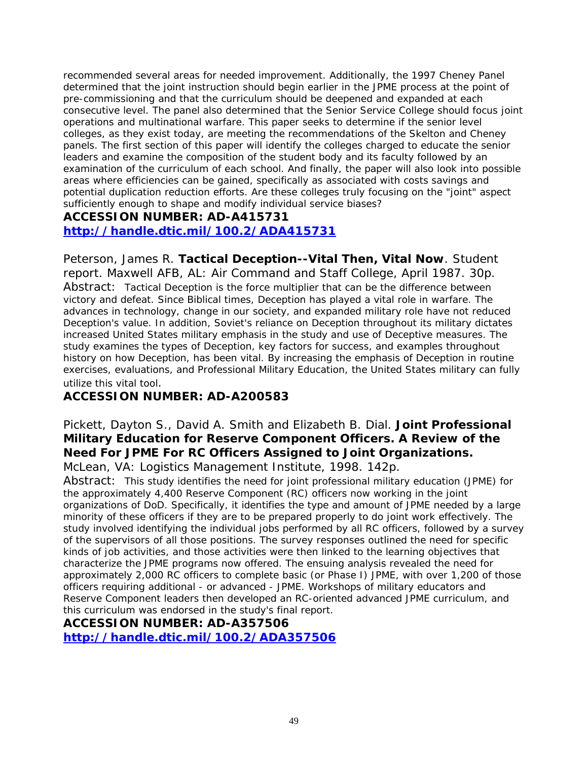recommended several areas for needed improvement. Additionally, the 1997 Cheney Panel determined that the joint instruction should begin earlier in the JPME process at the point of pre-commissioning and that the curriculum should be deepened and expanded at each consecutive level. The panel also determined that the Senior Service College should focus joint operations and multinational warfare. This paper seeks to determine if the senior level colleges, as they exist today, are meeting the recommendations of the Skelton and Cheney panels. The first section of this paper will identify the colleges charged to educate the senior leaders and examine the composition of the student body and its faculty followed by an examination of the curriculum of each school. And finally, the paper will also look into possible areas where efficiencies can be gained, specifically as associated with costs savings and potential duplication reduction efforts. Are these colleges truly focusing on the "joint" aspect sufficiently enough to shape and modify individual service biases?

**ACCESSION NUMBER: AD-A415731**
**http://handle.dtic.mil/100.2/ADA415731**

Peterson, James R. **Tactical Deception--Vital Then, Vital Now**. Student report. Maxwell AFB, AL: Air Command and Staff College, April 1987. 30p.
Abstract: Tactical Deception is the force multiplier that can be the difference between victory and defeat. Since Biblical times, Deception has played a vital role in warfare. The advances in technology, change in our society, and expanded military role have not reduced Deception's value. In addition, Soviet's reliance on Deception throughout its military dictates increased United States military emphasis in the study and use of Deceptive measures. The study examines the types of Deception, key factors for success, and examples throughout history on how Deception, has been vital. By increasing the emphasis of Deception in routine exercises, evaluations, and Professional Military Education, the United States military can fully utilize this vital tool.

**ACCESSION NUMBER: AD-A200583**

Pickett, Dayton S., David A. Smith and Elizabeth B. Dial. **Joint Professional Military Education for Reserve Component Officers. A Review of the Need For JPME For RC Officers Assigned to Joint Organizations.**
McLean, VA: Logistics Management Institute, 1998. 142p.
Abstract: This study identifies the need for joint professional military education (JPME) for the approximately 4,400 Reserve Component (RC) officers now working in the joint organizations of DoD. Specifically, it identifies the type and amount of JPME needed by a large minority of these officers if they are to be prepared properly to do joint work effectively. The study involved identifying the individual jobs performed by all RC officers, followed by a survey of the supervisors of all those positions. The survey responses outlined the need for specific kinds of job activities, and those activities were then linked to the learning objectives that characterize the JPME programs now offered. The ensuing analysis revealed the need for approximately 2,000 RC officers to complete basic (or Phase I) JPME, with over 1,200 of those officers requiring additional - or advanced - JPME. Workshops of military educators and Reserve Component leaders then developed an RC-oriented advanced JPME curriculum, and this curriculum was endorsed in the study's final report.

**ACCESSION NUMBER: AD-A357506**
**http://handle.dtic.mil/100.2/ADA357506**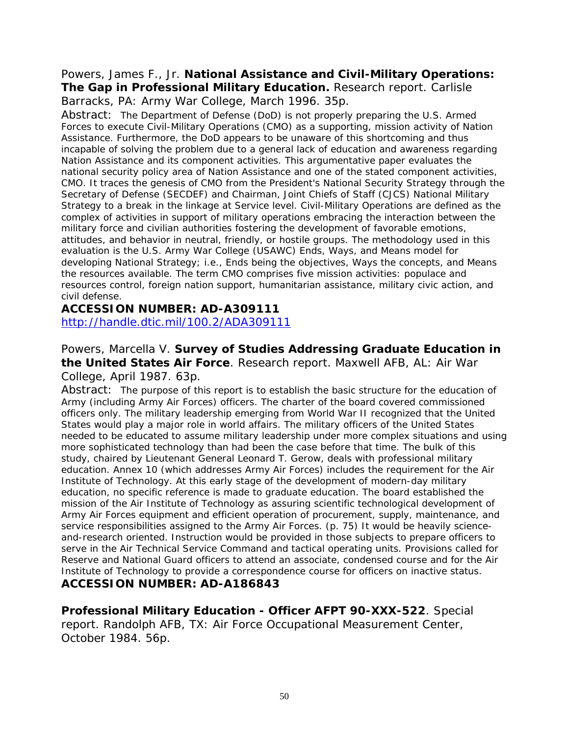Powers, James F., Jr. **National Assistance and Civil-Military Operations: The Gap in Professional Military Education.** Research report. Carlisle Barracks, PA: Army War College, March 1996. 35p.

Abstract: The Department of Defense (DoD) is not properly preparing the U.S. Armed Forces to execute Civil-Military Operations (CMO) as a supporting, mission activity of Nation Assistance. Furthermore, the DoD appears to be unaware of this shortcoming and thus incapable of solving the problem due to a general lack of education and awareness regarding Nation Assistance and its component activities. This argumentative paper evaluates the national security policy area of Nation Assistance and one of the stated component activities, CMO. It traces the genesis of CMO from the President's National Security Strategy through the Secretary of Defense (SECDEF) and Chairman, Joint Chiefs of Staff (CJCS) National Military Strategy to a break in the linkage at Service level. Civil-Military Operations are defined as the complex of activities in support of military operations embracing the interaction between the military force and civilian authorities fostering the development of favorable emotions, attitudes, and behavior in neutral, friendly, or hostile groups. The methodology used in this evaluation is the U.S. Army War College (USAWC) Ends, Ways, and Means model for developing National Strategy; i.e., Ends being the objectives, Ways the concepts, and Means the resources available. The term CMO comprises five mission activities: populace and resources control, foreign nation support, humanitarian assistance, military civic action, and civil defense.

**ACCESSION NUMBER: AD-A309111**
http://handle.dtic.mil/100.2/ADA309111

Powers, Marcella V. **Survey of Studies Addressing Graduate Education in the United States Air Force**. Research report. Maxwell AFB, AL: Air War College, April 1987. 63p.

Abstract: The purpose of this report is to establish the basic structure for the education of Army (including Army Air Forces) officers. The charter of the board covered commissioned officers only. The military leadership emerging from World War II recognized that the United States would play a major role in world affairs. The military officers of the United States needed to be educated to assume military leadership under more complex situations and using more sophisticated technology than had been the case before that time. The bulk of this study, chaired by Lieutenant General Leonard T. Gerow, deals with professional military education. Annex 10 (which addresses Army Air Forces) includes the requirement for the Air Institute of Technology. At this early stage of the development of modern-day military education, no specific reference is made to graduate education. The board established the mission of the Air Institute of Technology as assuring scientific technological development of Army Air Forces equipment and efficient operation of procurement, supply, maintenance, and service responsibilities assigned to the Army Air Forces. (p. 75) It would be heavily science-and-research oriented. Instruction would be provided in those subjects to prepare officers to serve in the Air Technical Service Command and tactical operating units. Provisions called for Reserve and National Guard officers to attend an associate, condensed course and for the Air Institute of Technology to provide a correspondence course for officers on inactive status.

**ACCESSION NUMBER: AD-A186843**

**Professional Military Education - Officer AFPT 90-XXX-522**. Special report. Randolph AFB, TX: Air Force Occupational Measurement Center, October 1984. 56p.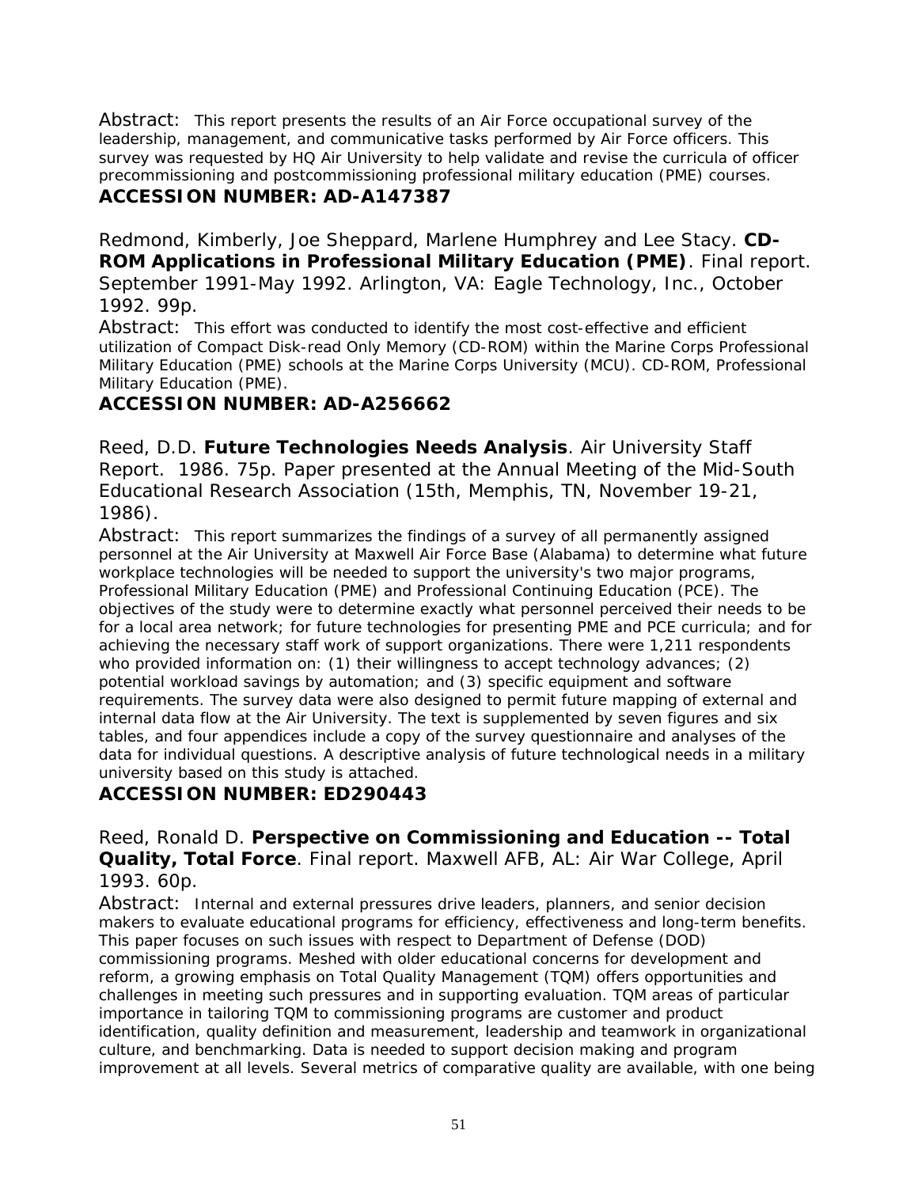Abstract: This report presents the results of an Air Force occupational survey of the leadership, management, and communicative tasks performed by Air Force officers. This survey was requested by HQ Air University to help validate and revise the curricula of officer precommissioning and postcommissioning professional military education (PME) courses.

**ACCESSION NUMBER: AD-A147387**

Redmond, Kimberly, Joe Sheppard, Marlene Humphrey and Lee Stacy. **CD-ROM Applications in Professional Military Education (PME)**. Final report. September 1991-May 1992. Arlington, VA: Eagle Technology, Inc., October 1992. 99p.

Abstract: This effort was conducted to identify the most cost-effective and efficient utilization of Compact Disk-read Only Memory (CD-ROM) within the Marine Corps Professional Military Education (PME) schools at the Marine Corps University (MCU). CD-ROM, Professional Military Education (PME).

**ACCESSION NUMBER: AD-A256662**

Reed, D.D. **Future Technologies Needs Analysis**. Air University Staff Report. 1986. 75p. Paper presented at the Annual Meeting of the Mid-South Educational Research Association (15th, Memphis, TN, November 19-21, 1986).

Abstract: This report summarizes the findings of a survey of all permanently assigned personnel at the Air University at Maxwell Air Force Base (Alabama) to determine what future workplace technologies will be needed to support the university's two major programs, Professional Military Education (PME) and Professional Continuing Education (PCE). The objectives of the study were to determine exactly what personnel perceived their needs to be for a local area network; for future technologies for presenting PME and PCE curricula; and for achieving the necessary staff work of support organizations. There were 1,211 respondents who provided information on: (1) their willingness to accept technology advances; (2) potential workload savings by automation; and (3) specific equipment and software requirements. The survey data were also designed to permit future mapping of external and internal data flow at the Air University. The text is supplemented by seven figures and six tables, and four appendices include a copy of the survey questionnaire and analyses of the data for individual questions. A descriptive analysis of future technological needs in a military university based on this study is attached.

**ACCESSION NUMBER: ED290443**

Reed, Ronald D. **Perspective on Commissioning and Education -- Total Quality, Total Force**. Final report. Maxwell AFB, AL: Air War College, April 1993. 60p.

Abstract: Internal and external pressures drive leaders, planners, and senior decision makers to evaluate educational programs for efficiency, effectiveness and long-term benefits. This paper focuses on such issues with respect to Department of Defense (DOD) commissioning programs. Meshed with older educational concerns for development and reform, a growing emphasis on Total Quality Management (TQM) offers opportunities and challenges in meeting such pressures and in supporting evaluation. TQM areas of particular importance in tailoring TQM to commissioning programs are customer and product identification, quality definition and measurement, leadership and teamwork in organizational culture, and benchmarking. Data is needed to support decision making and program improvement at all levels. Several metrics of comparative quality are available, with one being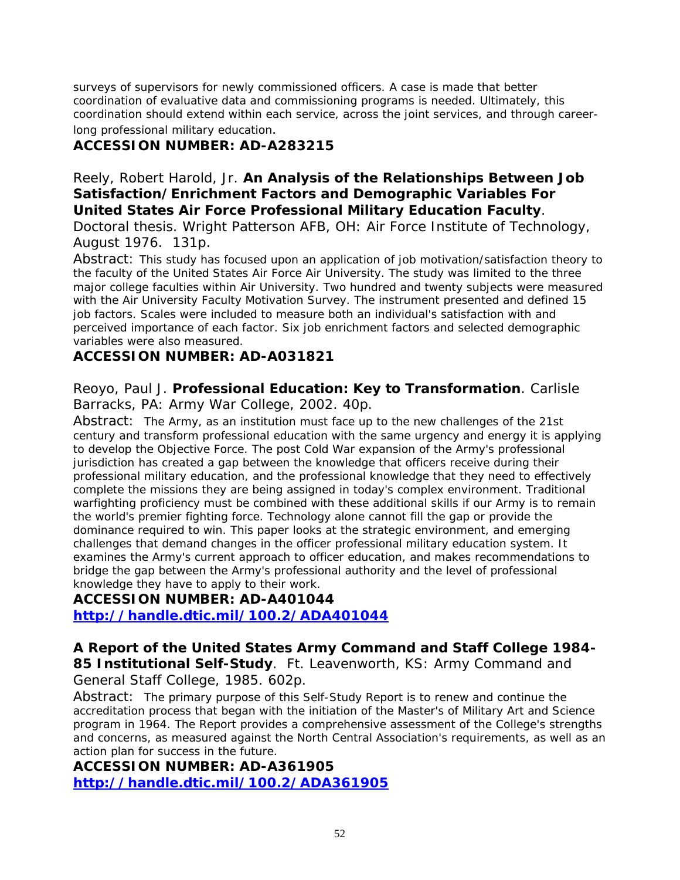surveys of supervisors for newly commissioned officers. A case is made that better coordination of evaluative data and commissioning programs is needed. Ultimately, this coordination should extend within each service, across the joint services, and through career-long professional military education.

**ACCESSION NUMBER: AD-A283215**

Reely, Robert Harold, Jr. **An Analysis of the Relationships Between Job Satisfaction/Enrichment Factors and Demographic Variables For United States Air Force Professional Military Education Faculty**. Doctoral thesis. Wright Patterson AFB, OH: Air Force Institute of Technology, August 1976. 131p.

Abstract: This study has focused upon an application of job motivation/satisfaction theory to the faculty of the United States Air Force Air University. The study was limited to the three major college faculties within Air University. Two hundred and twenty subjects were measured with the Air University Faculty Motivation Survey. The instrument presented and defined 15 job factors. Scales were included to measure both an individual's satisfaction with and perceived importance of each factor. Six job enrichment factors and selected demographic variables were also measured.

**ACCESSION NUMBER: AD-A031821**

Reoyo, Paul J. **Professional Education: Key to Transformation**. Carlisle Barracks, PA: Army War College, 2002. 40p.

Abstract: The Army, as an institution must face up to the new challenges of the 21st century and transform professional education with the same urgency and energy it is applying to develop the Objective Force. The post Cold War expansion of the Army's professional jurisdiction has created a gap between the knowledge that officers receive during their professional military education, and the professional knowledge that they need to effectively complete the missions they are being assigned in today's complex environment. Traditional warfighting proficiency must be combined with these additional skills if our Army is to remain the world's premier fighting force. Technology alone cannot fill the gap or provide the dominance required to win. This paper looks at the strategic environment, and emerging challenges that demand changes in the officer professional military education system. It examines the Army's current approach to officer education, and makes recommendations to bridge the gap between the Army's professional authority and the level of professional knowledge they have to apply to their work.

**ACCESSION NUMBER: AD-A401044**
**http://handle.dtic.mil/100.2/ADA401044**

**A Report of the United States Army Command and Staff College 1984-85 Institutional Self-Study**. Ft. Leavenworth, KS: Army Command and General Staff College, 1985. 602p.

Abstract: The primary purpose of this Self-Study Report is to renew and continue the accreditation process that began with the initiation of the Master's of Military Art and Science program in 1964. The Report provides a comprehensive assessment of the College's strengths and concerns, as measured against the North Central Association's requirements, as well as an action plan for success in the future.

**ACCESSION NUMBER: AD-A361905**
**http://handle.dtic.mil/100.2/ADA361905**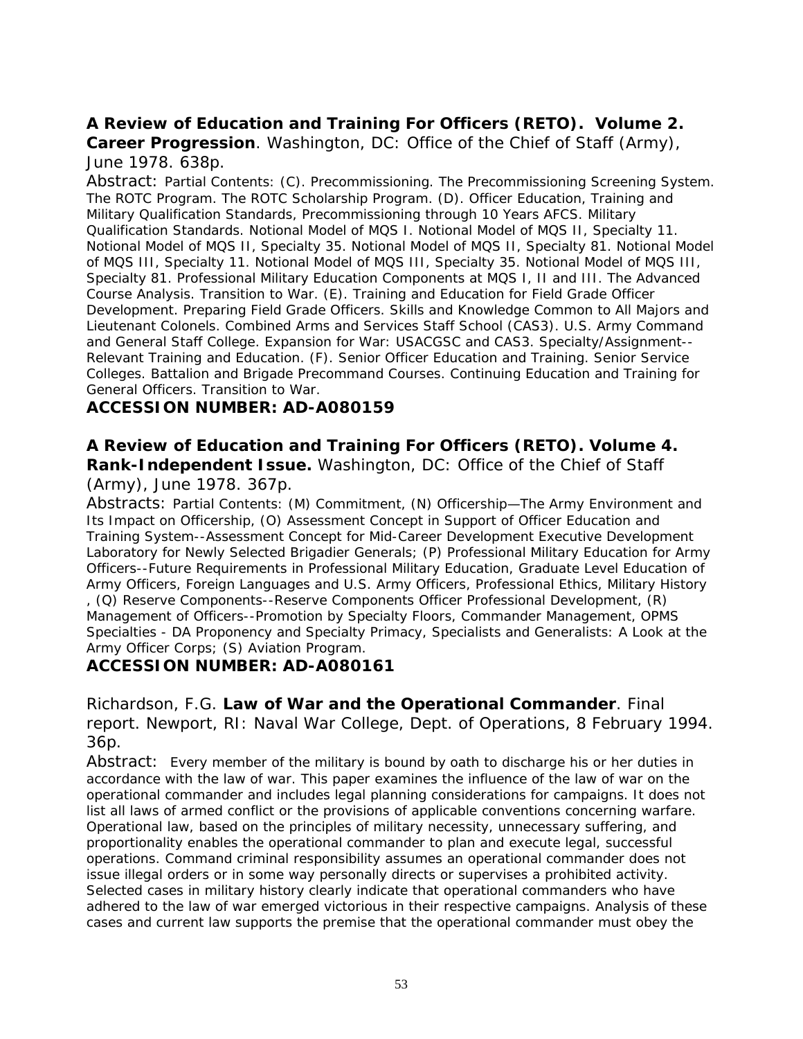**A Review of Education and Training For Officers (RETO). Volume 2. Career Progression**. Washington, DC: Office of the Chief of Staff (Army), June 1978. 638p.

Abstract: Partial Contents: (C). Precommissioning. The Precommissioning Screening System. The ROTC Program. The ROTC Scholarship Program. (D). Officer Education, Training and Military Qualification Standards, Precommissioning through 10 Years AFCS. Military Qualification Standards. Notional Model of MQS I. Notional Model of MQS II, Specialty 11. Notional Model of MQS II, Specialty 35. Notional Model of MQS II, Specialty 81. Notional Model of MQS III, Specialty 11. Notional Model of MQS III, Specialty 35. Notional Model of MQS III, Specialty 81. Professional Military Education Components at MQS I, II and III. The Advanced Course Analysis. Transition to War. (E). Training and Education for Field Grade Officer Development. Preparing Field Grade Officers. Skills and Knowledge Common to All Majors and Lieutenant Colonels. Combined Arms and Services Staff School (CAS3). U.S. Army Command and General Staff College. Expansion for War: USACGSC and CAS3. Specialty/Assignment--Relevant Training and Education. (F). Senior Officer Education and Training. Senior Service Colleges. Battalion and Brigade Precommand Courses. Continuing Education and Training for General Officers. Transition to War.

**ACCESSION NUMBER: AD-A080159**

**A Review of Education and Training For Officers (RETO). Volume 4. Rank-Independent Issue.** Washington, DC: Office of the Chief of Staff (Army), June 1978. 367p.

Abstracts: Partial Contents: (M) Commitment, (N) Officership—The Army Environment and Its Impact on Officership, (O) Assessment Concept in Support of Officer Education and Training System--Assessment Concept for Mid-Career Development Executive Development Laboratory for Newly Selected Brigadier Generals; (P) Professional Military Education for Army Officers--Future Requirements in Professional Military Education, Graduate Level Education of Army Officers, Foreign Languages and U.S. Army Officers, Professional Ethics, Military History , (Q) Reserve Components--Reserve Components Officer Professional Development, (R) Management of Officers--Promotion by Specialty Floors, Commander Management, OPMS Specialties - DA Proponency and Specialty Primacy, Specialists and Generalists: A Look at the Army Officer Corps; (S) Aviation Program.

**ACCESSION NUMBER: AD-A080161**

Richardson, F.G. **Law of War and the Operational Commander**. Final report. Newport, RI: Naval War College, Dept. of Operations, 8 February 1994. 36p.

Abstract: Every member of the military is bound by oath to discharge his or her duties in accordance with the law of war. This paper examines the influence of the law of war on the operational commander and includes legal planning considerations for campaigns. It does not list all laws of armed conflict or the provisions of applicable conventions concerning warfare. Operational law, based on the principles of military necessity, unnecessary suffering, and proportionality enables the operational commander to plan and execute legal, successful operations. Command criminal responsibility assumes an operational commander does not issue illegal orders or in some way personally directs or supervises a prohibited activity. Selected cases in military history clearly indicate that operational commanders who have adhered to the law of war emerged victorious in their respective campaigns. Analysis of these cases and current law supports the premise that the operational commander must obey the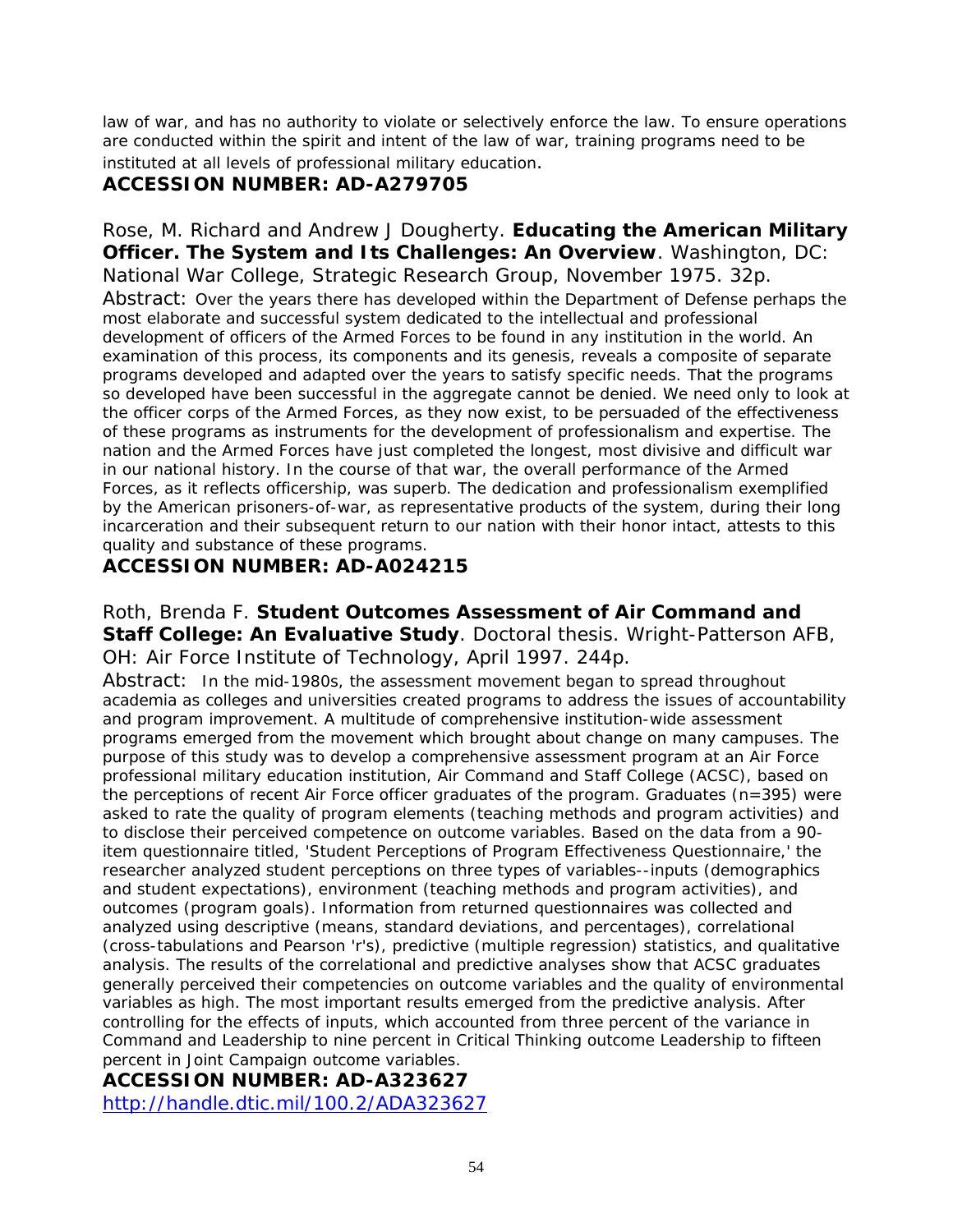law of war, and has no authority to violate or selectively enforce the law. To ensure operations are conducted within the spirit and intent of the law of war, training programs need to be instituted at all levels of professional military education.

**ACCESSION NUMBER: AD-A279705**

Rose, M. Richard and Andrew J Dougherty. **Educating the American Military Officer. The System and Its Challenges: An Overview**. Washington, DC: National War College, Strategic Research Group, November 1975. 32p.

Abstract: Over the years there has developed within the Department of Defense perhaps the most elaborate and successful system dedicated to the intellectual and professional development of officers of the Armed Forces to be found in any institution in the world. An examination of this process, its components and its genesis, reveals a composite of separate programs developed and adapted over the years to satisfy specific needs. That the programs so developed have been successful in the aggregate cannot be denied. We need only to look at the officer corps of the Armed Forces, as they now exist, to be persuaded of the effectiveness of these programs as instruments for the development of professionalism and expertise. The nation and the Armed Forces have just completed the longest, most divisive and difficult war in our national history. In the course of that war, the overall performance of the Armed Forces, as it reflects officership, was superb. The dedication and professionalism exemplified by the American prisoners-of-war, as representative products of the system, during their long incarceration and their subsequent return to our nation with their honor intact, attests to this quality and substance of these programs.

**ACCESSION NUMBER: AD-A024215**

Roth, Brenda F. **Student Outcomes Assessment of Air Command and Staff College: An Evaluative Study**. Doctoral thesis. Wright-Patterson AFB, OH: Air Force Institute of Technology, April 1997. 244p.

Abstract: In the mid-1980s, the assessment movement began to spread throughout academia as colleges and universities created programs to address the issues of accountability and program improvement. A multitude of comprehensive institution-wide assessment programs emerged from the movement which brought about change on many campuses. The purpose of this study was to develop a comprehensive assessment program at an Air Force professional military education institution, Air Command and Staff College (ACSC), based on the perceptions of recent Air Force officer graduates of the program. Graduates (n=395) were asked to rate the quality of program elements (teaching methods and program activities) and to disclose their perceived competence on outcome variables. Based on the data from a 90-item questionnaire titled, 'Student Perceptions of Program Effectiveness Questionnaire,' the researcher analyzed student perceptions on three types of variables--inputs (demographics and student expectations), environment (teaching methods and program activities), and outcomes (program goals). Information from returned questionnaires was collected and analyzed using descriptive (means, standard deviations, and percentages), correlational (cross-tabulations and Pearson 'r's), predictive (multiple regression) statistics, and qualitative analysis. The results of the correlational and predictive analyses show that ACSC graduates generally perceived their competencies on outcome variables and the quality of environmental variables as high. The most important results emerged from the predictive analysis. After controlling for the effects of inputs, which accounted from three percent of the variance in Command and Leadership to nine percent in Critical Thinking outcome Leadership to fifteen percent in Joint Campaign outcome variables.

**ACCESSION NUMBER: AD-A323627**
http://handle.dtic.mil/100.2/ADA323627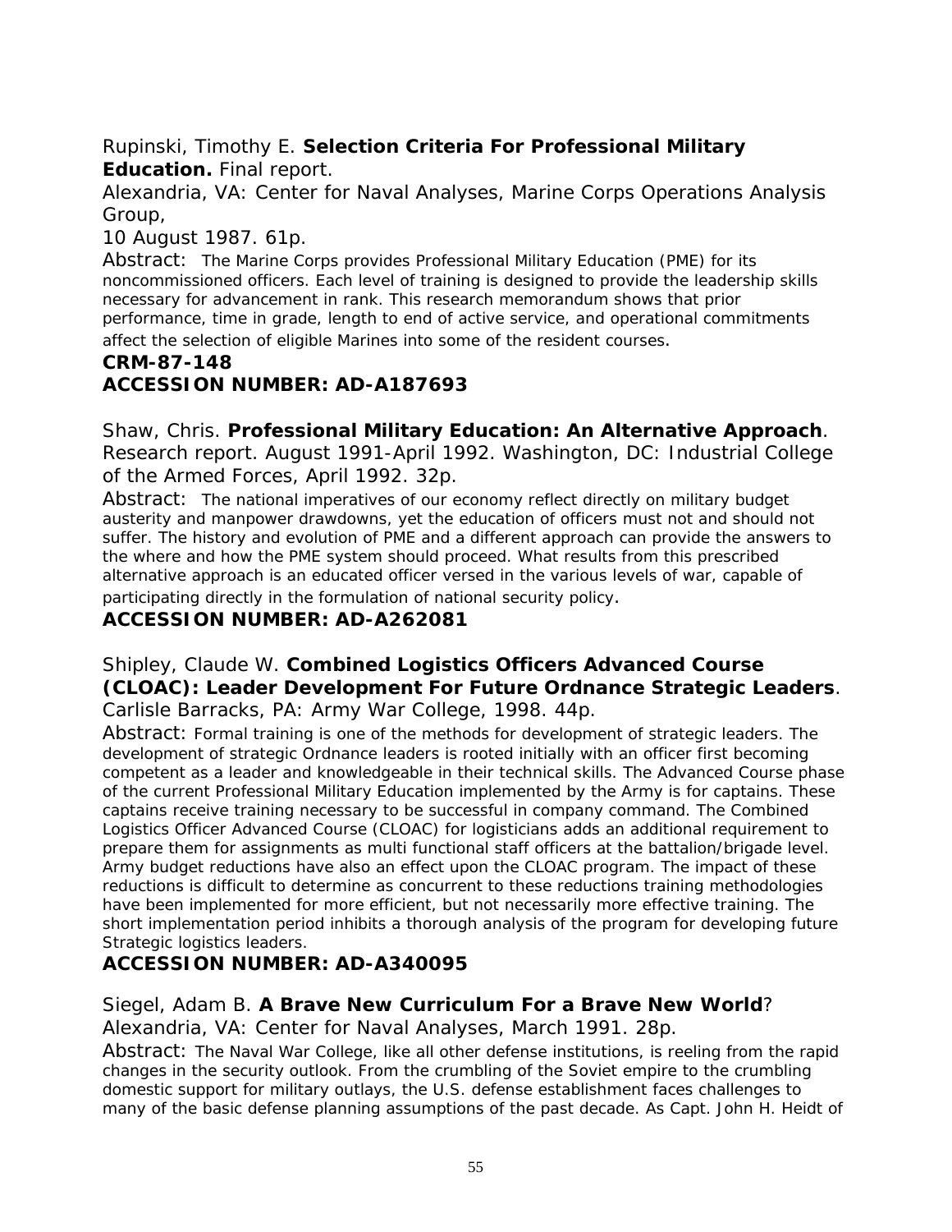Rupinski, Timothy E. **Selection Criteria For Professional Military Education.** Final report.
Alexandria, VA: Center for Naval Analyses, Marine Corps Operations Analysis Group,
10 August 1987. 61p.
Abstract: The Marine Corps provides Professional Military Education (PME) for its noncommissioned officers. Each level of training is designed to provide the leadership skills necessary for advancement in rank. This research memorandum shows that prior performance, time in grade, length to end of active service, and operational commitments affect the selection of eligible Marines into some of the resident courses.
**CRM-87-148**
**ACCESSION NUMBER: AD-A187693**

Shaw, Chris. **Professional Military Education: An Alternative Approach**. Research report. August 1991-April 1992. Washington, DC: Industrial College of the Armed Forces, April 1992. 32p.
Abstract: The national imperatives of our economy reflect directly on military budget austerity and manpower drawdowns, yet the education of officers must not and should not suffer. The history and evolution of PME and a different approach can provide the answers to the where and how the PME system should proceed. What results from this prescribed alternative approach is an educated officer versed in the various levels of war, capable of participating directly in the formulation of national security policy.
**ACCESSION NUMBER: AD-A262081**

Shipley, Claude W. **Combined Logistics Officers Advanced Course (CLOAC): Leader Development For Future Ordnance Strategic Leaders**. Carlisle Barracks, PA: Army War College, 1998. 44p.
Abstract: Formal training is one of the methods for development of strategic leaders. The development of strategic Ordnance leaders is rooted initially with an officer first becoming competent as a leader and knowledgeable in their technical skills. The Advanced Course phase of the current Professional Military Education implemented by the Army is for captains. These captains receive training necessary to be successful in company command. The Combined Logistics Officer Advanced Course (CLOAC) for logisticians adds an additional requirement to prepare them for assignments as multi functional staff officers at the battalion/brigade level. Army budget reductions have also an effect upon the CLOAC program. The impact of these reductions is difficult to determine as concurrent to these reductions training methodologies have been implemented for more efficient, but not necessarily more effective training. The short implementation period inhibits a thorough analysis of the program for developing future Strategic logistics leaders.
**ACCESSION NUMBER: AD-A340095**

Siegel, Adam B. **A Brave New Curriculum For a Brave New World**?
Alexandria, VA: Center for Naval Analyses, March 1991. 28p.
Abstract: The Naval War College, like all other defense institutions, is reeling from the rapid changes in the security outlook. From the crumbling of the Soviet empire to the crumbling domestic support for military outlays, the U.S. defense establishment faces challenges to many of the basic defense planning assumptions of the past decade. As Capt. John H. Heidt of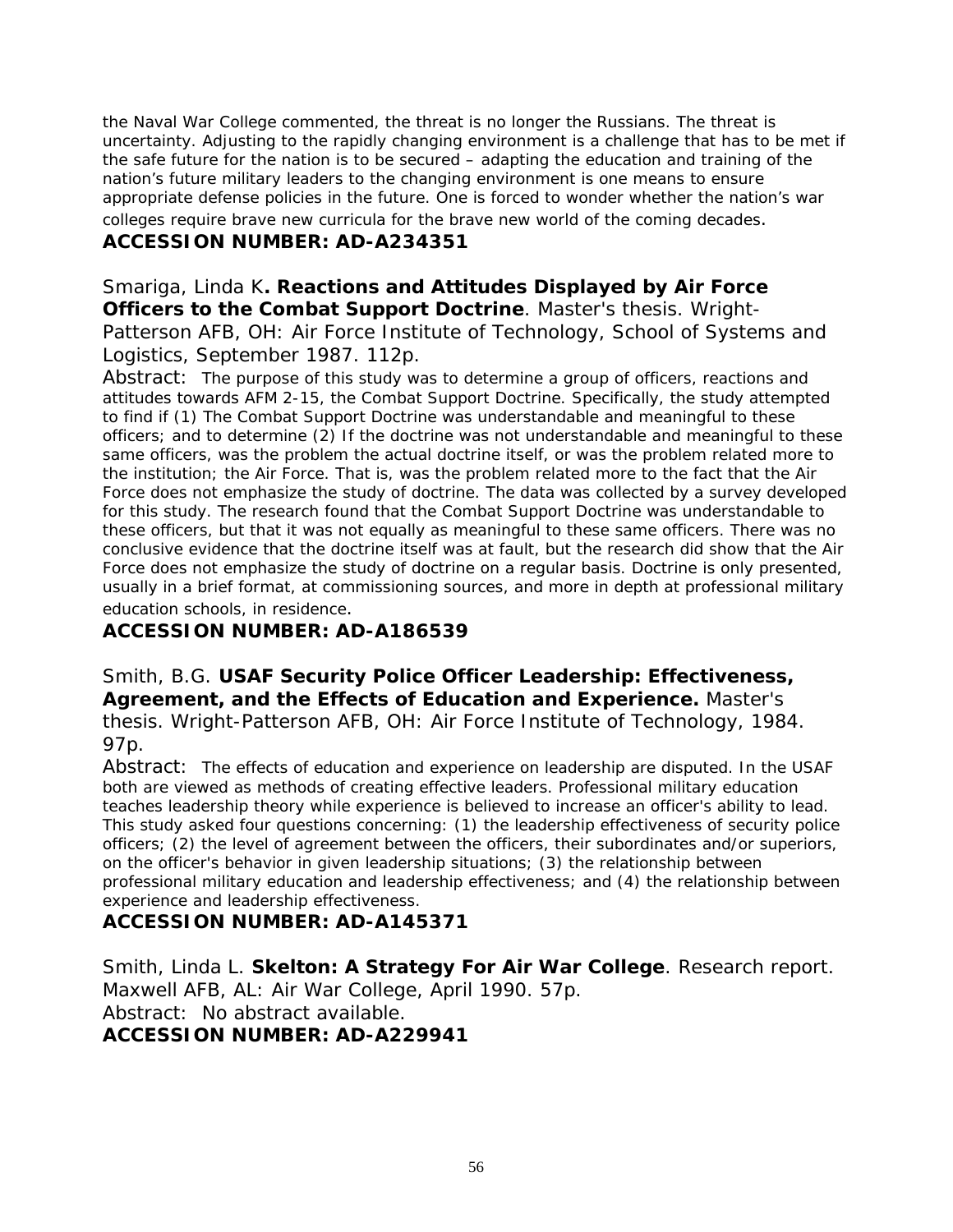the Naval War College commented, the threat is no longer the Russians. The threat is uncertainty. Adjusting to the rapidly changing environment is a challenge that has to be met if the safe future for the nation is to be secured – adapting the education and training of the nation's future military leaders to the changing environment is one means to ensure appropriate defense policies in the future. One is forced to wonder whether the nation's war colleges require brave new curricula for the brave new world of the coming decades.

**ACCESSION NUMBER: AD-A234351**

Smariga, Linda K**. Reactions and Attitudes Displayed by Air Force Officers to the Combat Support Doctrine**. Master's thesis. Wright-Patterson AFB, OH: Air Force Institute of Technology, School of Systems and Logistics, September 1987. 112p.

Abstract: The purpose of this study was to determine a group of officers, reactions and attitudes towards AFM 2-15, the Combat Support Doctrine. Specifically, the study attempted to find if (1) The Combat Support Doctrine was understandable and meaningful to these officers; and to determine (2) If the doctrine was not understandable and meaningful to these same officers, was the problem the actual doctrine itself, or was the problem related more to the institution; the Air Force. That is, was the problem related more to the fact that the Air Force does not emphasize the study of doctrine. The data was collected by a survey developed for this study. The research found that the Combat Support Doctrine was understandable to these officers, but that it was not equally as meaningful to these same officers. There was no conclusive evidence that the doctrine itself was at fault, but the research did show that the Air Force does not emphasize the study of doctrine on a regular basis. Doctrine is only presented, usually in a brief format, at commissioning sources, and more in depth at professional military education schools, in residence.

**ACCESSION NUMBER: AD-A186539**

Smith, B.G. **USAF Security Police Officer Leadership: Effectiveness, Agreement, and the Effects of Education and Experience.** Master's thesis. Wright-Patterson AFB, OH: Air Force Institute of Technology, 1984. 97p.

Abstract: The effects of education and experience on leadership are disputed. In the USAF both are viewed as methods of creating effective leaders. Professional military education teaches leadership theory while experience is believed to increase an officer's ability to lead. This study asked four questions concerning: (1) the leadership effectiveness of security police officers; (2) the level of agreement between the officers, their subordinates and/or superiors, on the officer's behavior in given leadership situations; (3) the relationship between professional military education and leadership effectiveness; and (4) the relationship between experience and leadership effectiveness.

**ACCESSION NUMBER: AD-A145371**

Smith, Linda L. **Skelton: A Strategy For Air War College**. Research report. Maxwell AFB, AL: Air War College, April 1990. 57p.

Abstract: No abstract available.

**ACCESSION NUMBER: AD-A229941**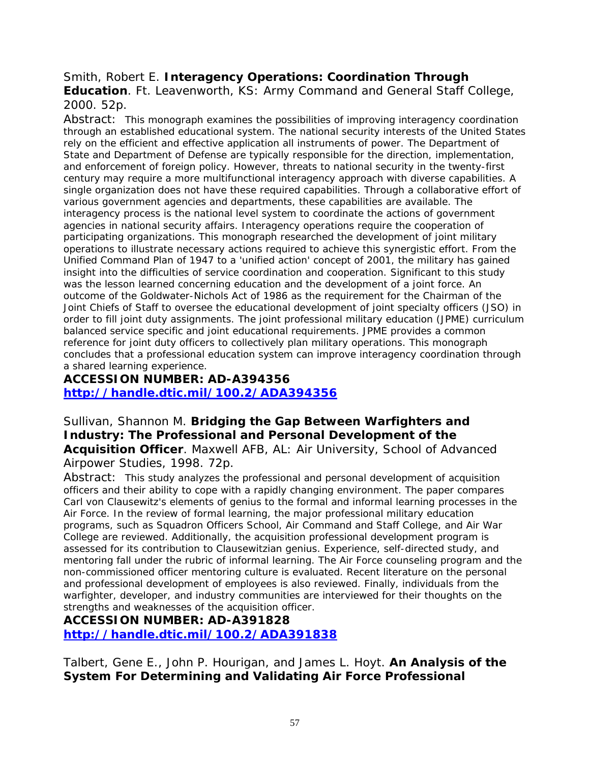Smith, Robert E. **Interagency Operations: Coordination Through Education**. Ft. Leavenworth, KS: Army Command and General Staff College, 2000. 52p.

Abstract: This monograph examines the possibilities of improving interagency coordination through an established educational system. The national security interests of the United States rely on the efficient and effective application all instruments of power. The Department of State and Department of Defense are typically responsible for the direction, implementation, and enforcement of foreign policy. However, threats to national security in the twenty-first century may require a more multifunctional interagency approach with diverse capabilities. A single organization does not have these required capabilities. Through a collaborative effort of various government agencies and departments, these capabilities are available. The interagency process is the national level system to coordinate the actions of government agencies in national security affairs. Interagency operations require the cooperation of participating organizations. This monograph researched the development of joint military operations to illustrate necessary actions required to achieve this synergistic effort. From the Unified Command Plan of 1947 to a 'unified action' concept of 2001, the military has gained insight into the difficulties of service coordination and cooperation. Significant to this study was the lesson learned concerning education and the development of a joint force. An outcome of the Goldwater-Nichols Act of 1986 as the requirement for the Chairman of the Joint Chiefs of Staff to oversee the educational development of joint specialty officers (JSO) in order to fill joint duty assignments. The joint professional military education (JPME) curriculum balanced service specific and joint educational requirements. JPME provides a common reference for joint duty officers to collectively plan military operations. This monograph concludes that a professional education system can improve interagency coordination through a shared learning experience.

**ACCESSION NUMBER: AD-A394356**
**[http://handle.dtic.mil/100.2/ADA394356](http://handle.dtic.mil/100.2/ADA394356)**

Sullivan, Shannon M. **Bridging the Gap Between Warfighters and Industry: The Professional and Personal Development of the Acquisition Officer**. Maxwell AFB, AL: Air University, School of Advanced Airpower Studies, 1998. 72p.

Abstract: This study analyzes the professional and personal development of acquisition officers and their ability to cope with a rapidly changing environment. The paper compares Carl von Clausewitz's elements of genius to the formal and informal learning processes in the Air Force. In the review of formal learning, the major professional military education programs, such as Squadron Officers School, Air Command and Staff College, and Air War College are reviewed. Additionally, the acquisition professional development program is assessed for its contribution to Clausewitzian genius. Experience, self-directed study, and mentoring fall under the rubric of informal learning. The Air Force counseling program and the non-commissioned officer mentoring culture is evaluated. Recent literature on the personal and professional development of employees is also reviewed. Finally, individuals from the warfighter, developer, and industry communities are interviewed for their thoughts on the strengths and weaknesses of the acquisition officer.

**ACCESSION NUMBER: AD-A391828**
**[http://handle.dtic.mil/100.2/ADA391838](http://handle.dtic.mil/100.2/ADA391838)**

Talbert, Gene E., John P. Hourigan, and James L. Hoyt. **An Analysis of the System For Determining and Validating Air Force Professional**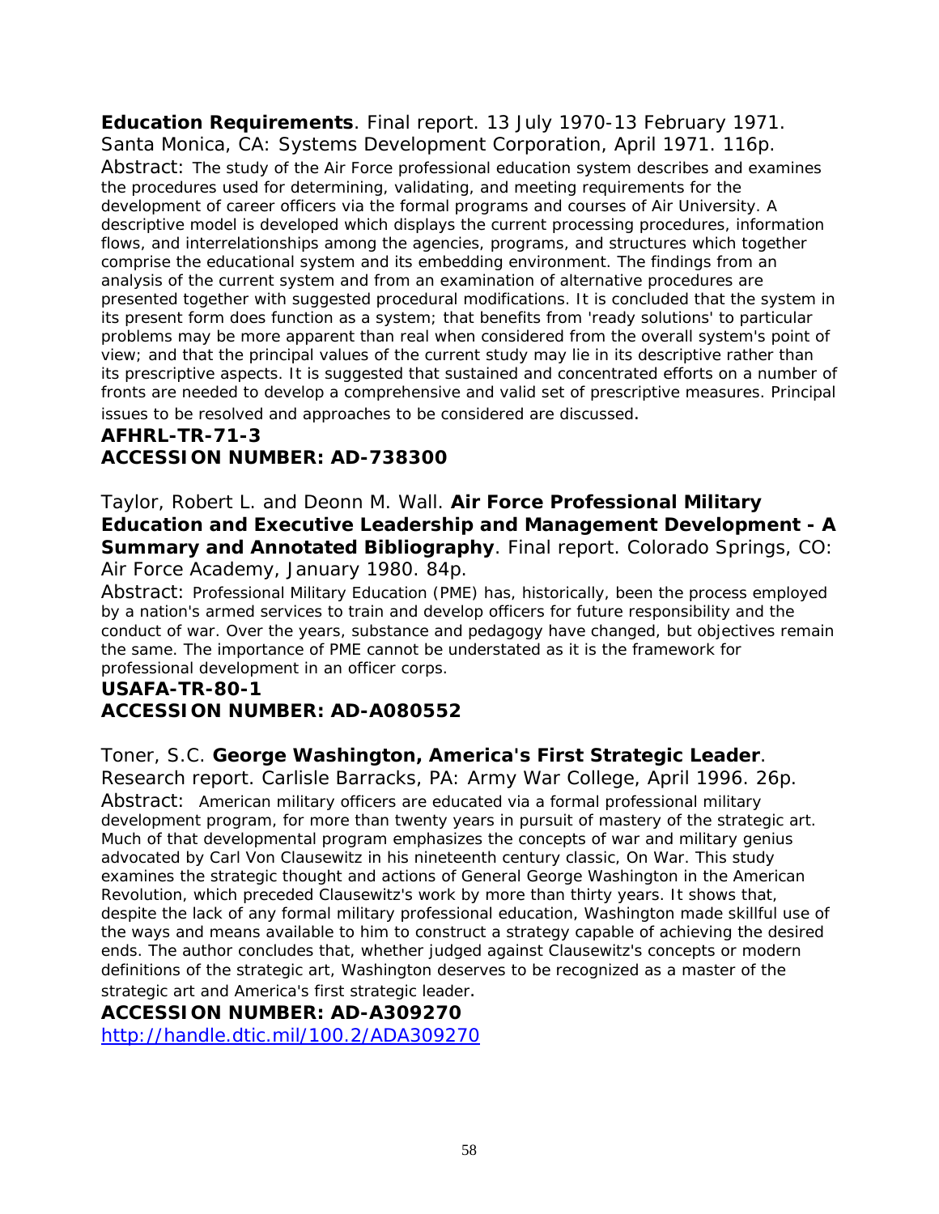**Education Requirements**. Final report. 13 July 1970-13 February 1971. Santa Monica, CA: Systems Development Corporation, April 1971. 116p.
Abstract: The study of the Air Force professional education system describes and examines the procedures used for determining, validating, and meeting requirements for the development of career officers via the formal programs and courses of Air University. A descriptive model is developed which displays the current processing procedures, information flows, and interrelationships among the agencies, programs, and structures which together comprise the educational system and its embedding environment. The findings from an analysis of the current system and from an examination of alternative procedures are presented together with suggested procedural modifications. It is concluded that the system in its present form does function as a system; that benefits from 'ready solutions' to particular problems may be more apparent than real when considered from the overall system's point of view; and that the principal values of the current study may lie in its descriptive rather than its prescriptive aspects. It is suggested that sustained and concentrated efforts on a number of fronts are needed to develop a comprehensive and valid set of prescriptive measures. Principal issues to be resolved and approaches to be considered are discussed.
**AFHRL-TR-71-3**
**ACCESSION NUMBER: AD-738300**

Taylor, Robert L. and Deonn M. Wall. **Air Force Professional Military Education and Executive Leadership and Management Development - A Summary and Annotated Bibliography**. Final report. Colorado Springs, CO: Air Force Academy, January 1980. 84p.
Abstract: Professional Military Education (PME) has, historically, been the process employed by a nation's armed services to train and develop officers for future responsibility and the conduct of war. Over the years, substance and pedagogy have changed, but objectives remain the same. The importance of PME cannot be understated as it is the framework for professional development in an officer corps.
**USAFA-TR-80-1**
**ACCESSION NUMBER: AD-A080552**

Toner, S.C. **George Washington, America's First Strategic Leader**. Research report. Carlisle Barracks, PA: Army War College, April 1996. 26p.
Abstract: American military officers are educated via a formal professional military development program, for more than twenty years in pursuit of mastery of the strategic art. Much of that developmental program emphasizes the concepts of war and military genius advocated by Carl Von Clausewitz in his nineteenth century classic, On War. This study examines the strategic thought and actions of General George Washington in the American Revolution, which preceded Clausewitz's work by more than thirty years. It shows that, despite the lack of any formal military professional education, Washington made skillful use of the ways and means available to him to construct a strategy capable of achieving the desired ends. The author concludes that, whether judged against Clausewitz's concepts or modern definitions of the strategic art, Washington deserves to be recognized as a master of the strategic art and America's first strategic leader.
**ACCESSION NUMBER: AD-A309270**
http://handle.dtic.mil/100.2/ADA309270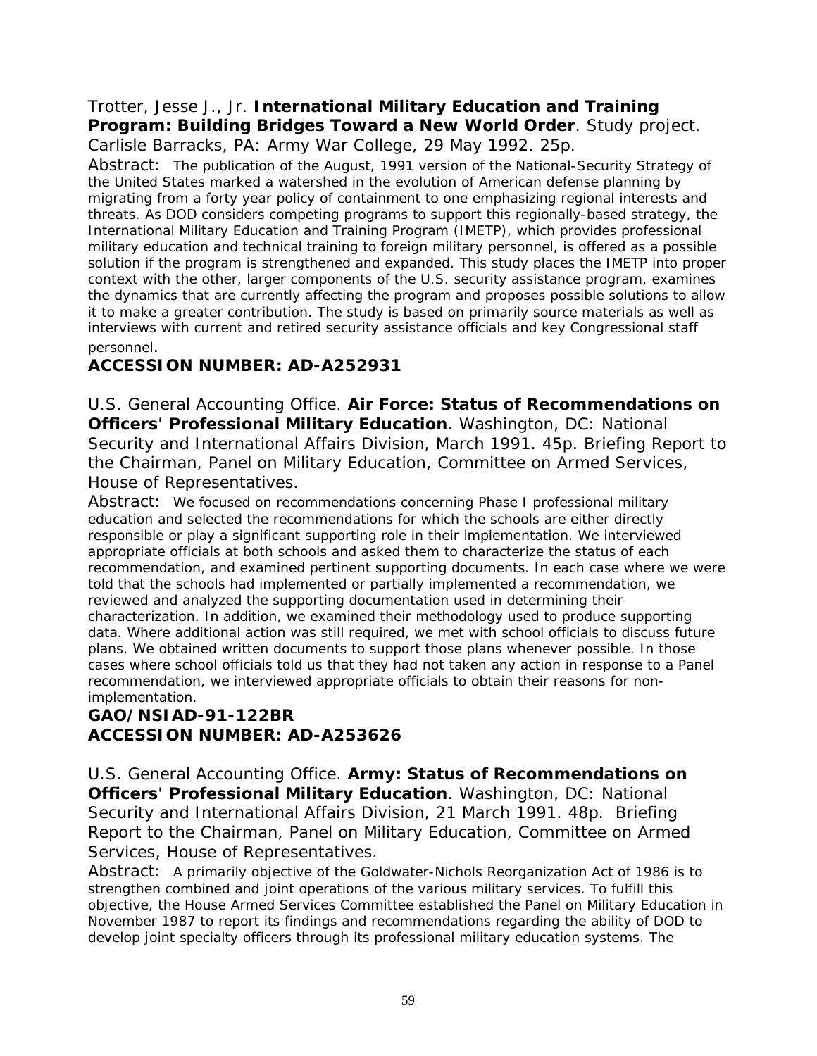Trotter, Jesse J., Jr. **International Military Education and Training Program: Building Bridges Toward a New World Order**. Study project. Carlisle Barracks, PA: Army War College, 29 May 1992. 25p.

Abstract: The publication of the August, 1991 version of the National-Security Strategy of the United States marked a watershed in the evolution of American defense planning by migrating from a forty year policy of containment to one emphasizing regional interests and threats. As DOD considers competing programs to support this regionally-based strategy, the International Military Education and Training Program (IMETP), which provides professional military education and technical training to foreign military personnel, is offered as a possible solution if the program is strengthened and expanded. This study places the IMETP into proper context with the other, larger components of the U.S. security assistance program, examines the dynamics that are currently affecting the program and proposes possible solutions to allow it to make a greater contribution. The study is based on primarily source materials as well as interviews with current and retired security assistance officials and key Congressional staff personnel.

**ACCESSION NUMBER: AD-A252931**

U.S. General Accounting Office. **Air Force: Status of Recommendations on Officers' Professional Military Education**. Washington, DC: National Security and International Affairs Division, March 1991. 45p. Briefing Report to the Chairman, Panel on Military Education, Committee on Armed Services, House of Representatives.

Abstract: We focused on recommendations concerning Phase I professional military education and selected the recommendations for which the schools are either directly responsible or play a significant supporting role in their implementation. We interviewed appropriate officials at both schools and asked them to characterize the status of each recommendation, and examined pertinent supporting documents. In each case where we were told that the schools had implemented or partially implemented a recommendation, we reviewed and analyzed the supporting documentation used in determining their characterization. In addition, we examined their methodology used to produce supporting data. Where additional action was still required, we met with school officials to discuss future plans. We obtained written documents to support those plans whenever possible. In those cases where school officials told us that they had not taken any action in response to a Panel recommendation, we interviewed appropriate officials to obtain their reasons for non-implementation.

**GAO/NSIAD-91-122BR**
**ACCESSION NUMBER: AD-A253626**

U.S. General Accounting Office. **Army: Status of Recommendations on Officers' Professional Military Education**. Washington, DC: National Security and International Affairs Division, 21 March 1991. 48p. Briefing Report to the Chairman, Panel on Military Education, Committee on Armed Services, House of Representatives.

Abstract: A primarily objective of the Goldwater-Nichols Reorganization Act of 1986 is to strengthen combined and joint operations of the various military services. To fulfill this objective, the House Armed Services Committee established the Panel on Military Education in November 1987 to report its findings and recommendations regarding the ability of DOD to develop joint specialty officers through its professional military education systems. The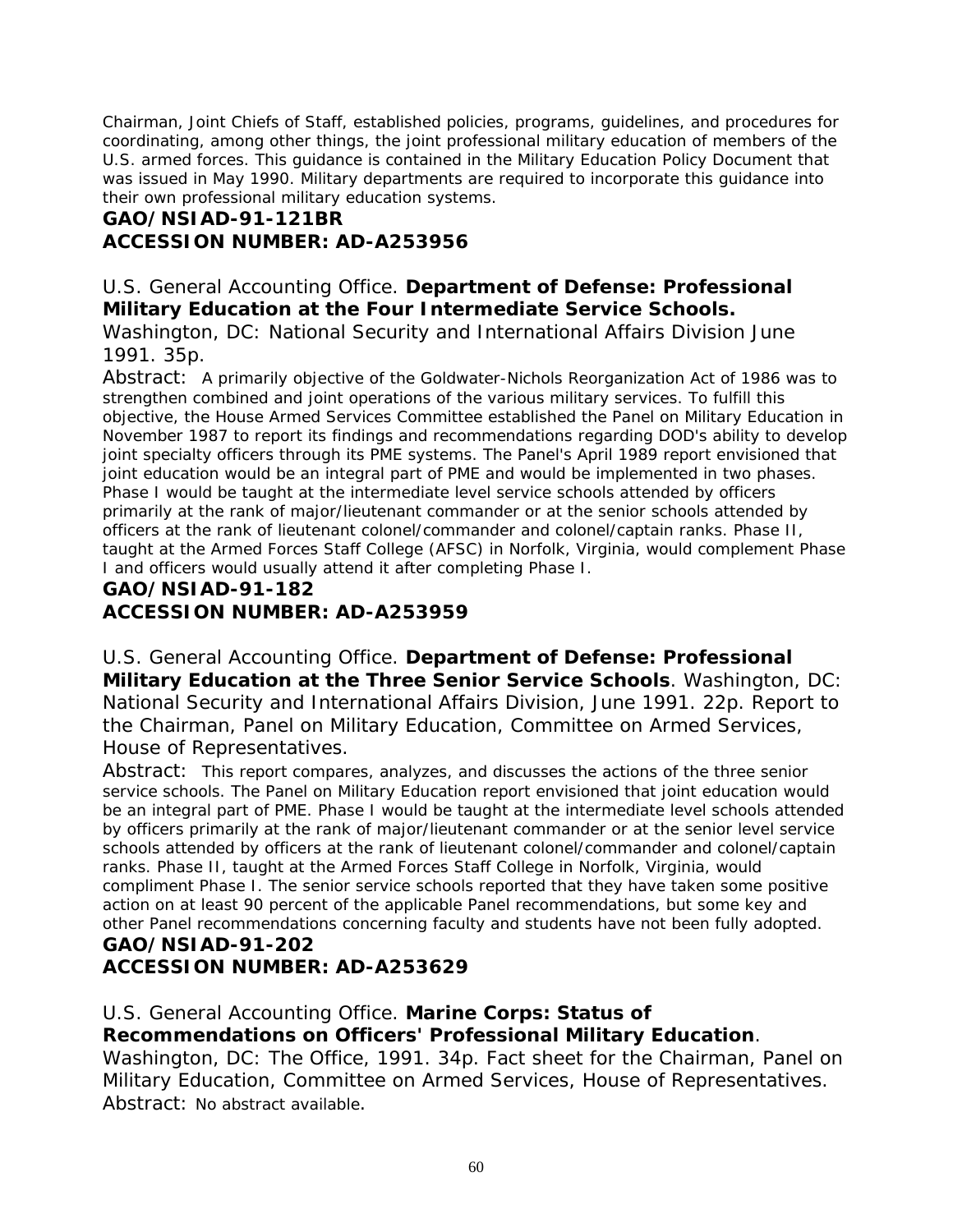Chairman, Joint Chiefs of Staff, established policies, programs, guidelines, and procedures for coordinating, among other things, the joint professional military education of members of the U.S. armed forces. This guidance is contained in the Military Education Policy Document that was issued in May 1990. Military departments are required to incorporate this guidance into their own professional military education systems.

**GAO/NSIAD-91-121BR**
**ACCESSION NUMBER: AD-A253956**

U.S. General Accounting Office. **Department of Defense: Professional Military Education at the Four Intermediate Service Schools.** Washington, DC: National Security and International Affairs Division June 1991. 35p.

Abstract: A primarily objective of the Goldwater-Nichols Reorganization Act of 1986 was to strengthen combined and joint operations of the various military services. To fulfill this objective, the House Armed Services Committee established the Panel on Military Education in November 1987 to report its findings and recommendations regarding DOD's ability to develop joint specialty officers through its PME systems. The Panel's April 1989 report envisioned that joint education would be an integral part of PME and would be implemented in two phases. Phase I would be taught at the intermediate level service schools attended by officers primarily at the rank of major/lieutenant commander or at the senior schools attended by officers at the rank of lieutenant colonel/commander and colonel/captain ranks. Phase II, taught at the Armed Forces Staff College (AFSC) in Norfolk, Virginia, would complement Phase I and officers would usually attend it after completing Phase I.

**GAO/NSIAD-91-182**
**ACCESSION NUMBER: AD-A253959**

U.S. General Accounting Office. **Department of Defense: Professional Military Education at the Three Senior Service Schools**. Washington, DC: National Security and International Affairs Division, June 1991. 22p. Report to the Chairman, Panel on Military Education, Committee on Armed Services, House of Representatives.

Abstract: This report compares, analyzes, and discusses the actions of the three senior service schools. The Panel on Military Education report envisioned that joint education would be an integral part of PME. Phase I would be taught at the intermediate level schools attended by officers primarily at the rank of major/lieutenant commander or at the senior level service schools attended by officers at the rank of lieutenant colonel/commander and colonel/captain ranks. Phase II, taught at the Armed Forces Staff College in Norfolk, Virginia, would compliment Phase I. The senior service schools reported that they have taken some positive action on at least 90 percent of the applicable Panel recommendations, but some key and other Panel recommendations concerning faculty and students have not been fully adopted.

**GAO/NSIAD-91-202**
**ACCESSION NUMBER: AD-A253629**

U.S. General Accounting Office. **Marine Corps: Status of Recommendations on Officers' Professional Military Education**. Washington, DC: The Office, 1991. 34p. Fact sheet for the Chairman, Panel on Military Education, Committee on Armed Services, House of Representatives.

Abstract: No abstract available.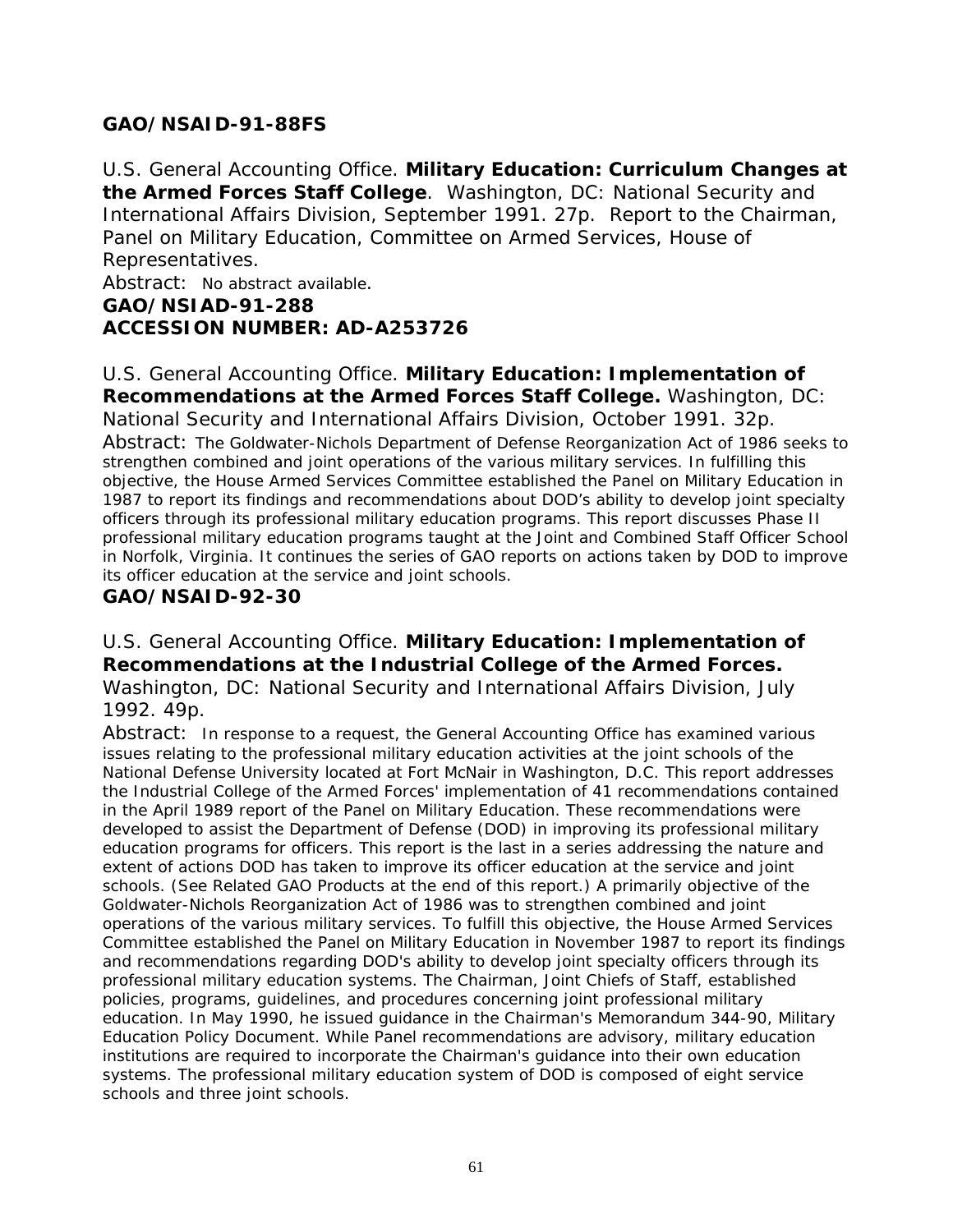**GAO/NSAID-91-88FS**

U.S. General Accounting Office. **Military Education: Curriculum Changes at the Armed Forces Staff College**. Washington, DC: National Security and International Affairs Division, September 1991. 27p. Report to the Chairman, Panel on Military Education, Committee on Armed Services, House of Representatives.

Abstract: No abstract available.

**GAO/NSIAD-91-288**

**ACCESSION NUMBER: AD-A253726**

U.S. General Accounting Office. **Military Education: Implementation of Recommendations at the Armed Forces Staff College.** Washington, DC: National Security and International Affairs Division, October 1991. 32p.

Abstract: The Goldwater-Nichols Department of Defense Reorganization Act of 1986 seeks to strengthen combined and joint operations of the various military services. In fulfilling this objective, the House Armed Services Committee established the Panel on Military Education in 1987 to report its findings and recommendations about DOD's ability to develop joint specialty officers through its professional military education programs. This report discusses Phase II professional military education programs taught at the Joint and Combined Staff Officer School in Norfolk, Virginia. It continues the series of GAO reports on actions taken by DOD to improve its officer education at the service and joint schools.

**GAO/NSAID-92-30**

U.S. General Accounting Office. **Military Education: Implementation of Recommendations at the Industrial College of the Armed Forces.** Washington, DC: National Security and International Affairs Division, July 1992. 49p.

Abstract: In response to a request, the General Accounting Office has examined various issues relating to the professional military education activities at the joint schools of the National Defense University located at Fort McNair in Washington, D.C. This report addresses the Industrial College of the Armed Forces' implementation of 41 recommendations contained in the April 1989 report of the Panel on Military Education. These recommendations were developed to assist the Department of Defense (DOD) in improving its professional military education programs for officers. This report is the last in a series addressing the nature and extent of actions DOD has taken to improve its officer education at the service and joint schools. (See Related GAO Products at the end of this report.) A primarily objective of the Goldwater-Nichols Reorganization Act of 1986 was to strengthen combined and joint operations of the various military services. To fulfill this objective, the House Armed Services Committee established the Panel on Military Education in November 1987 to report its findings and recommendations regarding DOD's ability to develop joint specialty officers through its professional military education systems. The Chairman, Joint Chiefs of Staff, established policies, programs, guidelines, and procedures concerning joint professional military education. In May 1990, he issued guidance in the Chairman's Memorandum 344-90, Military Education Policy Document. While Panel recommendations are advisory, military education institutions are required to incorporate the Chairman's guidance into their own education systems. The professional military education system of DOD is composed of eight service schools and three joint schools.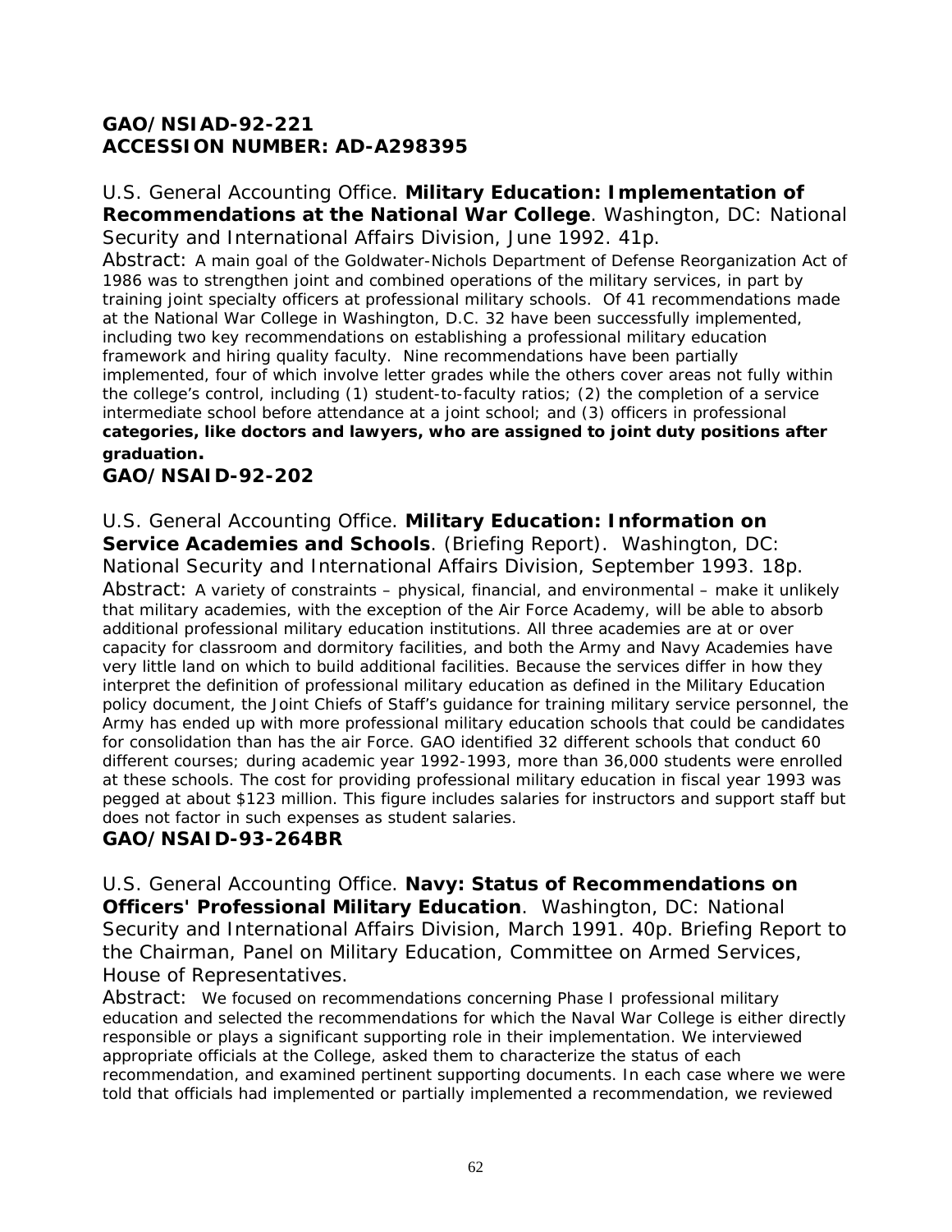**GAO/NSIAD-92-221**
**ACCESSION NUMBER: AD-A298395**

U.S. General Accounting Office. **Military Education: Implementation of Recommendations at the National War College**. Washington, DC: National Security and International Affairs Division, June 1992. 41p.

Abstract: A main goal of the Goldwater-Nichols Department of Defense Reorganization Act of 1986 was to strengthen joint and combined operations of the military services, in part by training joint specialty officers at professional military schools. Of 41 recommendations made at the National War College in Washington, D.C. 32 have been successfully implemented, including two key recommendations on establishing a professional military education framework and hiring quality faculty. Nine recommendations have been partially implemented, four of which involve letter grades while the others cover areas not fully within the college's control, including (1) student-to-faculty ratios; (2) the completion of a service intermediate school before attendance at a joint school; and (3) officers in professional **categories, like doctors and lawyers, who are assigned to joint duty positions after graduation.**

**GAO/NSAID-92-202**

U.S. General Accounting Office. **Military Education: Information on Service Academies and Schools**. (Briefing Report). Washington, DC: National Security and International Affairs Division, September 1993. 18p.

Abstract: A variety of constraints – physical, financial, and environmental – make it unlikely that military academies, with the exception of the Air Force Academy, will be able to absorb additional professional military education institutions. All three academies are at or over capacity for classroom and dormitory facilities, and both the Army and Navy Academies have very little land on which to build additional facilities. Because the services differ in how they interpret the definition of professional military education as defined in the Military Education policy document, the Joint Chiefs of Staff's guidance for training military service personnel, the Army has ended up with more professional military education schools that could be candidates for consolidation than has the air Force. GAO identified 32 different schools that conduct 60 different courses; during academic year 1992-1993, more than 36,000 students were enrolled at these schools. The cost for providing professional military education in fiscal year 1993 was pegged at about $123 million. This figure includes salaries for instructors and support staff but does not factor in such expenses as student salaries.

**GAO/NSAID-93-264BR**

U.S. General Accounting Office. **Navy: Status of Recommendations on Officers' Professional Military Education**. Washington, DC: National Security and International Affairs Division, March 1991. 40p. Briefing Report to the Chairman, Panel on Military Education, Committee on Armed Services, House of Representatives.

Abstract: We focused on recommendations concerning Phase I professional military education and selected the recommendations for which the Naval War College is either directly responsible or plays a significant supporting role in their implementation. We interviewed appropriate officials at the College, asked them to characterize the status of each recommendation, and examined pertinent supporting documents. In each case where we were told that officials had implemented or partially implemented a recommendation, we reviewed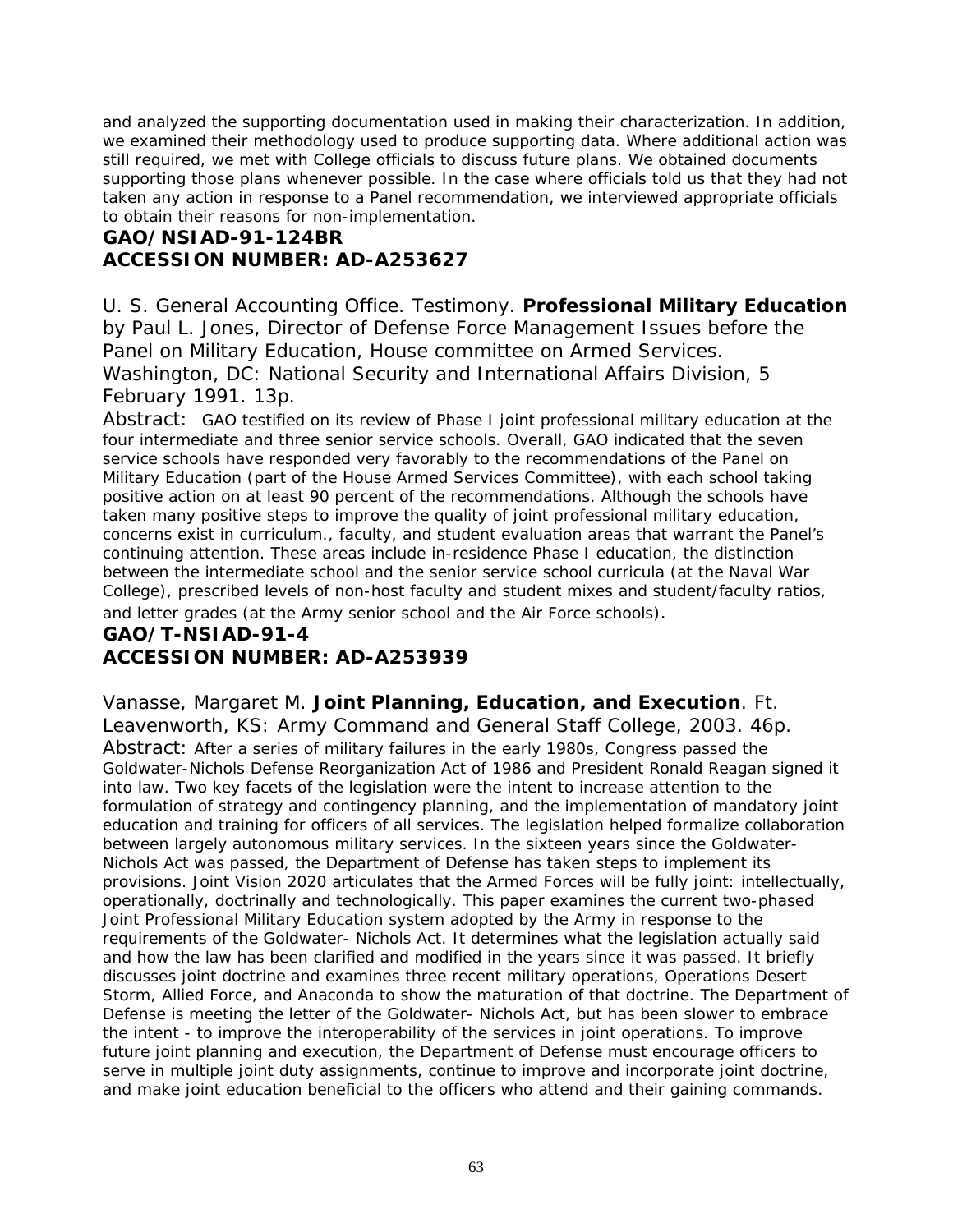and analyzed the supporting documentation used in making their characterization. In addition, we examined their methodology used to produce supporting data. Where additional action was still required, we met with College officials to discuss future plans. We obtained documents supporting those plans whenever possible. In the case where officials told us that they had not taken any action in response to a Panel recommendation, we interviewed appropriate officials to obtain their reasons for non-implementation.

**GAO/NSIAD-91-124BR**
**ACCESSION NUMBER: AD-A253627**

U. S. General Accounting Office. Testimony. **Professional Military Education** by Paul L. Jones, Director of Defense Force Management Issues before the Panel on Military Education, House committee on Armed Services. Washington, DC: National Security and International Affairs Division, 5 February 1991. 13p.

Abstract: GAO testified on its review of Phase I joint professional military education at the four intermediate and three senior service schools. Overall, GAO indicated that the seven service schools have responded very favorably to the recommendations of the Panel on Military Education (part of the House Armed Services Committee), with each school taking positive action on at least 90 percent of the recommendations. Although the schools have taken many positive steps to improve the quality of joint professional military education, concerns exist in curriculum., faculty, and student evaluation areas that warrant the Panel's continuing attention. These areas include in-residence Phase I education, the distinction between the intermediate school and the senior service school curricula (at the Naval War College), prescribed levels of non-host faculty and student mixes and student/faculty ratios, and letter grades (at the Army senior school and the Air Force schools).

**GAO/T-NSIAD-91-4**
**ACCESSION NUMBER: AD-A253939**

Vanasse, Margaret M. **Joint Planning, Education, and Execution**. Ft. Leavenworth, KS: Army Command and General Staff College, 2003. 46p.

Abstract: After a series of military failures in the early 1980s, Congress passed the Goldwater-Nichols Defense Reorganization Act of 1986 and President Ronald Reagan signed it into law. Two key facets of the legislation were the intent to increase attention to the formulation of strategy and contingency planning, and the implementation of mandatory joint education and training for officers of all services. The legislation helped formalize collaboration between largely autonomous military services. In the sixteen years since the Goldwater-Nichols Act was passed, the Department of Defense has taken steps to implement its provisions. Joint Vision 2020 articulates that the Armed Forces will be fully joint: intellectually, operationally, doctrinally and technologically. This paper examines the current two-phased Joint Professional Military Education system adopted by the Army in response to the requirements of the Goldwater- Nichols Act. It determines what the legislation actually said and how the law has been clarified and modified in the years since it was passed. It briefly discusses joint doctrine and examines three recent military operations, Operations Desert Storm, Allied Force, and Anaconda to show the maturation of that doctrine. The Department of Defense is meeting the letter of the Goldwater- Nichols Act, but has been slower to embrace the intent - to improve the interoperability of the services in joint operations. To improve future joint planning and execution, the Department of Defense must encourage officers to serve in multiple joint duty assignments, continue to improve and incorporate joint doctrine, and make joint education beneficial to the officers who attend and their gaining commands.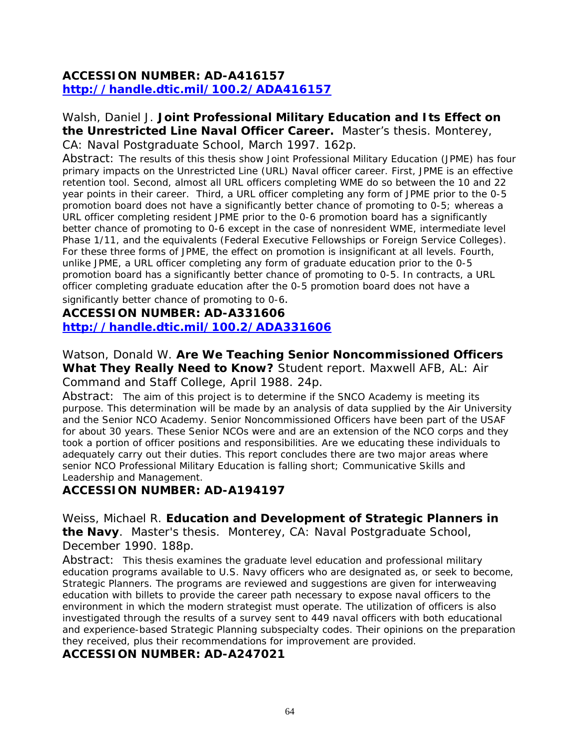**ACCESSION NUMBER: AD-A416157**
**http://handle.dtic.mil/100.2/ADA416157**

Walsh, Daniel J. **Joint Professional Military Education and Its Effect on the Unrestricted Line Naval Officer Career.** Master's thesis. Monterey, CA: Naval Postgraduate School, March 1997. 162p.

Abstract: The results of this thesis show Joint Professional Military Education (JPME) has four primary impacts on the Unrestricted Line (URL) Naval officer career. First, JPME is an effective retention tool. Second, almost all URL officers completing WME do so between the 10 and 22 year points in their career. Third, a URL officer completing any form of JPME prior to the 0-5 promotion board does not have a significantly better chance of promoting to 0-5; whereas a URL officer completing resident JPME prior to the 0-6 promotion board has a significantly better chance of promoting to 0-6 except in the case of nonresident WME, intermediate level Phase 1/11, and the equivalents (Federal Executive Fellowships or Foreign Service Colleges). For these three forms of JPME, the effect on promotion is insignificant at all levels. Fourth, unlike JPME, a URL officer completing any form of graduate education prior to the 0-5 promotion board has a significantly better chance of promoting to 0-5. In contracts, a URL officer completing graduate education after the 0-5 promotion board does not have a significantly better chance of promoting to 0-6.

**ACCESSION NUMBER: AD-A331606**
**http://handle.dtic.mil/100.2/ADA331606**

Watson, Donald W. **Are We Teaching Senior Noncommissioned Officers What They Really Need to Know?** Student report. Maxwell AFB, AL: Air Command and Staff College, April 1988. 24p.

Abstract: The aim of this project is to determine if the SNCO Academy is meeting its purpose. This determination will be made by an analysis of data supplied by the Air University and the Senior NCO Academy. Senior Noncommissioned Officers have been part of the USAF for about 30 years. These Senior NCOs were and are an extension of the NCO corps and they took a portion of officer positions and responsibilities. Are we educating these individuals to adequately carry out their duties. This report concludes there are two major areas where senior NCO Professional Military Education is falling short; Communicative Skills and Leadership and Management.

**ACCESSION NUMBER: AD-A194197**

Weiss, Michael R. **Education and Development of Strategic Planners in the Navy**. Master's thesis. Monterey, CA: Naval Postgraduate School, December 1990. 188p.

Abstract: This thesis examines the graduate level education and professional military education programs available to U.S. Navy officers who are designated as, or seek to become, Strategic Planners. The programs are reviewed and suggestions are given for interweaving education with billets to provide the career path necessary to expose naval officers to the environment in which the modern strategist must operate. The utilization of officers is also investigated through the results of a survey sent to 449 naval officers with both educational and experience-based Strategic Planning subspecialty codes. Their opinions on the preparation they received, plus their recommendations for improvement are provided.

**ACCESSION NUMBER: AD-A247021**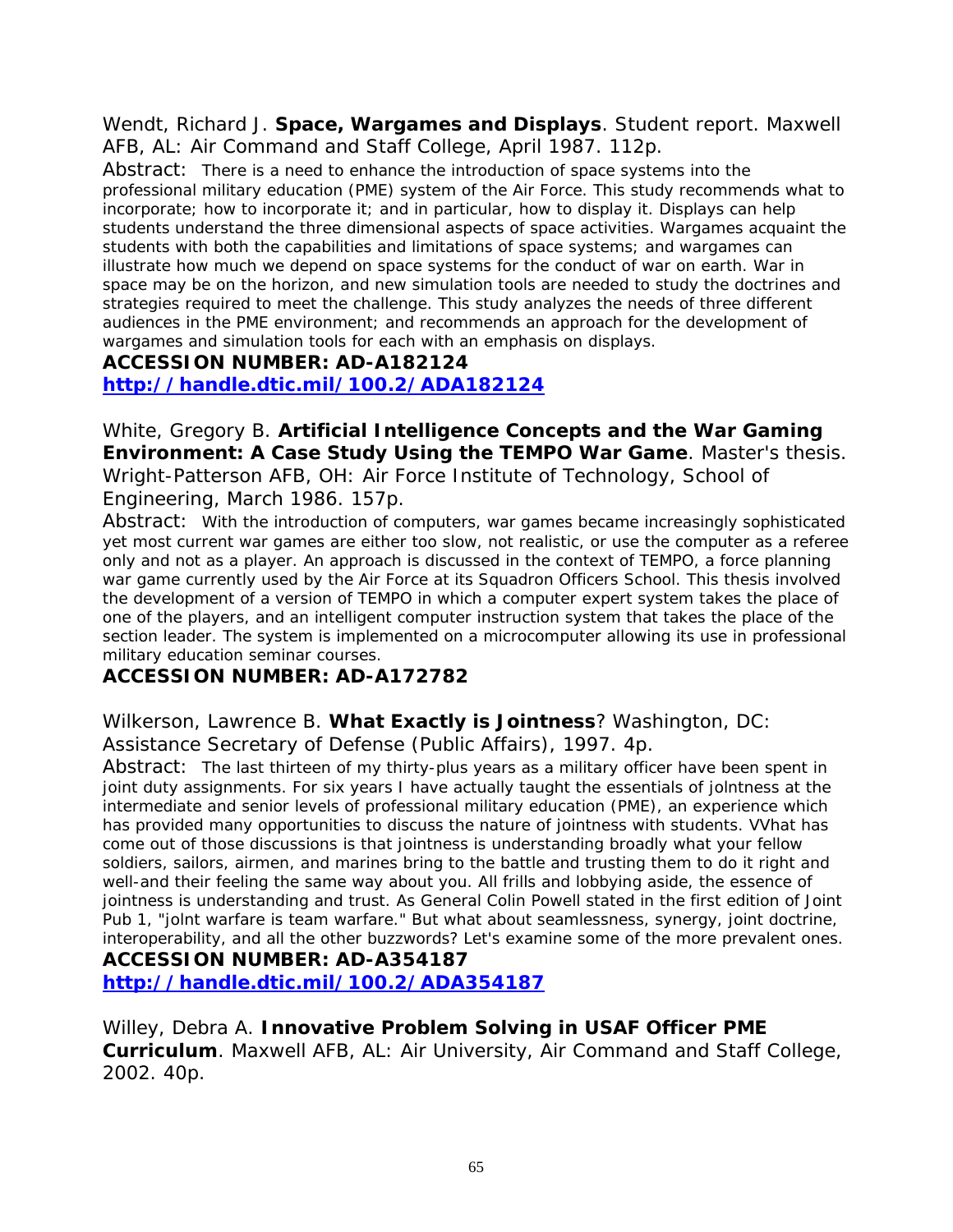Wendt, Richard J. **Space, Wargames and Displays**. Student report. Maxwell AFB, AL: Air Command and Staff College, April 1987. 112p.

Abstract: There is a need to enhance the introduction of space systems into the professional military education (PME) system of the Air Force. This study recommends what to incorporate; how to incorporate it; and in particular, how to display it. Displays can help students understand the three dimensional aspects of space activities. Wargames acquaint the students with both the capabilities and limitations of space systems; and wargames can illustrate how much we depend on space systems for the conduct of war on earth. War in space may be on the horizon, and new simulation tools are needed to study the doctrines and strategies required to meet the challenge. This study analyzes the needs of three different audiences in the PME environment; and recommends an approach for the development of wargames and simulation tools for each with an emphasis on displays.

**ACCESSION NUMBER: AD-A182124**
**http://handle.dtic.mil/100.2/ADA182124**

White, Gregory B. **Artificial Intelligence Concepts and the War Gaming Environment: A Case Study Using the TEMPO War Game**. Master's thesis. Wright-Patterson AFB, OH: Air Force Institute of Technology, School of Engineering, March 1986. 157p.

Abstract: With the introduction of computers, war games became increasingly sophisticated yet most current war games are either too slow, not realistic, or use the computer as a referee only and not as a player. An approach is discussed in the context of TEMPO, a force planning war game currently used by the Air Force at its Squadron Officers School. This thesis involved the development of a version of TEMPO in which a computer expert system takes the place of one of the players, and an intelligent computer instruction system that takes the place of the section leader. The system is implemented on a microcomputer allowing its use in professional military education seminar courses.

**ACCESSION NUMBER: AD-A172782**

Wilkerson, Lawrence B. **What Exactly is Jointness**? Washington, DC: Assistance Secretary of Defense (Public Affairs), 1997. 4p.

Abstract: The last thirteen of my thirty-plus years as a military officer have been spent in joint duty assignments. For six years I have actually taught the essentials of jolntness at the intermediate and senior levels of professional military education (PME), an experience which has provided many opportunities to discuss the nature of jointness with students. VVhat has come out of those discussions is that jointness is understanding broadly what your fellow soldiers, sailors, airmen, and marines bring to the battle and trusting them to do it right and well-and their feeling the same way about you. All frills and lobbying aside, the essence of jointness is understanding and trust. As General Colin Powell stated in the first edition of Joint Pub 1, "jolnt warfare is team warfare." But what about seamlessness, synergy, joint doctrine, interoperability, and all the other buzzwords? Let's examine some of the more prevalent ones.

**ACCESSION NUMBER: AD-A354187**
**http://handle.dtic.mil/100.2/ADA354187**

Willey, Debra A. **Innovative Problem Solving in USAF Officer PME Curriculum**. Maxwell AFB, AL: Air University, Air Command and Staff College, 2002. 40p.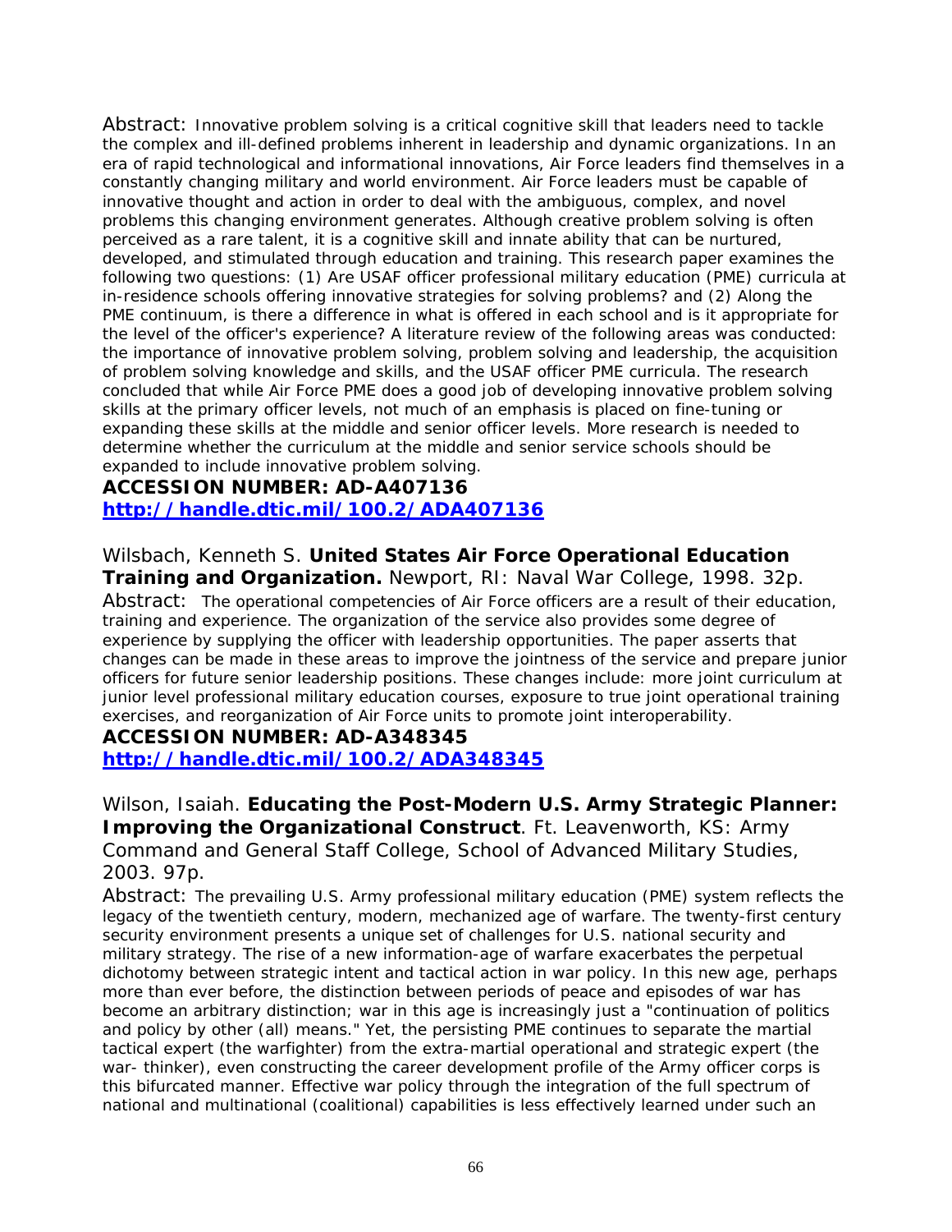Abstract: Innovative problem solving is a critical cognitive skill that leaders need to tackle the complex and ill-defined problems inherent in leadership and dynamic organizations. In an era of rapid technological and informational innovations, Air Force leaders find themselves in a constantly changing military and world environment. Air Force leaders must be capable of innovative thought and action in order to deal with the ambiguous, complex, and novel problems this changing environment generates. Although creative problem solving is often perceived as a rare talent, it is a cognitive skill and innate ability that can be nurtured, developed, and stimulated through education and training. This research paper examines the following two questions: (1) Are USAF officer professional military education (PME) curricula at in-residence schools offering innovative strategies for solving problems? and (2) Along the PME continuum, is there a difference in what is offered in each school and is it appropriate for the level of the officer's experience? A literature review of the following areas was conducted: the importance of innovative problem solving, problem solving and leadership, the acquisition of problem solving knowledge and skills, and the USAF officer PME curricula. The research concluded that while Air Force PME does a good job of developing innovative problem solving skills at the primary officer levels, not much of an emphasis is placed on fine-tuning or expanding these skills at the middle and senior officer levels. More research is needed to determine whether the curriculum at the middle and senior service schools should be expanded to include innovative problem solving.

**ACCESSION NUMBER: AD-A407136**
**[http://handle.dtic.mil/100.2/ADA407136](http://handle.dtic.mil/100.2/ADA407136)**

Wilsbach, Kenneth S. **United States Air Force Operational Education Training and Organization.** Newport, RI: Naval War College, 1998. 32p.

Abstract: The operational competencies of Air Force officers are a result of their education, training and experience. The organization of the service also provides some degree of experience by supplying the officer with leadership opportunities. The paper asserts that changes can be made in these areas to improve the jointness of the service and prepare junior officers for future senior leadership positions. These changes include: more joint curriculum at junior level professional military education courses, exposure to true joint operational training exercises, and reorganization of Air Force units to promote joint interoperability.

**ACCESSION NUMBER: AD-A348345**
**[http://handle.dtic.mil/100.2/ADA348345](http://handle.dtic.mil/100.2/ADA348345)**

Wilson, Isaiah. **Educating the Post-Modern U.S. Army Strategic Planner: Improving the Organizational Construct**. Ft. Leavenworth, KS: Army Command and General Staff College, School of Advanced Military Studies, 2003. 97p.

Abstract: The prevailing U.S. Army professional military education (PME) system reflects the legacy of the twentieth century, modern, mechanized age of warfare. The twenty-first century security environment presents a unique set of challenges for U.S. national security and military strategy. The rise of a new information-age of warfare exacerbates the perpetual dichotomy between strategic intent and tactical action in war policy. In this new age, perhaps more than ever before, the distinction between periods of peace and episodes of war has become an arbitrary distinction; war in this age is increasingly just a "continuation of politics and policy by other (all) means." Yet, the persisting PME continues to separate the martial tactical expert (the warfighter) from the extra-martial operational and strategic expert (the war- thinker), even constructing the career development profile of the Army officer corps is this bifurcated manner. Effective war policy through the integration of the full spectrum of national and multinational (coalitional) capabilities is less effectively learned under such an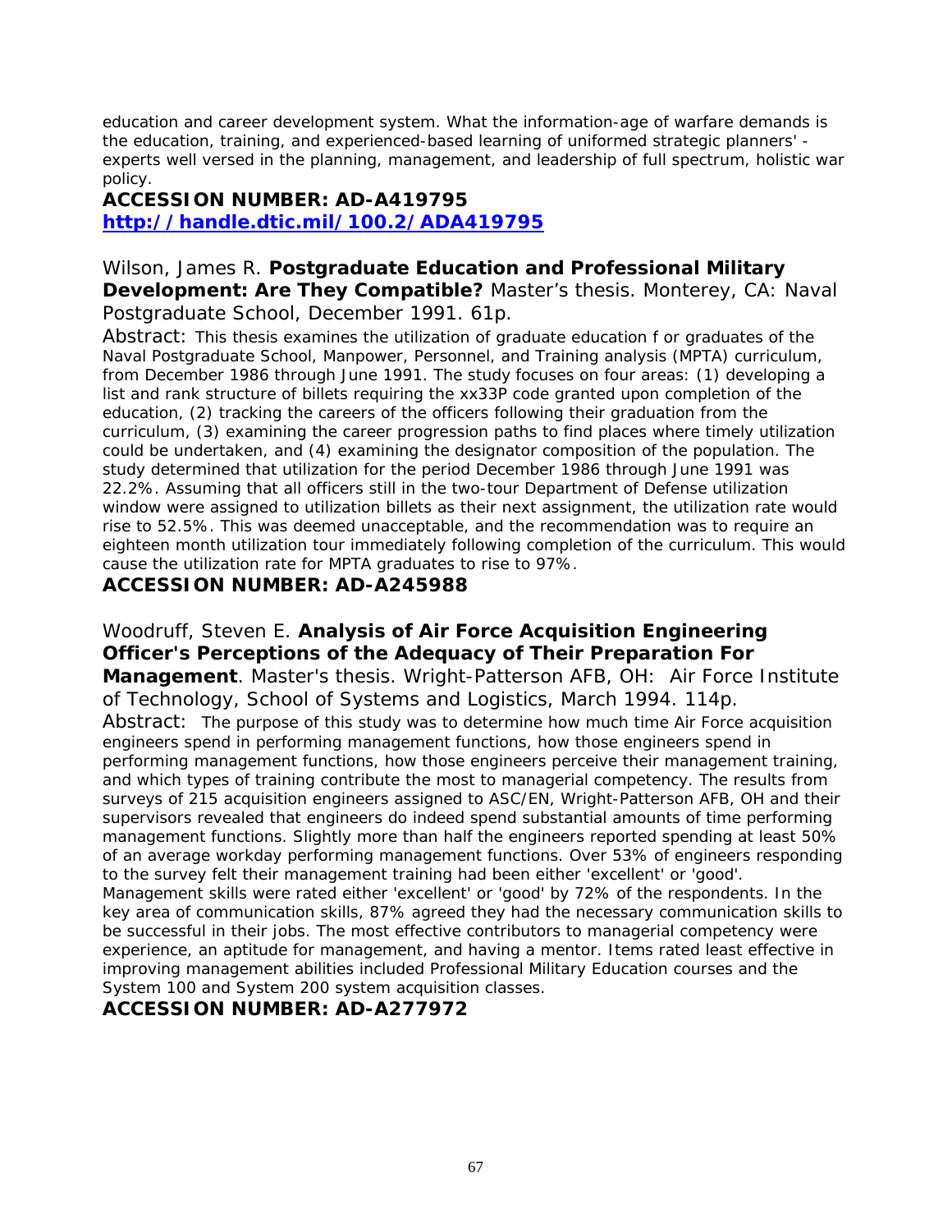education and career development system. What the information-age of warfare demands is the education, training, and experienced-based learning of uniformed strategic planners' - experts well versed in the planning, management, and leadership of full spectrum, holistic war policy.

**ACCESSION NUMBER: AD-A419795**
**http://handle.dtic.mil/100.2/ADA419795**

Wilson, James R. **Postgraduate Education and Professional Military Development: Are They Compatible?** Master's thesis. Monterey, CA: Naval Postgraduate School, December 1991. 61p.

Abstract: This thesis examines the utilization of graduate education f or graduates of the Naval Postgraduate School, Manpower, Personnel, and Training analysis (MPTA) curriculum, from December 1986 through June 1991. The study focuses on four areas: (1) developing a list and rank structure of billets requiring the xx33P code granted upon completion of the education, (2) tracking the careers of the officers following their graduation from the curriculum, (3) examining the career progression paths to find places where timely utilization could be undertaken, and (4) examining the designator composition of the population. The study determined that utilization for the period December 1986 through June 1991 was 22.2%. Assuming that all officers still in the two-tour Department of Defense utilization window were assigned to utilization billets as their next assignment, the utilization rate would rise to 52.5%. This was deemed unacceptable, and the recommendation was to require an eighteen month utilization tour immediately following completion of the curriculum. This would cause the utilization rate for MPTA graduates to rise to 97%.

**ACCESSION NUMBER: AD-A245988**

Woodruff, Steven E. **Analysis of Air Force Acquisition Engineering Officer's Perceptions of the Adequacy of Their Preparation For Management**. Master's thesis. Wright-Patterson AFB, OH: Air Force Institute of Technology, School of Systems and Logistics, March 1994. 114p.

Abstract: The purpose of this study was to determine how much time Air Force acquisition engineers spend in performing management functions, how those engineers spend in performing management functions, how those engineers perceive their management training, and which types of training contribute the most to managerial competency. The results from surveys of 215 acquisition engineers assigned to ASC/EN, Wright-Patterson AFB, OH and their supervisors revealed that engineers do indeed spend substantial amounts of time performing management functions. Slightly more than half the engineers reported spending at least 50% of an average workday performing management functions. Over 53% of engineers responding to the survey felt their management training had been either 'excellent' or 'good'. Management skills were rated either 'excellent' or 'good' by 72% of the respondents. In the key area of communication skills, 87% agreed they had the necessary communication skills to be successful in their jobs. The most effective contributors to managerial competency were experience, an aptitude for management, and having a mentor. Items rated least effective in improving management abilities included Professional Military Education courses and the System 100 and System 200 system acquisition classes.

**ACCESSION NUMBER: AD-A277972**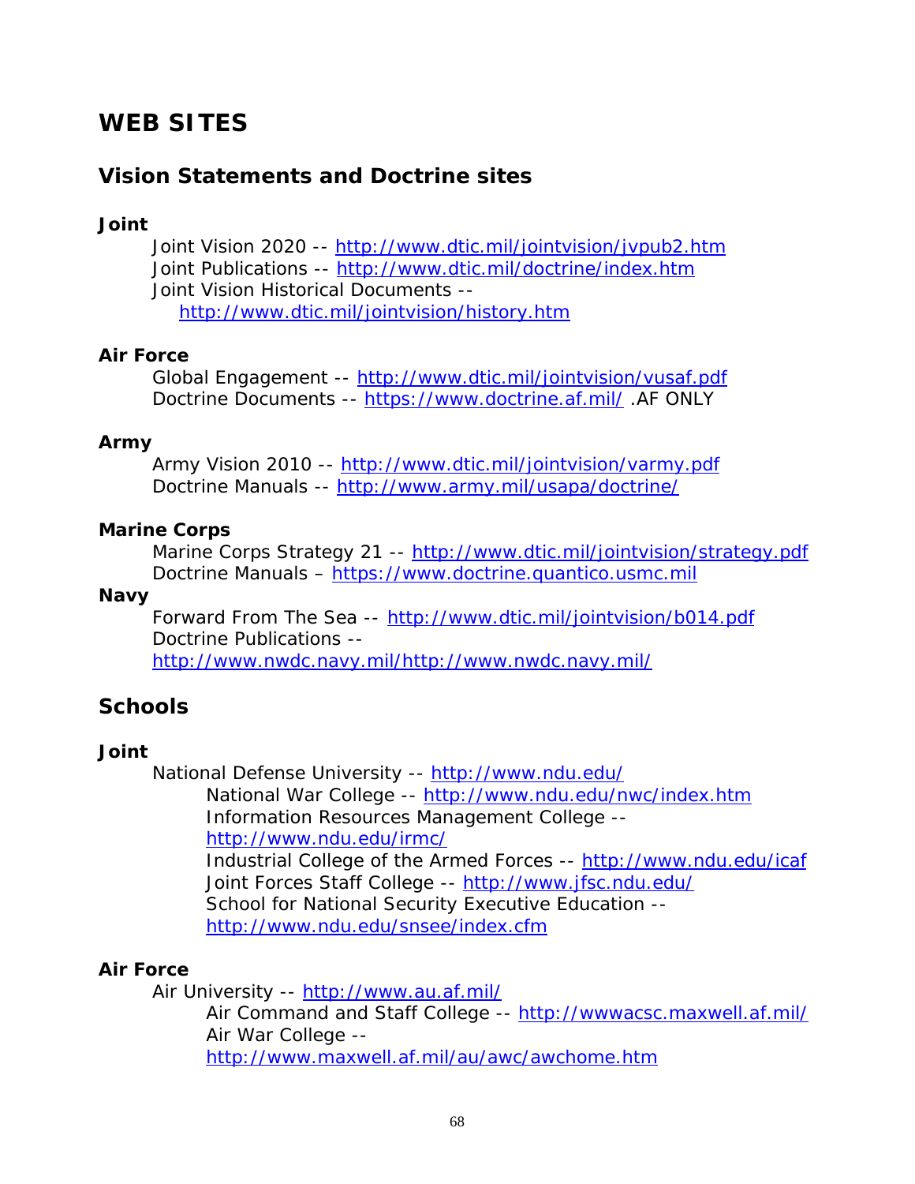# WEB SITES

## Vision Statements and Doctrine sites

### Joint

Joint Vision 2020 -- http://www.dtic.mil/jointvision/jvpub2.htm
Joint Publications -- http://www.dtic.mil/doctrine/index.htm
Joint Vision Historical Documents -- http://www.dtic.mil/jointvision/history.htm

### Air Force

Global Engagement -- http://www.dtic.mil/jointvision/vusaf.pdf
Doctrine Documents -- https://www.doctrine.af.mil/ .AF ONLY

### Army

Army Vision 2010 -- http://www.dtic.mil/jointvision/varmy.pdf
Doctrine Manuals -- http://www.army.mil/usapa/doctrine/

### Marine Corps

Marine Corps Strategy 21 -- http://www.dtic.mil/jointvision/strategy.pdf
Doctrine Manuals – https://www.doctrine.quantico.usmc.mil

### Navy

Forward From The Sea -- http://www.dtic.mil/jointvision/b014.pdf
Doctrine Publications -- http://www.nwdc.navy.mil/http://www.nwdc.navy.mil/

## Schools

### Joint

National Defense University -- http://www.ndu.edu/
- National War College -- http://www.ndu.edu/nwc/index.htm
- Information Resources Management College -- http://www.ndu.edu/irmc/
- Industrial College of the Armed Forces -- http://www.ndu.edu/icaf
- Joint Forces Staff College -- http://www.jfsc.ndu.edu/
- School for National Security Executive Education -- http://www.ndu.edu/snsee/index.cfm

### Air Force

Air University -- http://www.au.af.mil/
- Air Command and Staff College -- http://wwwacsc.maxwell.af.mil/
- Air War College -- http://www.maxwell.af.mil/au/awc/awchome.htm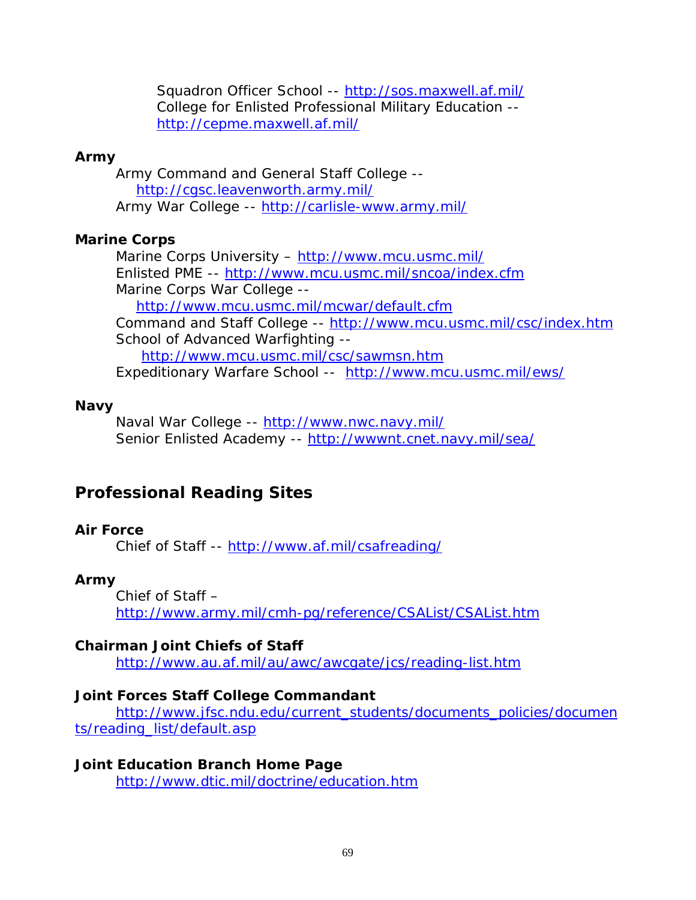Squadron Officer School -- http://sos.maxwell.af.mil/
College for Enlisted Professional Military Education -- http://cepme.maxwell.af.mil/

**Army**

Army Command and General Staff College -- http://cgsc.leavenworth.army.mil/
Army War College -- http://carlisle-www.army.mil/

**Marine Corps**

Marine Corps University – http://www.mcu.usmc.mil/
Enlisted PME -- http://www.mcu.usmc.mil/sncoa/index.cfm
Marine Corps War College -- http://www.mcu.usmc.mil/mcwar/default.cfm
Command and Staff College -- http://www.mcu.usmc.mil/csc/index.htm
School of Advanced Warfighting -- http://www.mcu.usmc.mil/csc/sawmsn.htm
Expeditionary Warfare School -- http://www.mcu.usmc.mil/ews/

**Navy**

Naval War College -- http://www.nwc.navy.mil/
Senior Enlisted Academy -- http://wwwnt.cnet.navy.mil/sea/

## Professional Reading Sites

**Air Force**

Chief of Staff -- http://www.af.mil/csafreading/

**Army**

Chief of Staff – http://www.army.mil/cmh-pg/reference/CSAList/CSAList.htm

**Chairman Joint Chiefs of Staff**

http://www.au.af.mil/au/awc/awcgate/jcs/reading-list.htm

**Joint Forces Staff College Commandant**

http://www.jfsc.ndu.edu/current_students/documents_policies/documents/reading_list/default.asp

**Joint Education Branch Home Page**

http://www.dtic.mil/doctrine/education.htm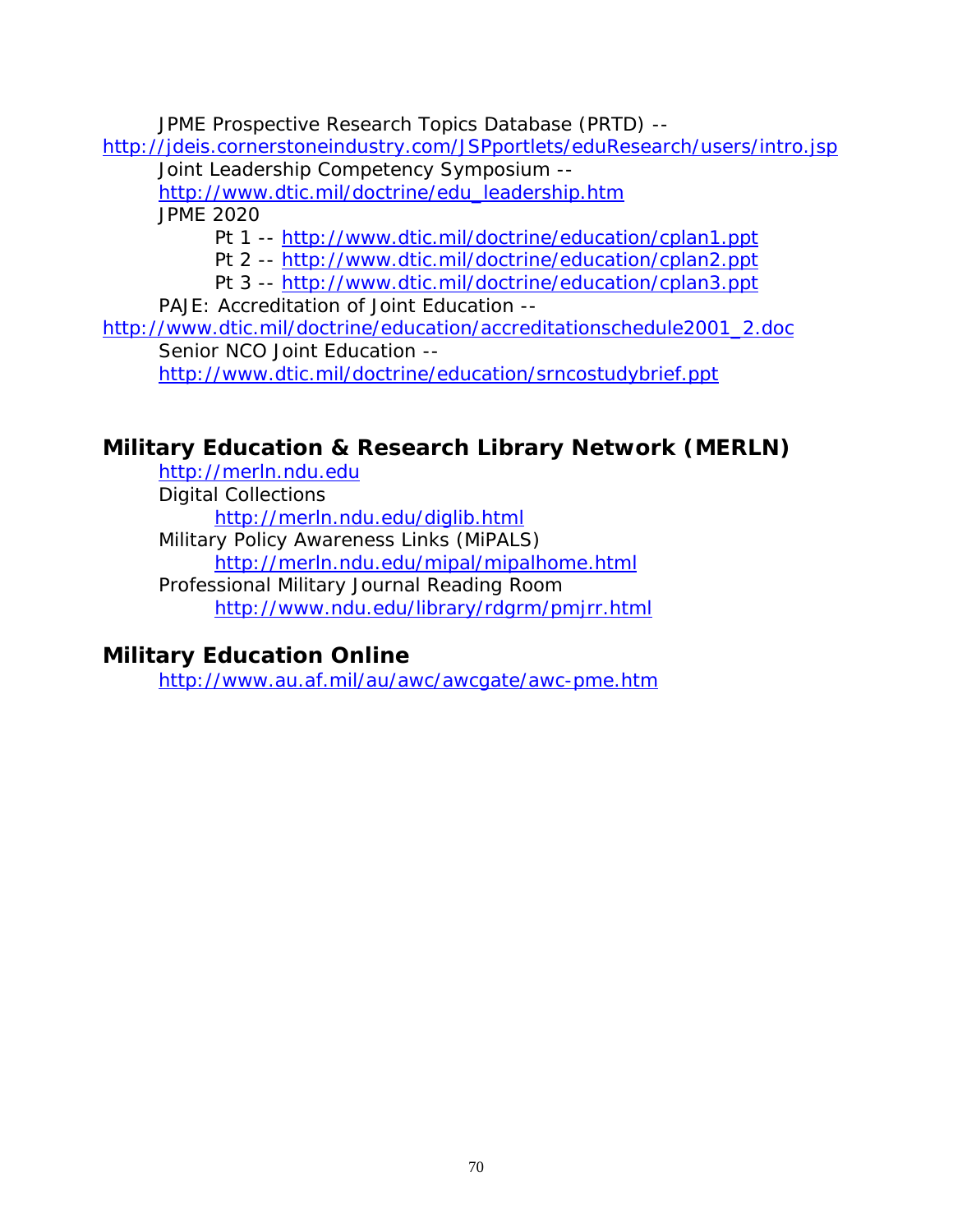JPME Prospective Research Topics Database (PRTD) -- http://jdeis.cornerstoneindustry.com/JSPportlets/eduResearch/users/intro.jsp

Joint Leadership Competency Symposium -- http://www.dtic.mil/doctrine/edu_leadership.htm

JPME 2020

- Pt 1 -- http://www.dtic.mil/doctrine/education/cplan1.ppt
- Pt 2 -- http://www.dtic.mil/doctrine/education/cplan2.ppt
- Pt 3 -- http://www.dtic.mil/doctrine/education/cplan3.ppt

PAJE: Accreditation of Joint Education -- http://www.dtic.mil/doctrine/education/accreditationschedule2001_2.doc

Senior NCO Joint Education -- http://www.dtic.mil/doctrine/education/srncostudybrief.ppt

## Military Education & Research Library Network (MERLN)

http://merln.ndu.edu

Digital Collections

- http://merln.ndu.edu/diglib.html

Military Policy Awareness Links (MiPALS)

- http://merln.ndu.edu/mipal/mipalhome.html

Professional Military Journal Reading Room

- http://www.ndu.edu/library/rdgrm/pmjrr.html

## Military Education Online

http://www.au.af.mil/au/awc/awcgate/awc-pme.htm